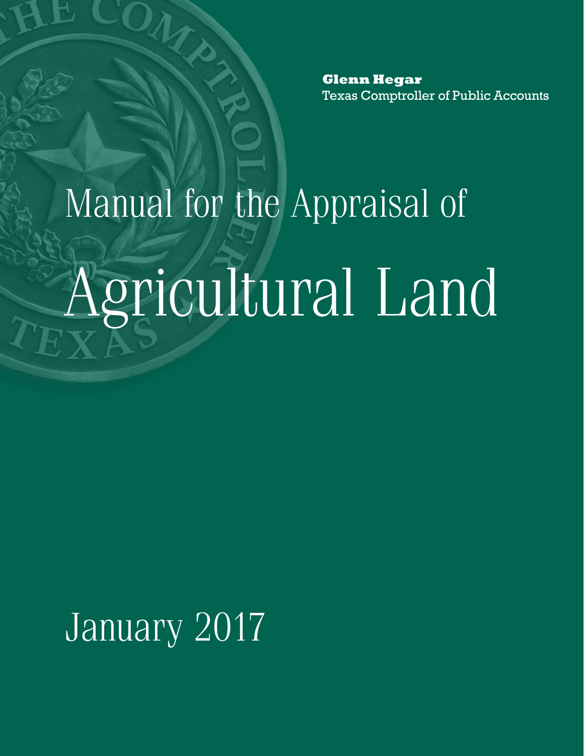**Glenn Hegar**
Texas Comptroller of Public Accounts

# Manual for the Appraisal of Agricultural Land

January 2017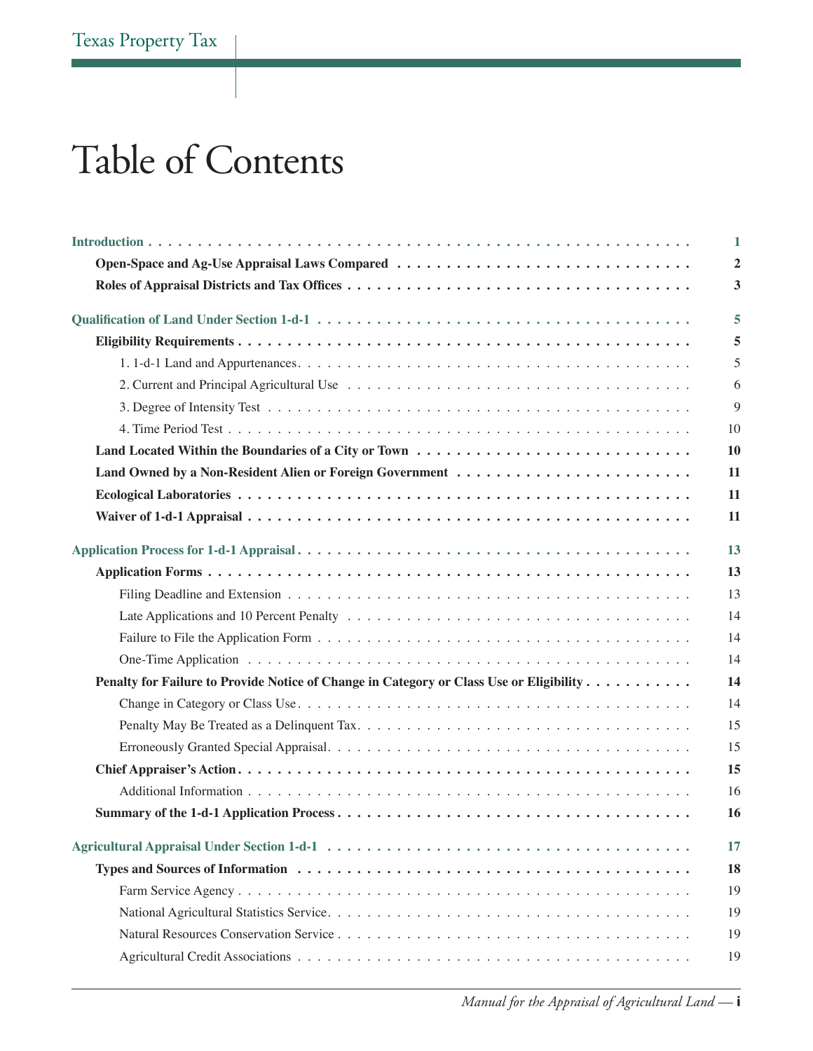# Table of Contents

| | |
|---|---|
| **Introduction** | **1** |
| **Open-Space and Ag-Use Appraisal Laws Compared** | **2** |
| **Roles of Appraisal Districts and Tax Offices** | **3** |
| **Qualification of Land Under Section 1-d-1** | **5** |
| **Eligibility Requirements** | **5** |
| 1. 1-d-1 Land and Appurtenances | 5 |
| 2. Current and Principal Agricultural Use | 6 |
| 3. Degree of Intensity Test | 9 |
| 4. Time Period Test | 10 |
| **Land Located Within the Boundaries of a City or Town** | **10** |
| **Land Owned by a Non-Resident Alien or Foreign Government** | **11** |
| **Ecological Laboratories** | **11** |
| **Waiver of 1-d-1 Appraisal** | **11** |
| **Application Process for 1-d-1 Appraisal** | **13** |
| **Application Forms** | **13** |
| Filing Deadline and Extension | 13 |
| Late Applications and 10 Percent Penalty | 14 |
| Failure to File the Application Form | 14 |
| One-Time Application | 14 |
| **Penalty for Failure to Provide Notice of Change in Category or Class Use or Eligibility** | **14** |
| Change in Category or Class Use | 14 |
| Penalty May Be Treated as a Delinquent Tax | 15 |
| Erroneously Granted Special Appraisal | 15 |
| **Chief Appraiser's Action** | **15** |
| Additional Information | 16 |
| **Summary of the 1-d-1 Application Process** | **16** |
| **Agricultural Appraisal Under Section 1-d-1** | **17** |
| **Types and Sources of Information** | **18** |
| Farm Service Agency | 19 |
| National Agricultural Statistics Service | 19 |
| Natural Resources Conservation Service | 19 |
| Agricultural Credit Associations | 19 |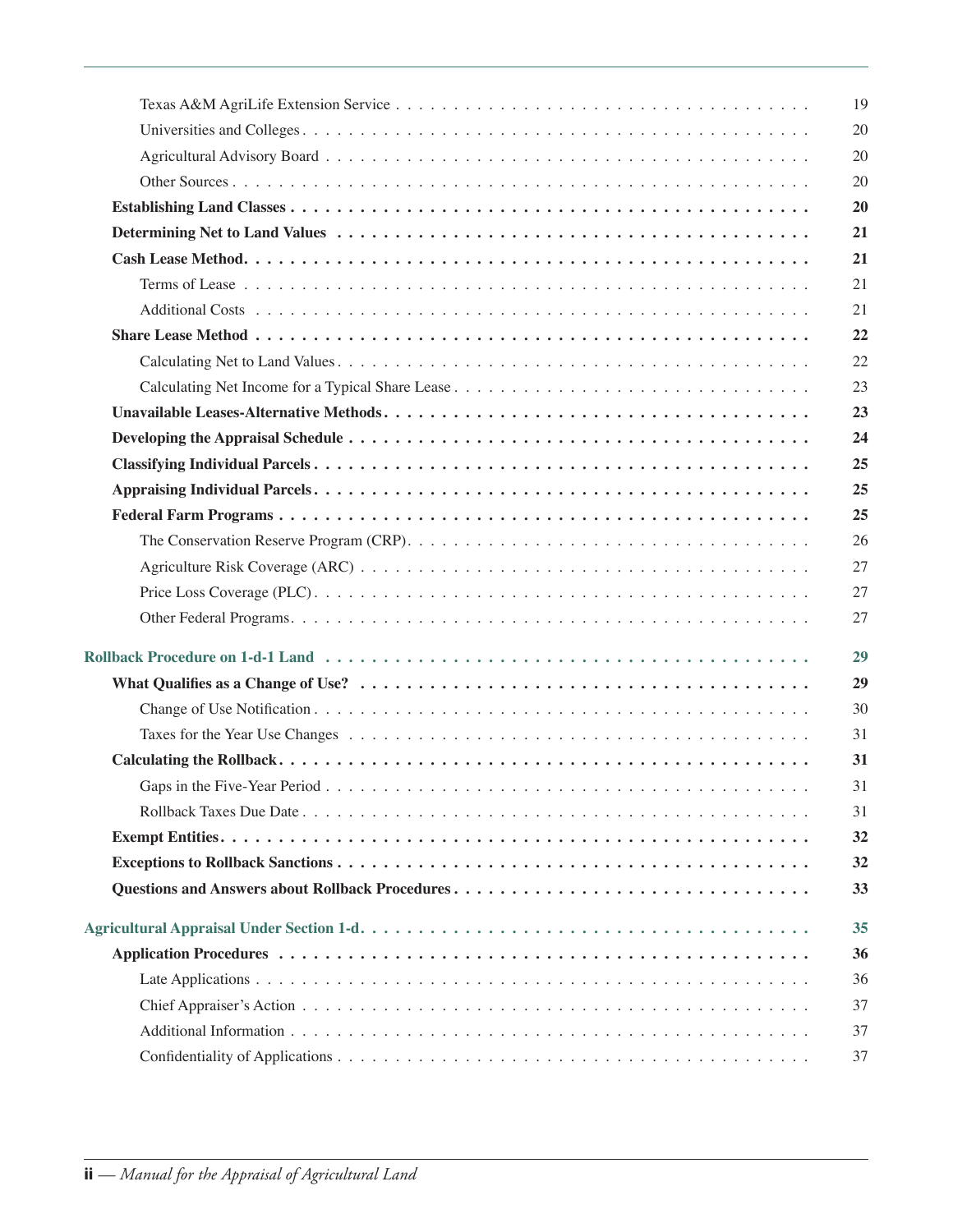Texas A&M AgriLife Extension Service . . . . . . . . . . . . . . . . . . . . . . . . . . . . . . . . . . . . . 19
Universities and Colleges . . . . . . . . . . . . . . . . . . . . . . . . . . . . . . . . . . . . . . . . . . . . 20
Agricultural Advisory Board . . . . . . . . . . . . . . . . . . . . . . . . . . . . . . . . . . . . . . . . . . 20
Other Sources . . . . . . . . . . . . . . . . . . . . . . . . . . . . . . . . . . . . . . . . . . . . . . . . 20

**Establishing Land Classes . . . . . . . . . . . . . . . . . . . . . . . . . . . . . . . . . . . . . . . . 20**

**Determining Net to Land Values . . . . . . . . . . . . . . . . . . . . . . . . . . . . . . . . . . . . . 21**

**Cash Lease Method. . . . . . . . . . . . . . . . . . . . . . . . . . . . . . . . . . . . . . . . . . . . 21**

Terms of Lease . . . . . . . . . . . . . . . . . . . . . . . . . . . . . . . . . . . . . . . . . . . . . . . 21
Additional Costs . . . . . . . . . . . . . . . . . . . . . . . . . . . . . . . . . . . . . . . . . . . . . . 21

**Share Lease Method . . . . . . . . . . . . . . . . . . . . . . . . . . . . . . . . . . . . . . . . . . . 22**

Calculating Net to Land Values . . . . . . . . . . . . . . . . . . . . . . . . . . . . . . . . . . . . . . . 22
Calculating Net Income for a Typical Share Lease . . . . . . . . . . . . . . . . . . . . . . . . . . . . . . 23

**Unavailable Leases-Alternative Methods . . . . . . . . . . . . . . . . . . . . . . . . . . . . . . . . . . 23**

**Developing the Appraisal Schedule . . . . . . . . . . . . . . . . . . . . . . . . . . . . . . . . . . . . 24**

**Classifying Individual Parcels . . . . . . . . . . . . . . . . . . . . . . . . . . . . . . . . . . . . . . . 25**

**Appraising Individual Parcels . . . . . . . . . . . . . . . . . . . . . . . . . . . . . . . . . . . . . . . 25**

**Federal Farm Programs . . . . . . . . . . . . . . . . . . . . . . . . . . . . . . . . . . . . . . . . . . 25**

The Conservation Reserve Program (CRP). . . . . . . . . . . . . . . . . . . . . . . . . . . . . . . . . . 26
Agriculture Risk Coverage (ARC) . . . . . . . . . . . . . . . . . . . . . . . . . . . . . . . . . . . . . . 27
Price Loss Coverage (PLC) . . . . . . . . . . . . . . . . . . . . . . . . . . . . . . . . . . . . . . . . . 27
Other Federal Programs. . . . . . . . . . . . . . . . . . . . . . . . . . . . . . . . . . . . . . . . . . . 27

**Rollback Procedure on 1-d-1 Land . . . . . . . . . . . . . . . . . . . . . . . . . . . . . . . . . . . . 29**

**What Qualifies as a Change of Use? . . . . . . . . . . . . . . . . . . . . . . . . . . . . . . . . . . . 29**

Change of Use Notification . . . . . . . . . . . . . . . . . . . . . . . . . . . . . . . . . . . . . . . . . 30
Taxes for the Year Use Changes . . . . . . . . . . . . . . . . . . . . . . . . . . . . . . . . . . . . . . 31

**Calculating the Rollback. . . . . . . . . . . . . . . . . . . . . . . . . . . . . . . . . . . . . . . . . . 31**

Gaps in the Five-Year Period . . . . . . . . . . . . . . . . . . . . . . . . . . . . . . . . . . . . . . . . 31
Rollback Taxes Due Date . . . . . . . . . . . . . . . . . . . . . . . . . . . . . . . . . . . . . . . . . . 31

**Exempt Entities. . . . . . . . . . . . . . . . . . . . . . . . . . . . . . . . . . . . . . . . . . . . . . . 32**

**Exceptions to Rollback Sanctions . . . . . . . . . . . . . . . . . . . . . . . . . . . . . . . . . . . . . 32**

**Questions and Answers about Rollback Procedures . . . . . . . . . . . . . . . . . . . . . . . . . . . . 33**

**Agricultural Appraisal Under Section 1-d. . . . . . . . . . . . . . . . . . . . . . . . . . . . . . . . . . 35**

**Application Procedures . . . . . . . . . . . . . . . . . . . . . . . . . . . . . . . . . . . . . . . . . . 36**

Late Applications . . . . . . . . . . . . . . . . . . . . . . . . . . . . . . . . . . . . . . . . . . . . . . 36
Chief Appraiser's Action . . . . . . . . . . . . . . . . . . . . . . . . . . . . . . . . . . . . . . . . . . 37
Additional Information . . . . . . . . . . . . . . . . . . . . . . . . . . . . . . . . . . . . . . . . . . . 37
Confidentiality of Applications . . . . . . . . . . . . . . . . . . . . . . . . . . . . . . . . . . . . . . . 37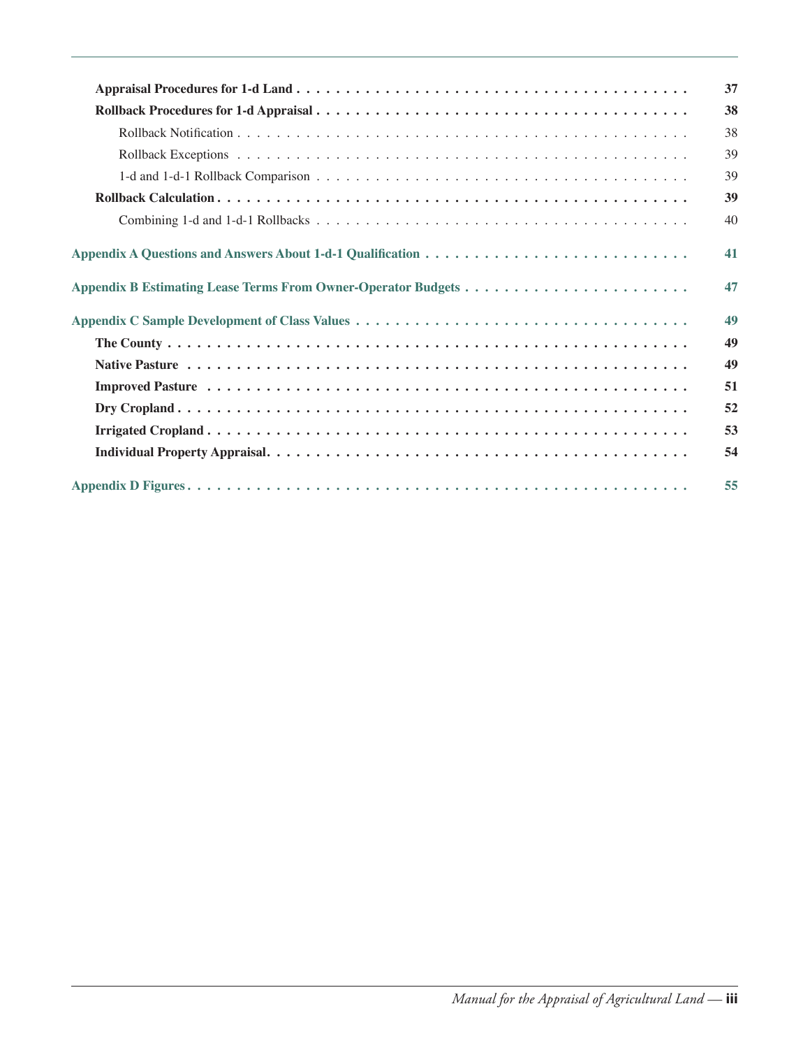**Appraisal Procedures for 1-d Land** . . . . . . . . . . . . . . . . . . . . . . . . . . . . . . . . . . . . . . . . **37**

**Rollback Procedures for 1-d Appraisal** . . . . . . . . . . . . . . . . . . . . . . . . . . . . . . . . . . . . . . **38**

Rollback Notification . . . . . . . . . . . . . . . . . . . . . . . . . . . . . . . . . . . . . . . . . . . . . 38

Rollback Exceptions . . . . . . . . . . . . . . . . . . . . . . . . . . . . . . . . . . . . . . . . . . . . . 39

1-d and 1-d-1 Rollback Comparison . . . . . . . . . . . . . . . . . . . . . . . . . . . . . . . . . . . . 39

**Rollback Calculation** . . . . . . . . . . . . . . . . . . . . . . . . . . . . . . . . . . . . . . . . . . . **39**

Combining 1-d and 1-d-1 Rollbacks . . . . . . . . . . . . . . . . . . . . . . . . . . . . . . . . . . . . 40

**Appendix A Questions and Answers About 1-d-1 Qualification** . . . . . . . . . . . . . . . . . . . . . . . . **41**

**Appendix B Estimating Lease Terms From Owner-Operator Budgets** . . . . . . . . . . . . . . . . . . . . . . **47**

**Appendix C Sample Development of Class Values** . . . . . . . . . . . . . . . . . . . . . . . . . . . . . . . **49**

**The County** . . . . . . . . . . . . . . . . . . . . . . . . . . . . . . . . . . . . . . . . . . . . . . . . . **49**

**Native Pasture** . . . . . . . . . . . . . . . . . . . . . . . . . . . . . . . . . . . . . . . . . . . . . . . **49**

**Improved Pasture** . . . . . . . . . . . . . . . . . . . . . . . . . . . . . . . . . . . . . . . . . . . . . . **51**

**Dry Cropland** . . . . . . . . . . . . . . . . . . . . . . . . . . . . . . . . . . . . . . . . . . . . . . . . . **52**

**Irrigated Cropland** . . . . . . . . . . . . . . . . . . . . . . . . . . . . . . . . . . . . . . . . . . . . . . **53**

**Individual Property Appraisal**. . . . . . . . . . . . . . . . . . . . . . . . . . . . . . . . . . . . . . . . **54**

**Appendix D Figures** . . . . . . . . . . . . . . . . . . . . . . . . . . . . . . . . . . . . . . . . . . . . . . **55**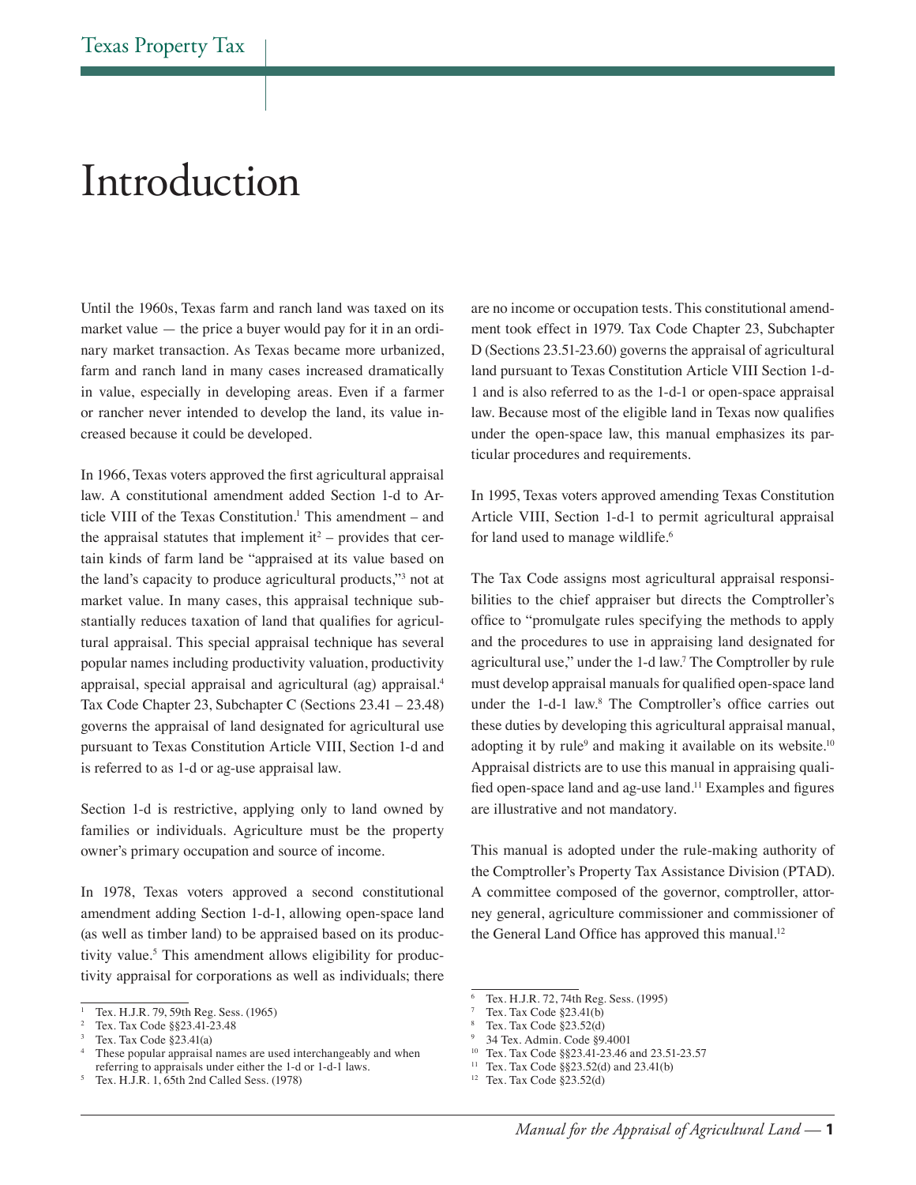# Introduction

Until the 1960s, Texas farm and ranch land was taxed on its market value — the price a buyer would pay for it in an ordinary market transaction. As Texas became more urbanized, farm and ranch land in many cases increased dramatically in value, especially in developing areas. Even if a farmer or rancher never intended to develop the land, its value increased because it could be developed.

In 1966, Texas voters approved the first agricultural appraisal law. A constitutional amendment added Section 1-d to Article VIII of the Texas Constitution.[1] This amendment – and the appraisal statutes that implement it[2] – provides that certain kinds of farm land be "appraised at its value based on the land's capacity to produce agricultural products,"[3] not at market value. In many cases, this appraisal technique substantially reduces taxation of land that qualifies for agricultural appraisal. This special appraisal technique has several popular names including productivity valuation, productivity appraisal, special appraisal and agricultural (ag) appraisal.[4] Tax Code Chapter 23, Subchapter C (Sections 23.41 – 23.48) governs the appraisal of land designated for agricultural use pursuant to Texas Constitution Article VIII, Section 1-d and is referred to as 1-d or ag-use appraisal law.

Section 1-d is restrictive, applying only to land owned by families or individuals. Agriculture must be the property owner's primary occupation and source of income.

In 1978, Texas voters approved a second constitutional amendment adding Section 1-d-1, allowing open-space land (as well as timber land) to be appraised based on its productivity value.[5] This amendment allows eligibility for productivity appraisal for corporations as well as individuals; there are no income or occupation tests. This constitutional amendment took effect in 1979. Tax Code Chapter 23, Subchapter D (Sections 23.51-23.60) governs the appraisal of agricultural land pursuant to Texas Constitution Article VIII Section 1-d-1 and is also referred to as the 1-d-1 or open-space appraisal law. Because most of the eligible land in Texas now qualifies under the open-space law, this manual emphasizes its particular procedures and requirements.

In 1995, Texas voters approved amending Texas Constitution Article VIII, Section 1-d-1 to permit agricultural appraisal for land used to manage wildlife.[6]

The Tax Code assigns most agricultural appraisal responsibilities to the chief appraiser but directs the Comptroller's office to "promulgate rules specifying the methods to apply and the procedures to use in appraising land designated for agricultural use," under the 1-d law.[7] The Comptroller by rule must develop appraisal manuals for qualified open-space land under the 1-d-1 law.[8] The Comptroller's office carries out these duties by developing this agricultural appraisal manual, adopting it by rule[9] and making it available on its website.[10] Appraisal districts are to use this manual in appraising qualified open-space land and ag-use land.[11] Examples and figures are illustrative and not mandatory.

This manual is adopted under the rule-making authority of the Comptroller's Property Tax Assistance Division (PTAD). A committee composed of the governor, comptroller, attorney general, agriculture commissioner and commissioner of the General Land Office has approved this manual.[12]

---

1. Tex. H.J.R. 79, 59th Reg. Sess. (1965)
2. Tex. Tax Code §§23.41-23.48
3. Tex. Tax Code §23.41(a)
4. These popular appraisal names are used interchangeably and when referring to appraisals under either the 1-d or 1-d-1 laws.
5. Tex. H.J.R. 1, 65th 2nd Called Sess. (1978)
6. Tex. H.J.R. 72, 74th Reg. Sess. (1995)
7. Tex. Tax Code §23.41(b)
8. Tex. Tax Code §23.52(d)
9. 34 Tex. Admin. Code §9.4001
10. Tex. Tax Code §§23.41-23.46 and 23.51-23.57
11. Tex. Tax Code §§23.52(d) and 23.41(b)
12. Tex. Tax Code §23.52(d)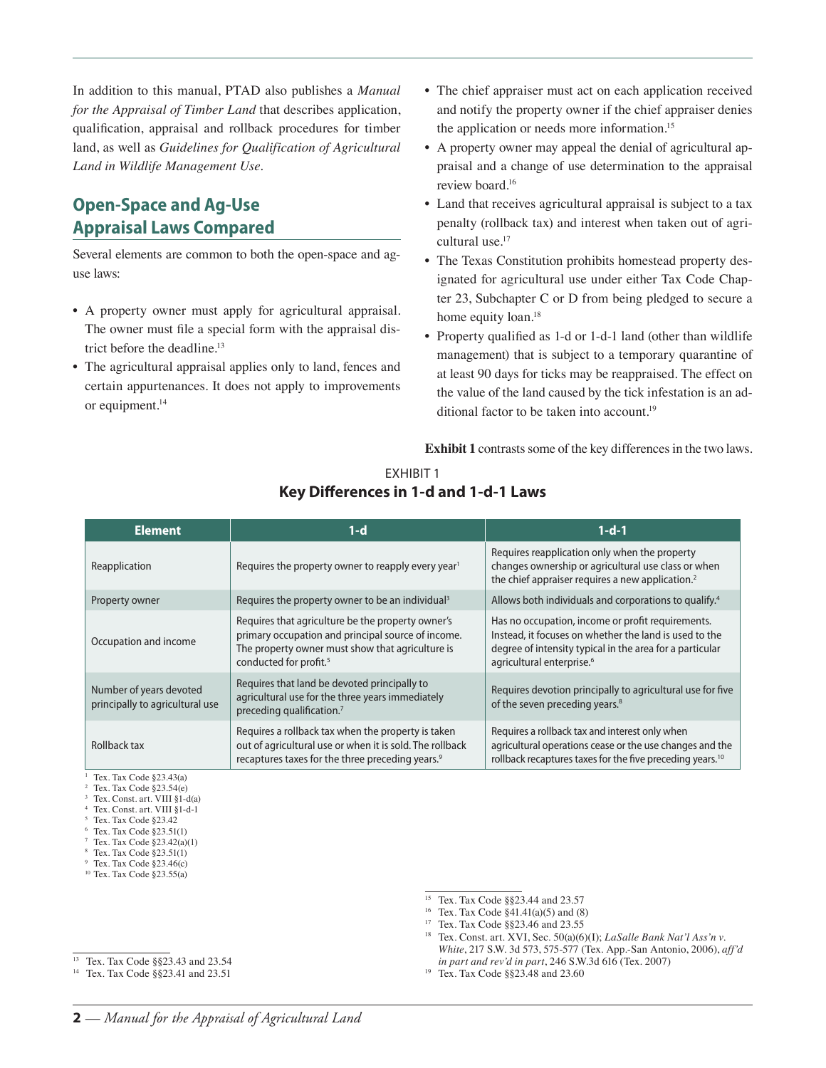In addition to this manual, PTAD also publishes a *Manual for the Appraisal of Timber Land* that describes application, qualification, appraisal and rollback procedures for timber land, as well as *Guidelines for Qualification of Agricultural Land in Wildlife Management Use*.

## Open-Space and Ag-Use Appraisal Laws Compared

Several elements are common to both the open-space and ag-use laws:

- A property owner must apply for agricultural appraisal. The owner must file a special form with the appraisal district before the deadline.[13]
- The agricultural appraisal applies only to land, fences and certain appurtenances. It does not apply to improvements or equipment.[14]
- The chief appraiser must act on each application received and notify the property owner if the chief appraiser denies the application or needs more information.[15]
- A property owner may appeal the denial of agricultural appraisal and a change of use determination to the appraisal review board.[16]
- Land that receives agricultural appraisal is subject to a tax penalty (rollback tax) and interest when taken out of agricultural use.[17]
- The Texas Constitution prohibits homestead property designated for agricultural use under either Tax Code Chapter 23, Subchapter C or D from being pledged to secure a home equity loan.[18]
- Property qualified as 1-d or 1-d-1 land (other than wildlife management) that is subject to a temporary quarantine of at least 90 days for ticks may be reappraised. The effect on the value of the land caused by the tick infestation is an additional factor to be taken into account.[19]

**Exhibit 1** contrasts some of the key differences in the two laws.

EXHIBIT 1

**Key Differences in 1-d and 1-d-1 Laws**

| Element | 1-d | 1-d-1 |
|---|---|---|
| Reapplication | Requires the property owner to reapply every year[1] | Requires reapplication only when the property changes ownership or agricultural use class or when the chief appraiser requires a new application.[2] |
| Property owner | Requires the property owner to be an individual[3] | Allows both individuals and corporations to qualify.[4] |
| Occupation and income | Requires that agriculture be the property owner's primary occupation and principal source of income. The property owner must show that agriculture is conducted for profit.[5] | Has no occupation, income or profit requirements. Instead, it focuses on whether the land is used to the degree of intensity typical in the area for a particular agricultural enterprise.[6] |
| Number of years devoted principally to agricultural use | Requires that land be devoted principally to agricultural use for the three years immediately preceding qualification.[7] | Requires devotion principally to agricultural use for five of the seven preceding years.[8] |
| Rollback tax | Requires a rollback tax when the property is taken out of agricultural use or when it is sold. The rollback recaptures taxes for the three preceding years.[9] | Requires a rollback tax and interest only when agricultural operations cease or the use changes and the rollback recaptures taxes for the five preceding years.[10] |

[1] Tex. Tax Code §23.43(a)
[2] Tex. Tax Code §23.54(e)
[3] Tex. Const. art. VIII §1-d(a)
[4] Tex. Const. art. VIII §1-d-1
[5] Tex. Tax Code §23.42
[6] Tex. Tax Code §23.51(1)
[7] Tex. Tax Code §23.42(a)(1)
[8] Tex. Tax Code §23.51(1)
[9] Tex. Tax Code §23.46(c)
[10] Tex. Tax Code §23.55(a)

[13] Tex. Tax Code §§23.43 and 23.54
[14] Tex. Tax Code §§23.41 and 23.51
[15] Tex. Tax Code §§23.44 and 23.57
[16] Tex. Tax Code §41.41(a)(5) and (8)
[17] Tex. Tax Code §§23.46 and 23.55
[18] Tex. Const. art. XVI, Sec. 50(a)(6)(I); *LaSalle Bank Nat'l Ass'n v. White*, 217 S.W. 3d 573, 575-577 (Tex. App.-San Antonio, 2006), *aff'd in part and rev'd in part*, 246 S.W.3d 616 (Tex. 2007)
[19] Tex. Tax Code §§23.48 and 23.60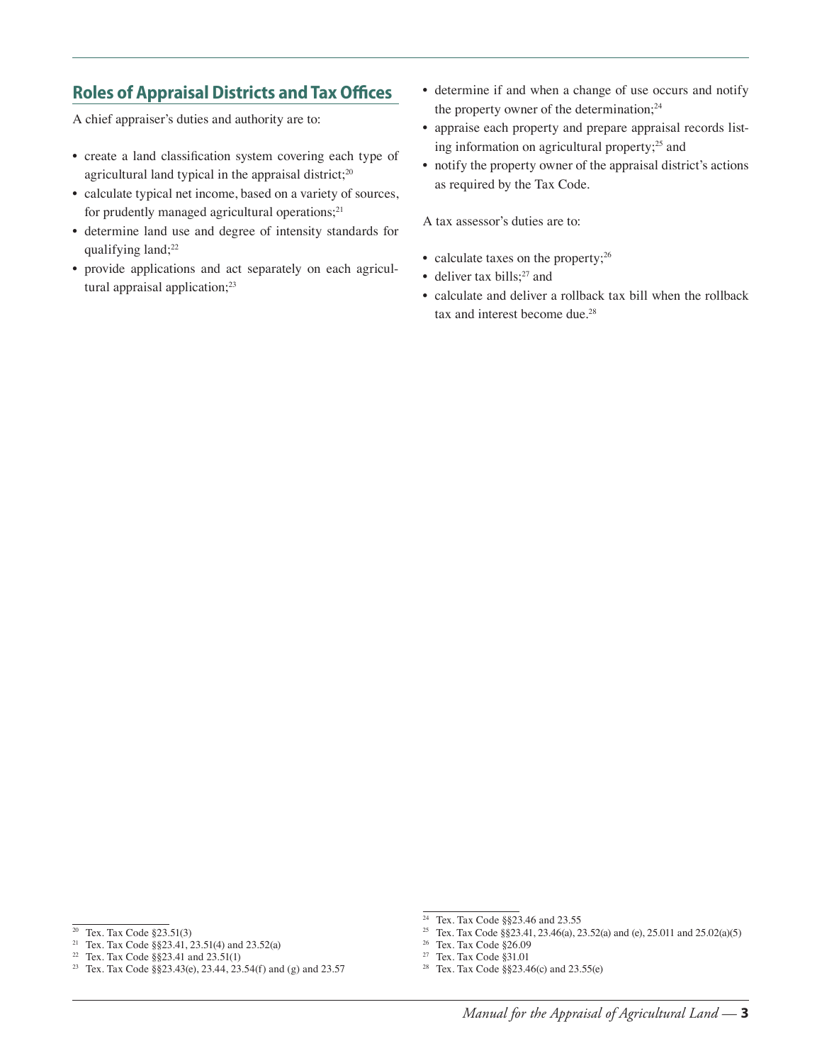## Roles of Appraisal Districts and Tax Offices

A chief appraiser's duties and authority are to:

- create a land classification system covering each type of agricultural land typical in the appraisal district;[20]
- calculate typical net income, based on a variety of sources, for prudently managed agricultural operations;[21]
- determine land use and degree of intensity standards for qualifying land;[22]
- provide applications and act separately on each agricultural appraisal application;[23]
- determine if and when a change of use occurs and notify the property owner of the determination;[24]
- appraise each property and prepare appraisal records listing information on agricultural property;[25] and
- notify the property owner of the appraisal district's actions as required by the Tax Code.

A tax assessor's duties are to:

- calculate taxes on the property;[26]
- deliver tax bills;[27] and
- calculate and deliver a rollback tax bill when the rollback tax and interest become due.[28]

---

[20] Tex. Tax Code §23.51(3)
[21] Tex. Tax Code §§23.41, 23.51(4) and 23.52(a)
[22] Tex. Tax Code §§23.41 and 23.51(1)
[23] Tex. Tax Code §§23.43(e), 23.44, 23.54(f) and (g) and 23.57
[24] Tex. Tax Code §§23.46 and 23.55
[25] Tex. Tax Code §§23.41, 23.46(a), 23.52(a) and (e), 25.011 and 25.02(a)(5)
[26] Tex. Tax Code §26.09
[27] Tex. Tax Code §31.01
[28] Tex. Tax Code §§23.46(c) and 23.55(e)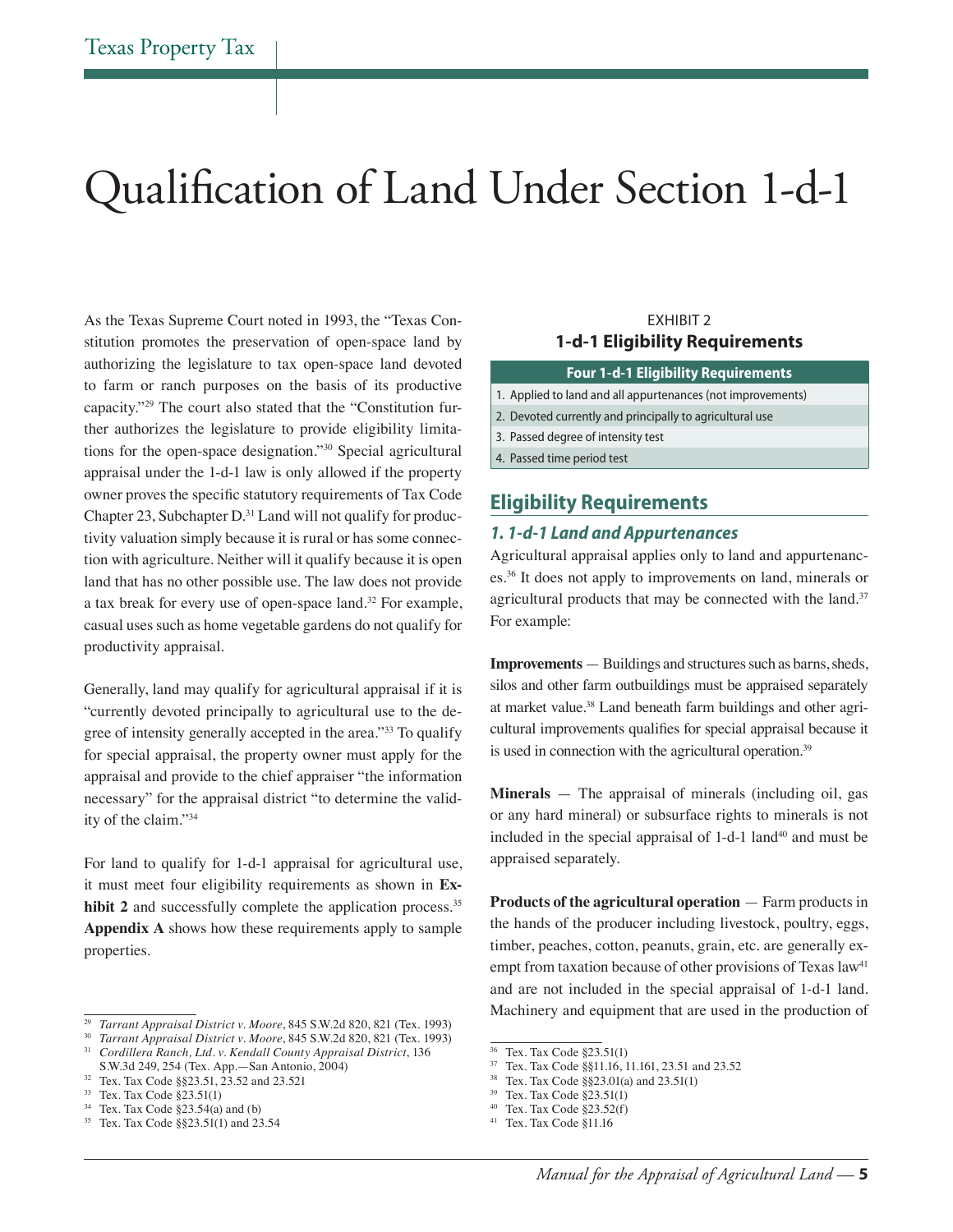# Qualification of Land Under Section 1-d-1

As the Texas Supreme Court noted in 1993, the "Texas Constitution promotes the preservation of open-space land by authorizing the legislature to tax open-space land devoted to farm or ranch purposes on the basis of its productive capacity."[29] The court also stated that the "Constitution further authorizes the legislature to provide eligibility limitations for the open-space designation."[30] Special agricultural appraisal under the 1-d-1 law is only allowed if the property owner proves the specific statutory requirements of Tax Code Chapter 23, Subchapter D.[31] Land will not qualify for productivity valuation simply because it is rural or has some connection with agriculture. Neither will it qualify because it is open land that has no other possible use. The law does not provide a tax break for every use of open-space land.[32] For example, casual uses such as home vegetable gardens do not qualify for productivity appraisal.

Generally, land may qualify for agricultural appraisal if it is "currently devoted principally to agricultural use to the degree of intensity generally accepted in the area."[33] To qualify for special appraisal, the property owner must apply for the appraisal and provide to the chief appraiser "the information necessary" for the appraisal district "to determine the validity of the claim."[34]

For land to qualify for 1-d-1 appraisal for agricultural use, it must meet four eligibility requirements as shown in **Exhibit 2** and successfully complete the application process.[35] **Appendix A** shows how these requirements apply to sample properties.

EXHIBIT 2
**1-d-1 Eligibility Requirements**

| Four 1-d-1 Eligibility Requirements |
|---|
| 1. Applied to land and all appurtenances (not improvements) |
| 2. Devoted currently and principally to agricultural use |
| 3. Passed degree of intensity test |
| 4. Passed time period test |

## Eligibility Requirements

### *1. 1-d-1 Land and Appurtenances*

Agricultural appraisal applies only to land and appurtenances.[36] It does not apply to improvements on land, minerals or agricultural products that may be connected with the land.[37] For example:

**Improvements** — Buildings and structures such as barns, sheds, silos and other farm outbuildings must be appraised separately at market value.[38] Land beneath farm buildings and other agricultural improvements qualifies for special appraisal because it is used in connection with the agricultural operation.[39]

**Minerals** — The appraisal of minerals (including oil, gas or any hard mineral) or subsurface rights to minerals is not included in the special appraisal of 1-d-1 land[40] and must be appraised separately.

**Products of the agricultural operation** — Farm products in the hands of the producer including livestock, poultry, eggs, timber, peaches, cotton, peanuts, grain, etc. are generally exempt from taxation because of other provisions of Texas law[41] and are not included in the special appraisal of 1-d-1 land. Machinery and equipment that are used in the production of

---

[29] *Tarrant Appraisal District v. Moore*, 845 S.W.2d 820, 821 (Tex. 1993)
[30] *Tarrant Appraisal District v. Moore*, 845 S.W.2d 820, 821 (Tex. 1993)
[31] *Cordillera Ranch, Ltd. v. Kendall County Appraisal District*, 136 S.W.3d 249, 254 (Tex. App.—San Antonio, 2004)
[32] Tex. Tax Code §§23.51, 23.52 and 23.521
[33] Tex. Tax Code §23.51(1)
[34] Tex. Tax Code §23.54(a) and (b)
[35] Tex. Tax Code §§23.51(1) and 23.54
[36] Tex. Tax Code §23.51(1)
[37] Tex. Tax Code §§11.16, 11.161, 23.51 and 23.52
[38] Tex. Tax Code §§23.01(a) and 23.51(1)
[39] Tex. Tax Code §23.51(1)
[40] Tex. Tax Code §23.52(f)
[41] Tex. Tax Code §11.16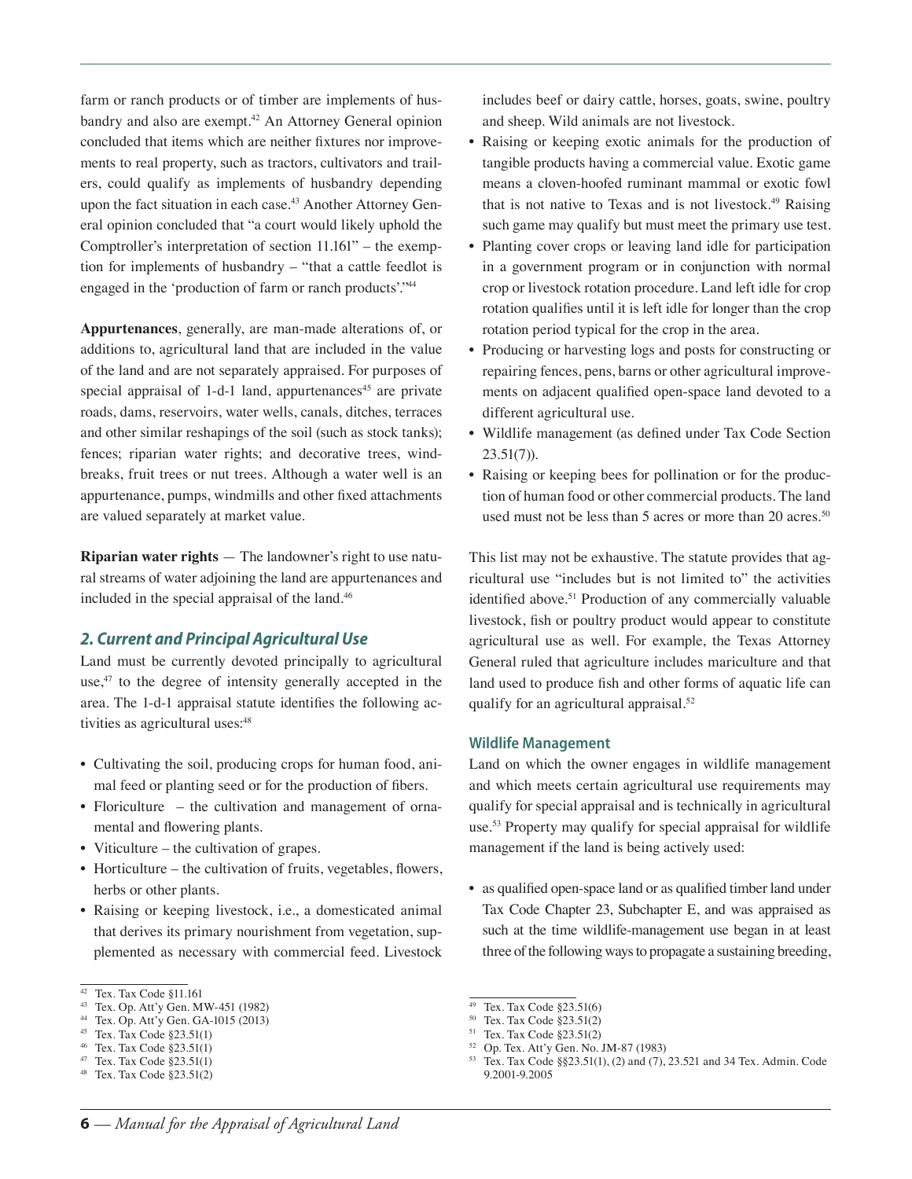farm or ranch products or of timber are implements of husbandry and also are exempt.[42] An Attorney General opinion concluded that items which are neither fixtures nor improvements to real property, such as tractors, cultivators and trailers, could qualify as implements of husbandry depending upon the fact situation in each case.[43] Another Attorney General opinion concluded that "a court would likely uphold the Comptroller's interpretation of section 11.161" – the exemption for implements of husbandry – "that a cattle feedlot is engaged in the 'production of farm or ranch products'."[44]

**Appurtenances**, generally, are man-made alterations of, or additions to, agricultural land that are included in the value of the land and are not separately appraised. For purposes of special appraisal of 1-d-1 land, appurtenances[45] are private roads, dams, reservoirs, water wells, canals, ditches, terraces and other similar reshapings of the soil (such as stock tanks); fences; riparian water rights; and decorative trees, windbreaks, fruit trees or nut trees. Although a water well is an appurtenance, pumps, windmills and other fixed attachments are valued separately at market value.

**Riparian water rights** — The landowner's right to use natural streams of water adjoining the land are appurtenances and included in the special appraisal of the land.[46]

## *2. Current and Principal Agricultural Use*

Land must be currently devoted principally to agricultural use,[47] to the degree of intensity generally accepted in the area. The 1-d-1 appraisal statute identifies the following activities as agricultural uses:[48]

- Cultivating the soil, producing crops for human food, animal feed or planting seed or for the production of fibers.
- Floriculture – the cultivation and management of ornamental and flowering plants.
- Viticulture – the cultivation of grapes.
- Horticulture – the cultivation of fruits, vegetables, flowers, herbs or other plants.
- Raising or keeping livestock, i.e., a domesticated animal that derives its primary nourishment from vegetation, supplemented as necessary with commercial feed. Livestock includes beef or dairy cattle, horses, goats, swine, poultry and sheep. Wild animals are not livestock.
- Raising or keeping exotic animals for the production of tangible products having a commercial value. Exotic game means a cloven-hoofed ruminant mammal or exotic fowl that is not native to Texas and is not livestock.[49] Raising such game may qualify but must meet the primary use test.
- Planting cover crops or leaving land idle for participation in a government program or in conjunction with normal crop or livestock rotation procedure. Land left idle for crop rotation qualifies until it is left idle for longer than the crop rotation period typical for the crop in the area.
- Producing or harvesting logs and posts for constructing or repairing fences, pens, barns or other agricultural improvements on adjacent qualified open-space land devoted to a different agricultural use.
- Wildlife management (as defined under Tax Code Section 23.51(7)).
- Raising or keeping bees for pollination or for the production of human food or other commercial products. The land used must not be less than 5 acres or more than 20 acres.[50]

This list may not be exhaustive. The statute provides that agricultural use "includes but is not limited to" the activities identified above.[51] Production of any commercially valuable livestock, fish or poultry product would appear to constitute agricultural use as well. For example, the Texas Attorney General ruled that agriculture includes mariculture and that land used to produce fish and other forms of aquatic life can qualify for an agricultural appraisal.[52]

### Wildlife Management

Land on which the owner engages in wildlife management and which meets certain agricultural use requirements may qualify for special appraisal and is technically in agricultural use.[53] Property may qualify for special appraisal for wildlife management if the land is being actively used:

- as qualified open-space land or as qualified timber land under Tax Code Chapter 23, Subchapter E, and was appraised as such at the time wildlife-management use began in at least three of the following ways to propagate a sustaining breeding,

---

[42] Tex. Tax Code §11.161
[43] Tex. Op. Att'y Gen. MW-451 (1982)
[44] Tex. Op. Att'y Gen. GA-1015 (2013)
[45] Tex. Tax Code §23.51(1)
[46] Tex. Tax Code §23.51(1)
[47] Tex. Tax Code §23.51(1)
[48] Tex. Tax Code §23.51(2)
[49] Tex. Tax Code §23.51(6)
[50] Tex. Tax Code §23.51(2)
[51] Tex. Tax Code §23.51(2)
[52] Op. Tex. Att'y Gen. No. JM-87 (1983)
[53] Tex. Tax Code §§23.51(1), (2) and (7), 23.521 and 34 Tex. Admin. Code 9.2001-9.2005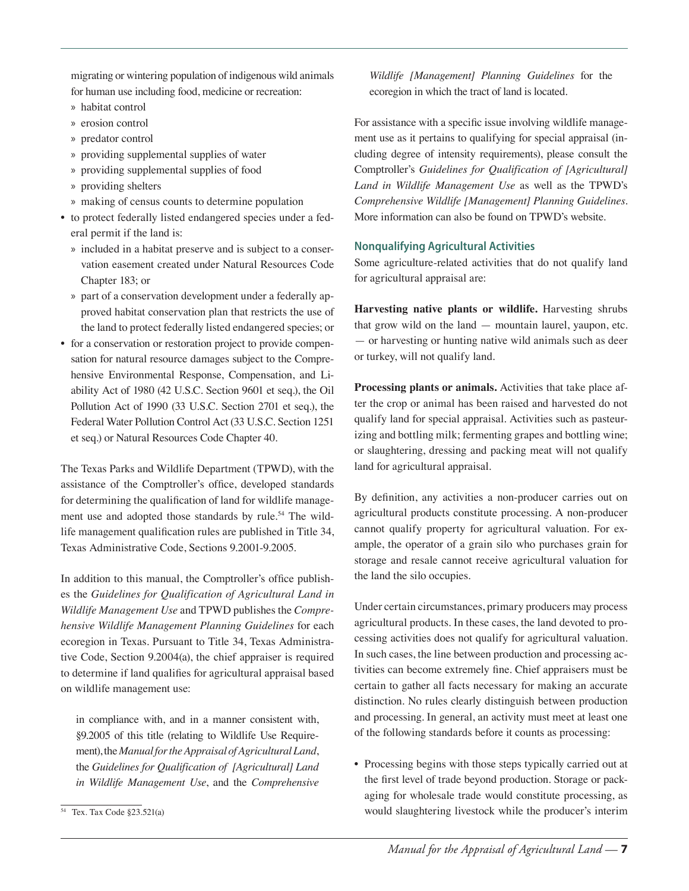migrating or wintering population of indigenous wild animals for human use including food, medicine or recreation:
   - habitat control
   - erosion control
   - predator control
   - providing supplemental supplies of water
   - providing supplemental supplies of food
   - providing shelters
   - making of census counts to determine population
- to protect federally listed endangered species under a federal permit if the land is:
   - included in a habitat preserve and is subject to a conservation easement created under Natural Resources Code Chapter 183; or
   - part of a conservation development under a federally approved habitat conservation plan that restricts the use of the land to protect federally listed endangered species; or
- for a conservation or restoration project to provide compensation for natural resource damages subject to the Comprehensive Environmental Response, Compensation, and Liability Act of 1980 (42 U.S.C. Section 9601 et seq.), the Oil Pollution Act of 1990 (33 U.S.C. Section 2701 et seq.), the Federal Water Pollution Control Act (33 U.S.C. Section 1251 et seq.) or Natural Resources Code Chapter 40.

The Texas Parks and Wildlife Department (TPWD), with the assistance of the Comptroller's office, developed standards for determining the qualification of land for wildlife management use and adopted those standards by rule.[54] The wildlife management qualification rules are published in Title 34, Texas Administrative Code, Sections 9.2001-9.2005.

In addition to this manual, the Comptroller's office publishes the *Guidelines for Qualification of Agricultural Land in Wildlife Management Use* and TPWD publishes the *Comprehensive Wildlife Management Planning Guidelines* for each ecoregion in Texas. Pursuant to Title 34, Texas Administrative Code, Section 9.2004(a), the chief appraiser is required to determine if land qualifies for agricultural appraisal based on wildlife management use:

> in compliance with, and in a manner consistent with, §9.2005 of this title (relating to Wildlife Use Requirement), the *Manual for the Appraisal of Agricultural Land*, the *Guidelines for Qualification of [Agricultural] Land in Wildlife Management Use*, and the *Comprehensive Wildlife [Management] Planning Guidelines* for the ecoregion in which the tract of land is located.

For assistance with a specific issue involving wildlife management use as it pertains to qualifying for special appraisal (including degree of intensity requirements), please consult the Comptroller's *Guidelines for Qualification of [Agricultural] Land in Wildlife Management Use* as well as the TPWD's *Comprehensive Wildlife [Management] Planning Guidelines*. More information can also be found on TPWD's website.

### Nonqualifying Agricultural Activities

Some agriculture-related activities that do not qualify land for agricultural appraisal are:

**Harvesting native plants or wildlife.** Harvesting shrubs that grow wild on the land — mountain laurel, yaupon, etc. — or harvesting or hunting native wild animals such as deer or turkey, will not qualify land.

**Processing plants or animals.** Activities that take place after the crop or animal has been raised and harvested do not qualify land for special appraisal. Activities such as pasteurizing and bottling milk; fermenting grapes and bottling wine; or slaughtering, dressing and packing meat will not qualify land for agricultural appraisal.

By definition, any activities a non-producer carries out on agricultural products constitute processing. A non-producer cannot qualify property for agricultural valuation. For example, the operator of a grain silo who purchases grain for storage and resale cannot receive agricultural valuation for the land the silo occupies.

Under certain circumstances, primary producers may process agricultural products. In these cases, the land devoted to processing activities does not qualify for agricultural valuation. In such cases, the line between production and processing activities can become extremely fine. Chief appraisers must be certain to gather all facts necessary for making an accurate distinction. No rules clearly distinguish between production and processing. In general, an activity must meet at least one of the following standards before it counts as processing:

- Processing begins with those steps typically carried out at the first level of trade beyond production. Storage or packaging for wholesale trade would constitute processing, as would slaughtering livestock while the producer's interim

[54] Tex. Tax Code §23.521(a)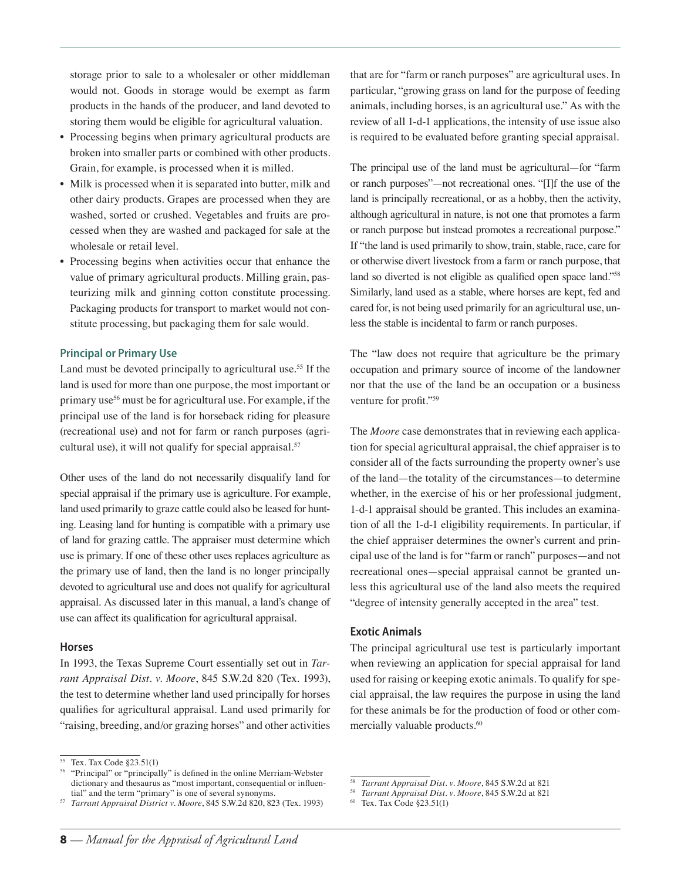storage prior to sale to a wholesaler or other middleman would not. Goods in storage would be exempt as farm products in the hands of the producer, and land devoted to storing them would be eligible for agricultural valuation.

- Processing begins when primary agricultural products are broken into smaller parts or combined with other products. Grain, for example, is processed when it is milled.
- Milk is processed when it is separated into butter, milk and other dairy products. Grapes are processed when they are washed, sorted or crushed. Vegetables and fruits are processed when they are washed and packaged for sale at the wholesale or retail level.
- Processing begins when activities occur that enhance the value of primary agricultural products. Milling grain, pasteurizing milk and ginning cotton constitute processing. Packaging products for transport to market would not constitute processing, but packaging them for sale would.

### Principal or Primary Use

Land must be devoted principally to agricultural use.[55] If the land is used for more than one purpose, the most important or primary use[56] must be for agricultural use. For example, if the principal use of the land is for horseback riding for pleasure (recreational use) and not for farm or ranch purposes (agricultural use), it will not qualify for special appraisal.[57]

Other uses of the land do not necessarily disqualify land for special appraisal if the primary use is agriculture. For example, land used primarily to graze cattle could also be leased for hunting. Leasing land for hunting is compatible with a primary use of land for grazing cattle. The appraiser must determine which use is primary. If one of these other uses replaces agriculture as the primary use of land, then the land is no longer principally devoted to agricultural use and does not qualify for agricultural appraisal. As discussed later in this manual, a land's change of use can affect its qualification for agricultural appraisal.

### Horses

In 1993, the Texas Supreme Court essentially set out in *Tarrant Appraisal Dist. v. Moore*, 845 S.W.2d 820 (Tex. 1993), the test to determine whether land used principally for horses qualifies for agricultural appraisal. Land used primarily for "raising, breeding, and/or grazing horses" and other activities that are for "farm or ranch purposes" are agricultural uses. In particular, "growing grass on land for the purpose of feeding animals, including horses, is an agricultural use." As with the review of all 1-d-1 applications, the intensity of use issue also is required to be evaluated before granting special appraisal.

The principal use of the land must be agricultural—for "farm or ranch purposes"—not recreational ones. "[I]f the use of the land is principally recreational, or as a hobby, then the activity, although agricultural in nature, is not one that promotes a farm or ranch purpose but instead promotes a recreational purpose." If "the land is used primarily to show, train, stable, race, care for or otherwise divert livestock from a farm or ranch purpose, that land so diverted is not eligible as qualified open space land."[58] Similarly, land used as a stable, where horses are kept, fed and cared for, is not being used primarily for an agricultural use, unless the stable is incidental to farm or ranch purposes.

The "law does not require that agriculture be the primary occupation and primary source of income of the landowner nor that the use of the land be an occupation or a business venture for profit."[59]

The *Moore* case demonstrates that in reviewing each application for special agricultural appraisal, the chief appraiser is to consider all of the facts surrounding the property owner's use of the land—the totality of the circumstances—to determine whether, in the exercise of his or her professional judgment, 1-d-1 appraisal should be granted. This includes an examination of all the 1-d-1 eligibility requirements. In particular, if the chief appraiser determines the owner's current and principal use of the land is for "farm or ranch" purposes—and not recreational ones—special appraisal cannot be granted unless this agricultural use of the land also meets the required "degree of intensity generally accepted in the area" test.

### Exotic Animals

The principal agricultural use test is particularly important when reviewing an application for special appraisal for land used for raising or keeping exotic animals. To qualify for special appraisal, the law requires the purpose in using the land for these animals be for the production of food or other commercially valuable products.[60]

---

[55] Tex. Tax Code §23.51(1)

[56] "Principal" or "principally" is defined in the online Merriam-Webster dictionary and thesaurus as "most important, consequential or influential" and the term "primary" is one of several synonyms.

[57] *Tarrant Appraisal District v. Moore*, 845 S.W.2d 820, 823 (Tex. 1993)

[58] *Tarrant Appraisal Dist. v. Moore*, 845 S.W.2d at 821

[59] *Tarrant Appraisal Dist. v. Moore*, 845 S.W.2d at 821

[60] Tex. Tax Code §23.51(1)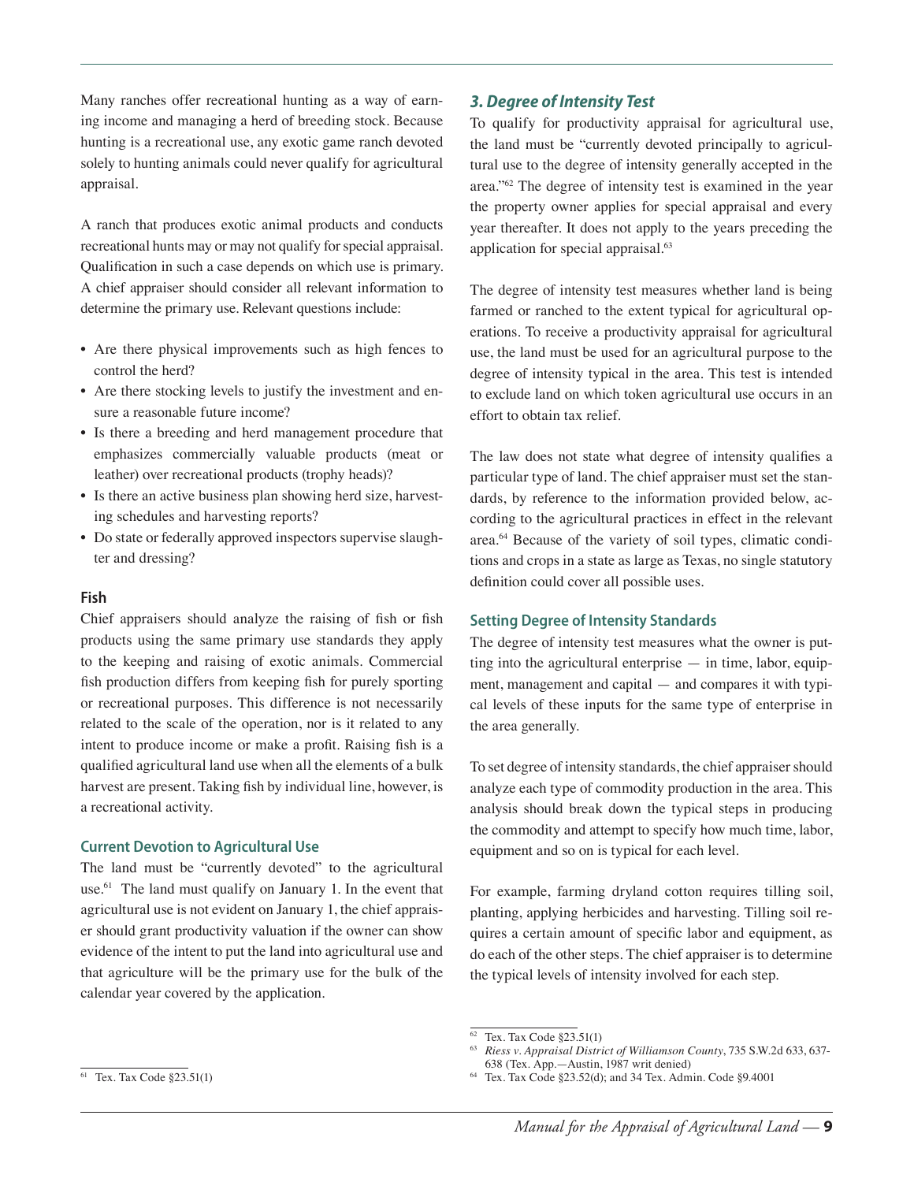Many ranches offer recreational hunting as a way of earning income and managing a herd of breeding stock. Because hunting is a recreational use, any exotic game ranch devoted solely to hunting animals could never qualify for agricultural appraisal.

A ranch that produces exotic animal products and conducts recreational hunts may or may not qualify for special appraisal. Qualification in such a case depends on which use is primary. A chief appraiser should consider all relevant information to determine the primary use. Relevant questions include:

- Are there physical improvements such as high fences to control the herd?
- Are there stocking levels to justify the investment and ensure a reasonable future income?
- Is there a breeding and herd management procedure that emphasizes commercially valuable products (meat or leather) over recreational products (trophy heads)?
- Is there an active business plan showing herd size, harvesting schedules and harvesting reports?
- Do state or federally approved inspectors supervise slaughter and dressing?

#### Fish

Chief appraisers should analyze the raising of fish or fish products using the same primary use standards they apply to the keeping and raising of exotic animals. Commercial fish production differs from keeping fish for purely sporting or recreational purposes. This difference is not necessarily related to the scale of the operation, nor is it related to any intent to produce income or make a profit. Raising fish is a qualified agricultural land use when all the elements of a bulk harvest are present. Taking fish by individual line, however, is a recreational activity.

#### Current Devotion to Agricultural Use

The land must be "currently devoted" to the agricultural use.[61] The land must qualify on January 1. In the event that agricultural use is not evident on January 1, the chief appraiser should grant productivity valuation if the owner can show evidence of the intent to put the land into agricultural use and that agriculture will be the primary use for the bulk of the calendar year covered by the application.

[61] Tex. Tax Code §23.51(1)

### *3. Degree of Intensity Test*

To qualify for productivity appraisal for agricultural use, the land must be "currently devoted principally to agricultural use to the degree of intensity generally accepted in the area."[62] The degree of intensity test is examined in the year the property owner applies for special appraisal and every year thereafter. It does not apply to the years preceding the application for special appraisal.[63]

The degree of intensity test measures whether land is being farmed or ranched to the extent typical for agricultural operations. To receive a productivity appraisal for agricultural use, the land must be used for an agricultural purpose to the degree of intensity typical in the area. This test is intended to exclude land on which token agricultural use occurs in an effort to obtain tax relief.

The law does not state what degree of intensity qualifies a particular type of land. The chief appraiser must set the standards, by reference to the information provided below, according to the agricultural practices in effect in the relevant area.[64] Because of the variety of soil types, climatic conditions and crops in a state as large as Texas, no single statutory definition could cover all possible uses.

#### Setting Degree of Intensity Standards

The degree of intensity test measures what the owner is putting into the agricultural enterprise — in time, labor, equipment, management and capital — and compares it with typical levels of these inputs for the same type of enterprise in the area generally.

To set degree of intensity standards, the chief appraiser should analyze each type of commodity production in the area. This analysis should break down the typical steps in producing the commodity and attempt to specify how much time, labor, equipment and so on is typical for each level.

For example, farming dryland cotton requires tilling soil, planting, applying herbicides and harvesting. Tilling soil requires a certain amount of specific labor and equipment, as do each of the other steps. The chief appraiser is to determine the typical levels of intensity involved for each step.

[62] Tex. Tax Code §23.51(1)

[63] *Riess v. Appraisal District of Williamson County*, 735 S.W.2d 633, 637-638 (Tex. App.—Austin, 1987 writ denied)

[64] Tex. Tax Code §23.52(d); and 34 Tex. Admin. Code §9.4001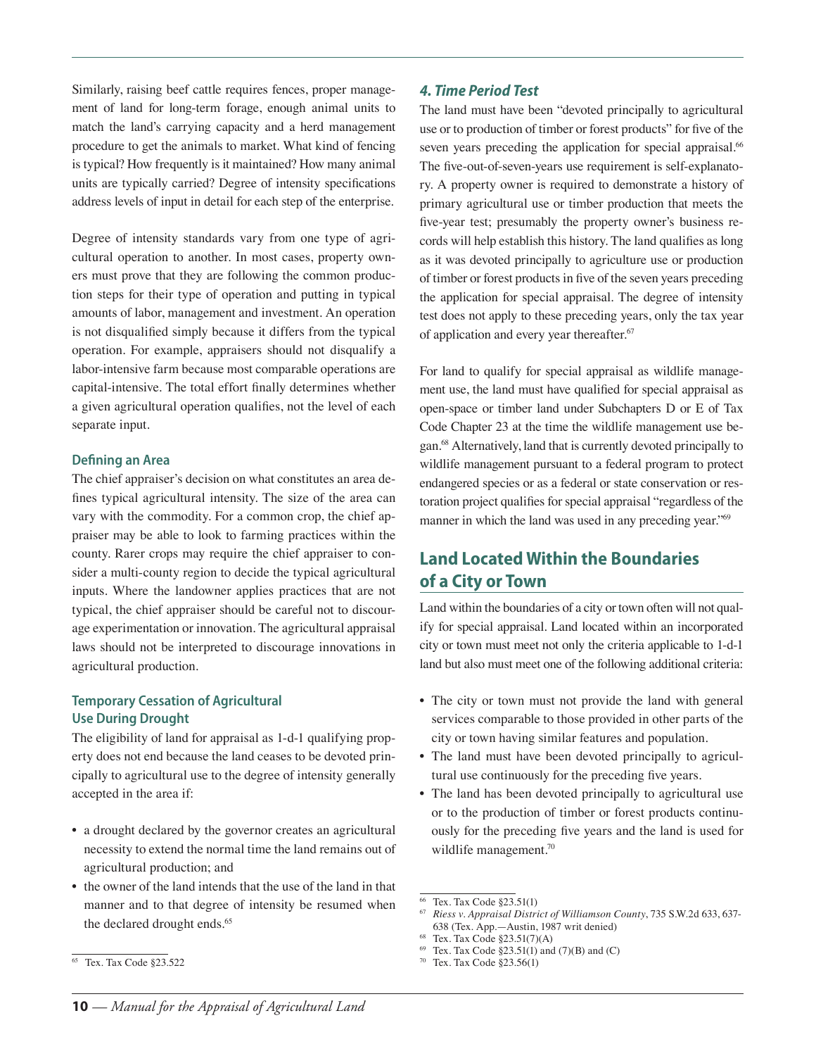Similarly, raising beef cattle requires fences, proper management of land for long-term forage, enough animal units to match the land's carrying capacity and a herd management procedure to get the animals to market. What kind of fencing is typical? How frequently is it maintained? How many animal units are typically carried? Degree of intensity specifications address levels of input in detail for each step of the enterprise.

Degree of intensity standards vary from one type of agricultural operation to another. In most cases, property owners must prove that they are following the common production steps for their type of operation and putting in typical amounts of labor, management and investment. An operation is not disqualified simply because it differs from the typical operation. For example, appraisers should not disqualify a labor-intensive farm because most comparable operations are capital-intensive. The total effort finally determines whether a given agricultural operation qualifies, not the level of each separate input.

### Defining an Area

The chief appraiser's decision on what constitutes an area defines typical agricultural intensity. The size of the area can vary with the commodity. For a common crop, the chief appraiser may be able to look to farming practices within the county. Rarer crops may require the chief appraiser to consider a multi-county region to decide the typical agricultural inputs. Where the landowner applies practices that are not typical, the chief appraiser should be careful not to discourage experimentation or innovation. The agricultural appraisal laws should not be interpreted to discourage innovations in agricultural production.

### Temporary Cessation of Agricultural Use During Drought

The eligibility of land for appraisal as 1-d-1 qualifying property does not end because the land ceases to be devoted principally to agricultural use to the degree of intensity generally accepted in the area if:

- a drought declared by the governor creates an agricultural necessity to extend the normal time the land remains out of agricultural production; and
- the owner of the land intends that the use of the land in that manner and to that degree of intensity be resumed when the declared drought ends.[65]

[65] Tex. Tax Code §23.522

### *4. Time Period Test*

The land must have been "devoted principally to agricultural use or to production of timber or forest products" for five of the seven years preceding the application for special appraisal.[66] The five-out-of-seven-years use requirement is self-explanatory. A property owner is required to demonstrate a history of primary agricultural use or timber production that meets the five-year test; presumably the property owner's business records will help establish this history. The land qualifies as long as it was devoted principally to agriculture use or production of timber or forest products in five of the seven years preceding the application for special appraisal. The degree of intensity test does not apply to these preceding years, only the tax year of application and every year thereafter.[67]

For land to qualify for special appraisal as wildlife management use, the land must have qualified for special appraisal as open-space or timber land under Subchapters D or E of Tax Code Chapter 23 at the time the wildlife management use began.[68] Alternatively, land that is currently devoted principally to wildlife management pursuant to a federal program to protect endangered species or as a federal or state conservation or restoration project qualifies for special appraisal "regardless of the manner in which the land was used in any preceding year."[69]

## Land Located Within the Boundaries of a City or Town

Land within the boundaries of a city or town often will not qualify for special appraisal. Land located within an incorporated city or town must meet not only the criteria applicable to 1-d-1 land but also must meet one of the following additional criteria:

- The city or town must not provide the land with general services comparable to those provided in other parts of the city or town having similar features and population.
- The land must have been devoted principally to agricultural use continuously for the preceding five years.
- The land has been devoted principally to agricultural use or to the production of timber or forest products continuously for the preceding five years and the land is used for wildlife management.[70]

[66] Tex. Tax Code §23.51(1)
[67] *Riess v. Appraisal District of Williamson County*, 735 S.W.2d 633, 637-638 (Tex. App.—Austin, 1987 writ denied)
[68] Tex. Tax Code §23.51(7)(A)
[69] Tex. Tax Code §23.51(1) and (7)(B) and (C)
[70] Tex. Tax Code §23.56(1)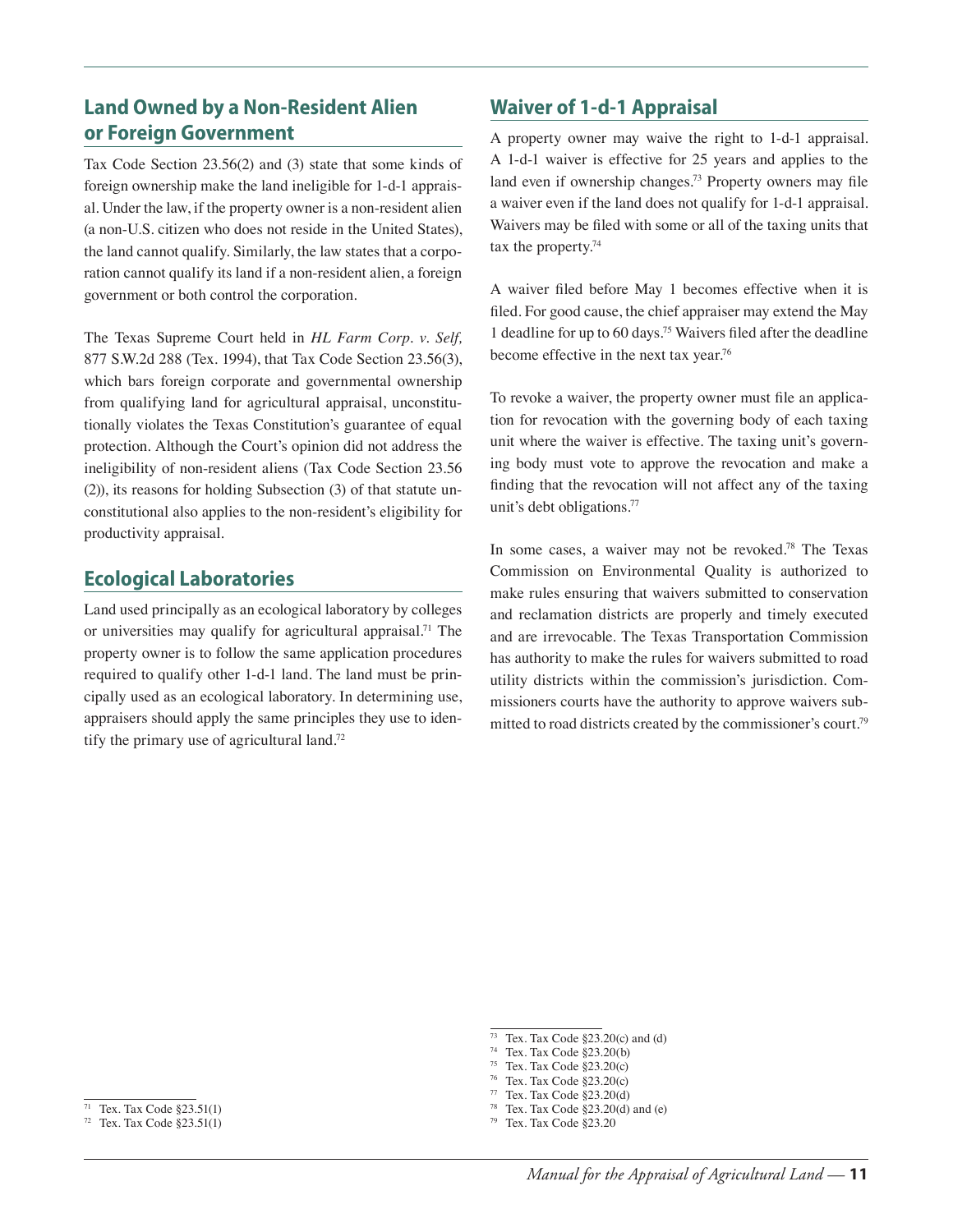## Land Owned by a Non-Resident Alien or Foreign Government

Tax Code Section 23.56(2) and (3) state that some kinds of foreign ownership make the land ineligible for 1-d-1 appraisal. Under the law, if the property owner is a non-resident alien (a non-U.S. citizen who does not reside in the United States), the land cannot qualify. Similarly, the law states that a corporation cannot qualify its land if a non-resident alien, a foreign government or both control the corporation.

The Texas Supreme Court held in *HL Farm Corp. v. Self,* 877 S.W.2d 288 (Tex. 1994), that Tax Code Section 23.56(3), which bars foreign corporate and governmental ownership from qualifying land for agricultural appraisal, unconstitutionally violates the Texas Constitution's guarantee of equal protection. Although the Court's opinion did not address the ineligibility of non-resident aliens (Tax Code Section 23.56 (2)), its reasons for holding Subsection (3) of that statute unconstitutional also applies to the non-resident's eligibility for productivity appraisal.

## Ecological Laboratories

Land used principally as an ecological laboratory by colleges or universities may qualify for agricultural appraisal.[71] The property owner is to follow the same application procedures required to qualify other 1-d-1 land. The land must be principally used as an ecological laboratory. In determining use, appraisers should apply the same principles they use to identify the primary use of agricultural land.[72]

## Waiver of 1-d-1 Appraisal

A property owner may waive the right to 1-d-1 appraisal. A 1-d-1 waiver is effective for 25 years and applies to the land even if ownership changes.[73] Property owners may file a waiver even if the land does not qualify for 1-d-1 appraisal. Waivers may be filed with some or all of the taxing units that tax the property.[74]

A waiver filed before May 1 becomes effective when it is filed. For good cause, the chief appraiser may extend the May 1 deadline for up to 60 days.[75] Waivers filed after the deadline become effective in the next tax year.[76]

To revoke a waiver, the property owner must file an application for revocation with the governing body of each taxing unit where the waiver is effective. The taxing unit's governing body must vote to approve the revocation and make a finding that the revocation will not affect any of the taxing unit's debt obligations.[77]

In some cases, a waiver may not be revoked.[78] The Texas Commission on Environmental Quality is authorized to make rules ensuring that waivers submitted to conservation and reclamation districts are properly and timely executed and are irrevocable. The Texas Transportation Commission has authority to make the rules for waivers submitted to road utility districts within the commission's jurisdiction. Commissioners courts have the authority to approve waivers submitted to road districts created by the commissioner's court.[79]

---

[71] Tex. Tax Code §23.51(1)
[72] Tex. Tax Code §23.51(1)

[73] Tex. Tax Code §23.20(c) and (d)
[74] Tex. Tax Code §23.20(b)
[75] Tex. Tax Code §23.20(c)
[76] Tex. Tax Code §23.20(c)
[77] Tex. Tax Code §23.20(d)
[78] Tex. Tax Code §23.20(d) and (e)
[79] Tex. Tax Code §23.20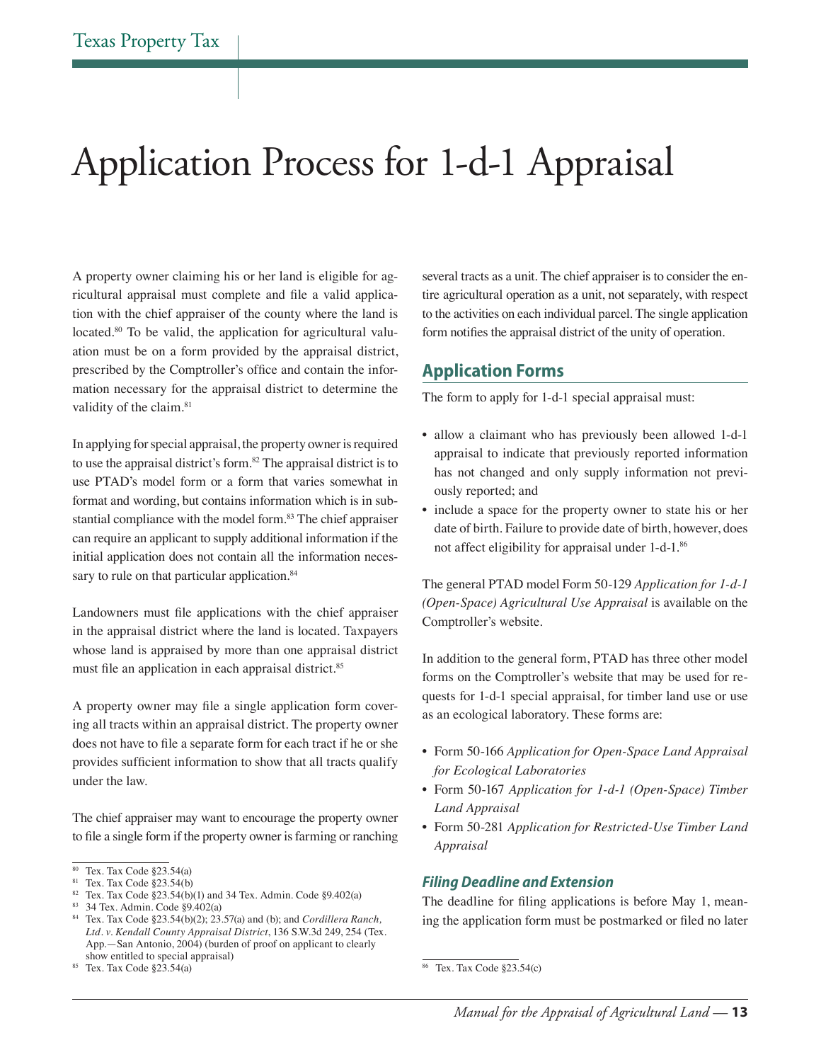# Application Process for 1-d-1 Appraisal

A property owner claiming his or her land is eligible for agricultural appraisal must complete and file a valid application with the chief appraiser of the county where the land is located.[80] To be valid, the application for agricultural valuation must be on a form provided by the appraisal district, prescribed by the Comptroller's office and contain the information necessary for the appraisal district to determine the validity of the claim.[81]

In applying for special appraisal, the property owner is required to use the appraisal district's form.[82] The appraisal district is to use PTAD's model form or a form that varies somewhat in format and wording, but contains information which is in substantial compliance with the model form.[83] The chief appraiser can require an applicant to supply additional information if the initial application does not contain all the information necessary to rule on that particular application.[84]

Landowners must file applications with the chief appraiser in the appraisal district where the land is located. Taxpayers whose land is appraised by more than one appraisal district must file an application in each appraisal district.[85]

A property owner may file a single application form covering all tracts within an appraisal district. The property owner does not have to file a separate form for each tract if he or she provides sufficient information to show that all tracts qualify under the law.

The chief appraiser may want to encourage the property owner to file a single form if the property owner is farming or ranching several tracts as a unit. The chief appraiser is to consider the entire agricultural operation as a unit, not separately, with respect to the activities on each individual parcel. The single application form notifies the appraisal district of the unity of operation.

## Application Forms

The form to apply for 1-d-1 special appraisal must:

- allow a claimant who has previously been allowed 1-d-1 appraisal to indicate that previously reported information has not changed and only supply information not previously reported; and
- include a space for the property owner to state his or her date of birth. Failure to provide date of birth, however, does not affect eligibility for appraisal under 1-d-1.[86]

The general PTAD model Form 50-129 *Application for 1-d-1 (Open-Space) Agricultural Use Appraisal* is available on the Comptroller's website.

In addition to the general form, PTAD has three other model forms on the Comptroller's website that may be used for requests for 1-d-1 special appraisal, for timber land use or use as an ecological laboratory. These forms are:

- Form 50-166 *Application for Open-Space Land Appraisal for Ecological Laboratories*
- Form 50-167 *Application for 1-d-1 (Open-Space) Timber Land Appraisal*
- Form 50-281 *Application for Restricted-Use Timber Land Appraisal*

### *Filing Deadline and Extension*

The deadline for filing applications is before May 1, meaning the application form must be postmarked or filed no later

---

[80] Tex. Tax Code §23.54(a)

[81] Tex. Tax Code §23.54(b)

[82] Tex. Tax Code §23.54(b)(1) and 34 Tex. Admin. Code §9.402(a)

[83] 34 Tex. Admin. Code §9.402(a)

[84] Tex. Tax Code §23.54(b)(2); 23.57(a) and (b); and *Cordillera Ranch, Ltd. v. Kendall County Appraisal District*, 136 S.W.3d 249, 254 (Tex. App.—San Antonio, 2004) (burden of proof on applicant to clearly show entitled to special appraisal)

[85] Tex. Tax Code §23.54(a)

[86] Tex. Tax Code §23.54(c)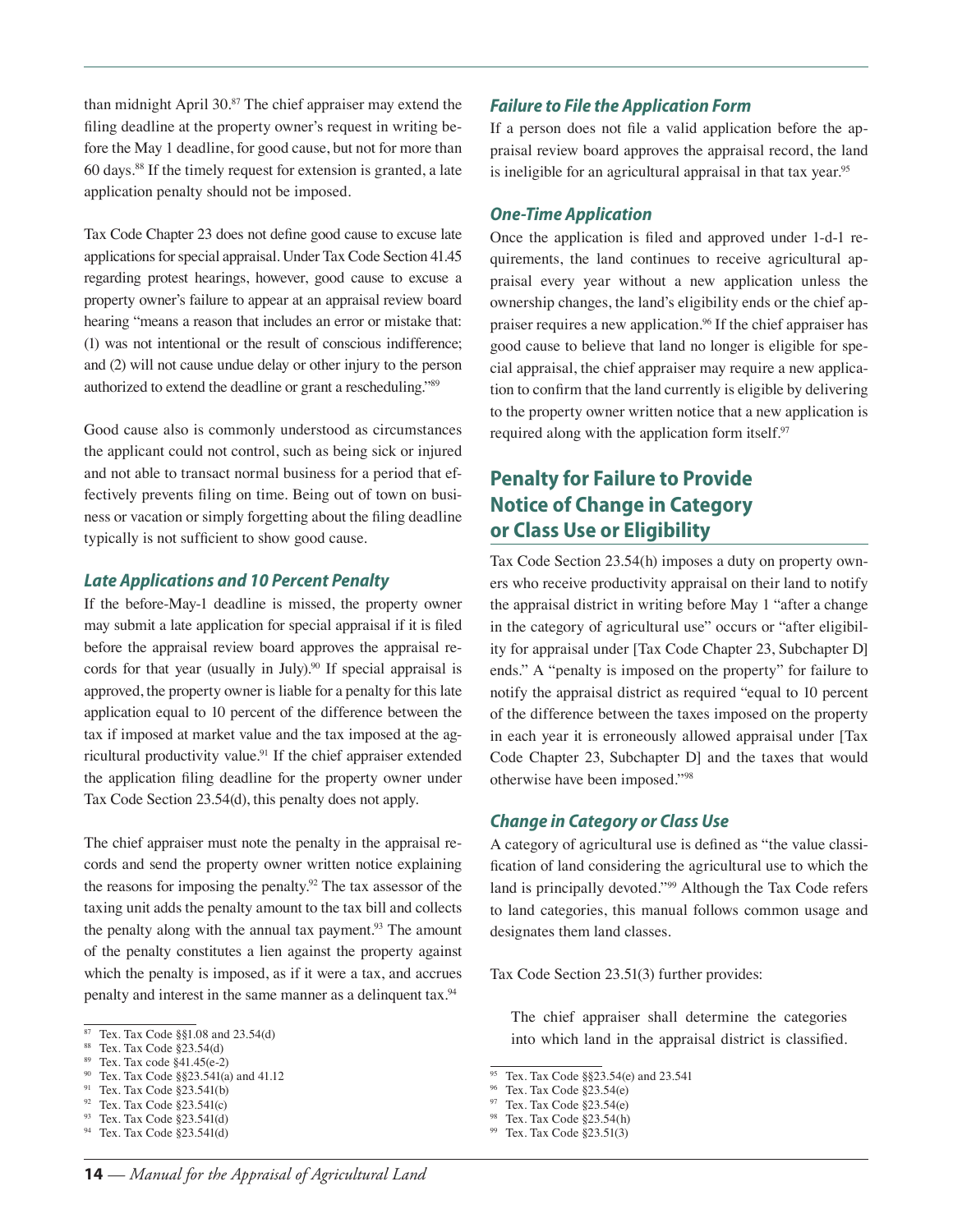than midnight April 30.[87] The chief appraiser may extend the filing deadline at the property owner's request in writing before the May 1 deadline, for good cause, but not for more than 60 days.[88] If the timely request for extension is granted, a late application penalty should not be imposed.

Tax Code Chapter 23 does not define good cause to excuse late applications for special appraisal. Under Tax Code Section 41.45 regarding protest hearings, however, good cause to excuse a property owner's failure to appear at an appraisal review board hearing "means a reason that includes an error or mistake that: (1) was not intentional or the result of conscious indifference; and (2) will not cause undue delay or other injury to the person authorized to extend the deadline or grant a rescheduling."[89]

Good cause also is commonly understood as circumstances the applicant could not control, such as being sick or injured and not able to transact normal business for a period that effectively prevents filing on time. Being out of town on business or vacation or simply forgetting about the filing deadline typically is not sufficient to show good cause.

### *Late Applications and 10 Percent Penalty*

If the before-May-1 deadline is missed, the property owner may submit a late application for special appraisal if it is filed before the appraisal review board approves the appraisal records for that year (usually in July).[90] If special appraisal is approved, the property owner is liable for a penalty for this late application equal to 10 percent of the difference between the tax if imposed at market value and the tax imposed at the agricultural productivity value.[91] If the chief appraiser extended the application filing deadline for the property owner under Tax Code Section 23.54(d), this penalty does not apply.

The chief appraiser must note the penalty in the appraisal records and send the property owner written notice explaining the reasons for imposing the penalty.[92] The tax assessor of the taxing unit adds the penalty amount to the tax bill and collects the penalty along with the annual tax payment.[93] The amount of the penalty constitutes a lien against the property against which the penalty is imposed, as if it were a tax, and accrues penalty and interest in the same manner as a delinquent tax.[94]

### *Failure to File the Application Form*

If a person does not file a valid application before the appraisal review board approves the appraisal record, the land is ineligible for an agricultural appraisal in that tax year.[95]

### *One-Time Application*

Once the application is filed and approved under 1-d-1 requirements, the land continues to receive agricultural appraisal every year without a new application unless the ownership changes, the land's eligibility ends or the chief appraiser requires a new application.[96] If the chief appraiser has good cause to believe that land no longer is eligible for special appraisal, the chief appraiser may require a new application to confirm that the land currently is eligible by delivering to the property owner written notice that a new application is required along with the application form itself.[97]

## Penalty for Failure to Provide Notice of Change in Category or Class Use or Eligibility

Tax Code Section 23.54(h) imposes a duty on property owners who receive productivity appraisal on their land to notify the appraisal district in writing before May 1 "after a change in the category of agricultural use" occurs or "after eligibility for appraisal under [Tax Code Chapter 23, Subchapter D] ends." A "penalty is imposed on the property" for failure to notify the appraisal district as required "equal to 10 percent of the difference between the taxes imposed on the property in each year it is erroneously allowed appraisal under [Tax Code Chapter 23, Subchapter D] and the taxes that would otherwise have been imposed."[98]

### *Change in Category or Class Use*

A category of agricultural use is defined as "the value classification of land considering the agricultural use to which the land is principally devoted."[99] Although the Tax Code refers to land categories, this manual follows common usage and designates them land classes.

Tax Code Section 23.51(3) further provides:

> The chief appraiser shall determine the categories into which land in the appraisal district is classified.

---

87 Tex. Tax Code §§1.08 and 23.54(d)
88 Tex. Tax Code §23.54(d)
89 Tex. Tax code §41.45(e-2)
90 Tex. Tax Code §§23.541(a) and 41.12
91 Tex. Tax Code §23.541(b)
92 Tex. Tax Code §23.541(c)
93 Tex. Tax Code §23.541(d)
94 Tex. Tax Code §23.541(d)
95 Tex. Tax Code §§23.54(e) and 23.541
96 Tex. Tax Code §23.54(e)
97 Tex. Tax Code §23.54(e)
98 Tex. Tax Code §23.54(h)
99 Tex. Tax Code §23.51(3)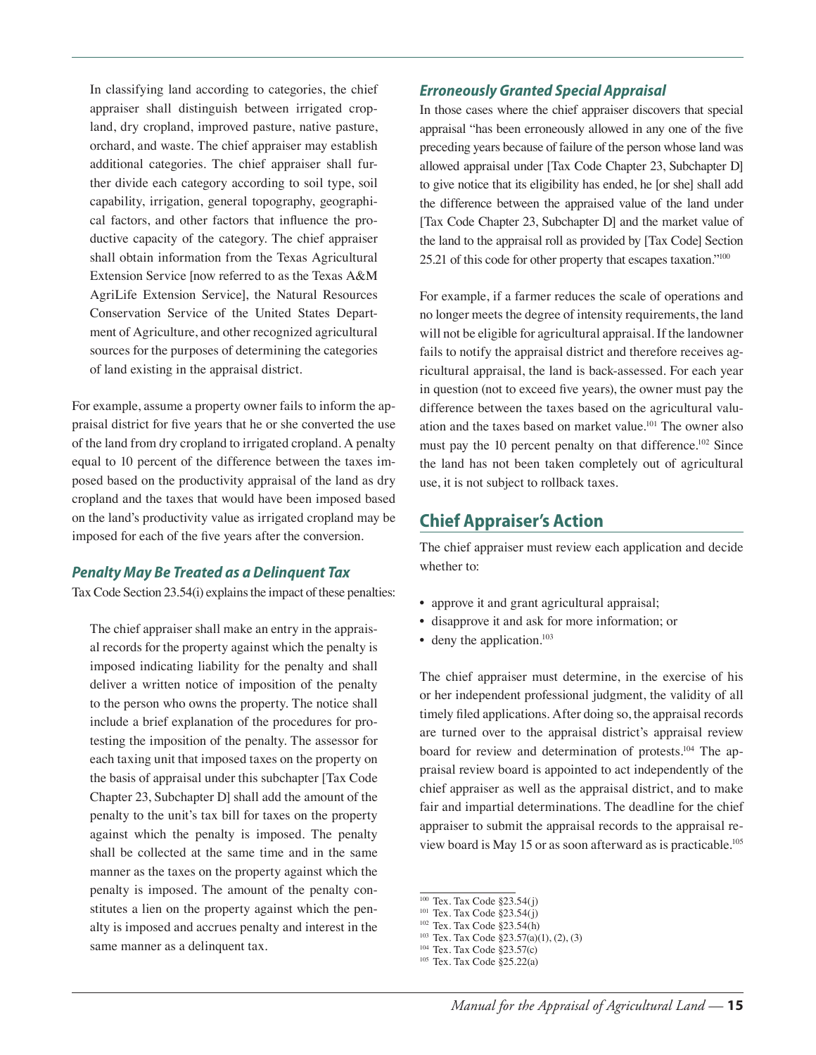> In classifying land according to categories, the chief appraiser shall distinguish between irrigated cropland, dry cropland, improved pasture, native pasture, orchard, and waste. The chief appraiser may establish additional categories. The chief appraiser shall further divide each category according to soil type, soil capability, irrigation, general topography, geographical factors, and other factors that influence the productive capacity of the category. The chief appraiser shall obtain information from the Texas Agricultural Extension Service [now referred to as the Texas A&M AgriLife Extension Service], the Natural Resources Conservation Service of the United States Department of Agriculture, and other recognized agricultural sources for the purposes of determining the categories of land existing in the appraisal district.

For example, assume a property owner fails to inform the appraisal district for five years that he or she converted the use of the land from dry cropland to irrigated cropland. A penalty equal to 10 percent of the difference between the taxes imposed based on the productivity appraisal of the land as dry cropland and the taxes that would have been imposed based on the land's productivity value as irrigated cropland may be imposed for each of the five years after the conversion.

### *Penalty May Be Treated as a Delinquent Tax*

Tax Code Section 23.54(i) explains the impact of these penalties:

> The chief appraiser shall make an entry in the appraisal records for the property against which the penalty is imposed indicating liability for the penalty and shall deliver a written notice of imposition of the penalty to the person who owns the property. The notice shall include a brief explanation of the procedures for protesting the imposition of the penalty. The assessor for each taxing unit that imposed taxes on the property on the basis of appraisal under this subchapter [Tax Code Chapter 23, Subchapter D] shall add the amount of the penalty to the unit's tax bill for taxes on the property against which the penalty is imposed. The penalty shall be collected at the same time and in the same manner as the taxes on the property against which the penalty is imposed. The amount of the penalty constitutes a lien on the property against which the penalty is imposed and accrues penalty and interest in the same manner as a delinquent tax.

### *Erroneously Granted Special Appraisal*

In those cases where the chief appraiser discovers that special appraisal "has been erroneously allowed in any one of the five preceding years because of failure of the person whose land was allowed appraisal under [Tax Code Chapter 23, Subchapter D] to give notice that its eligibility has ended, he [or she] shall add the difference between the appraised value of the land under [Tax Code Chapter 23, Subchapter D] and the market value of the land to the appraisal roll as provided by [Tax Code] Section 25.21 of this code for other property that escapes taxation."[100]

For example, if a farmer reduces the scale of operations and no longer meets the degree of intensity requirements, the land will not be eligible for agricultural appraisal. If the landowner fails to notify the appraisal district and therefore receives agricultural appraisal, the land is back-assessed. For each year in question (not to exceed five years), the owner must pay the difference between the taxes based on the agricultural valuation and the taxes based on market value.[101] The owner also must pay the 10 percent penalty on that difference.[102] Since the land has not been taken completely out of agricultural use, it is not subject to rollback taxes.

## Chief Appraiser's Action

The chief appraiser must review each application and decide whether to:

- approve it and grant agricultural appraisal;
- disapprove it and ask for more information; or
- deny the application.[103]

The chief appraiser must determine, in the exercise of his or her independent professional judgment, the validity of all timely filed applications. After doing so, the appraisal records are turned over to the appraisal district's appraisal review board for review and determination of protests.[104] The appraisal review board is appointed to act independently of the chief appraiser as well as the appraisal district, and to make fair and impartial determinations. The deadline for the chief appraiser to submit the appraisal records to the appraisal review board is May 15 or as soon afterward as is practicable.[105]

---

[100] Tex. Tax Code §23.54(j)
[101] Tex. Tax Code §23.54(j)
[102] Tex. Tax Code §23.54(h)
[103] Tex. Tax Code §23.57(a)(1), (2), (3)
[104] Tex. Tax Code §23.57(c)
[105] Tex. Tax Code §25.22(a)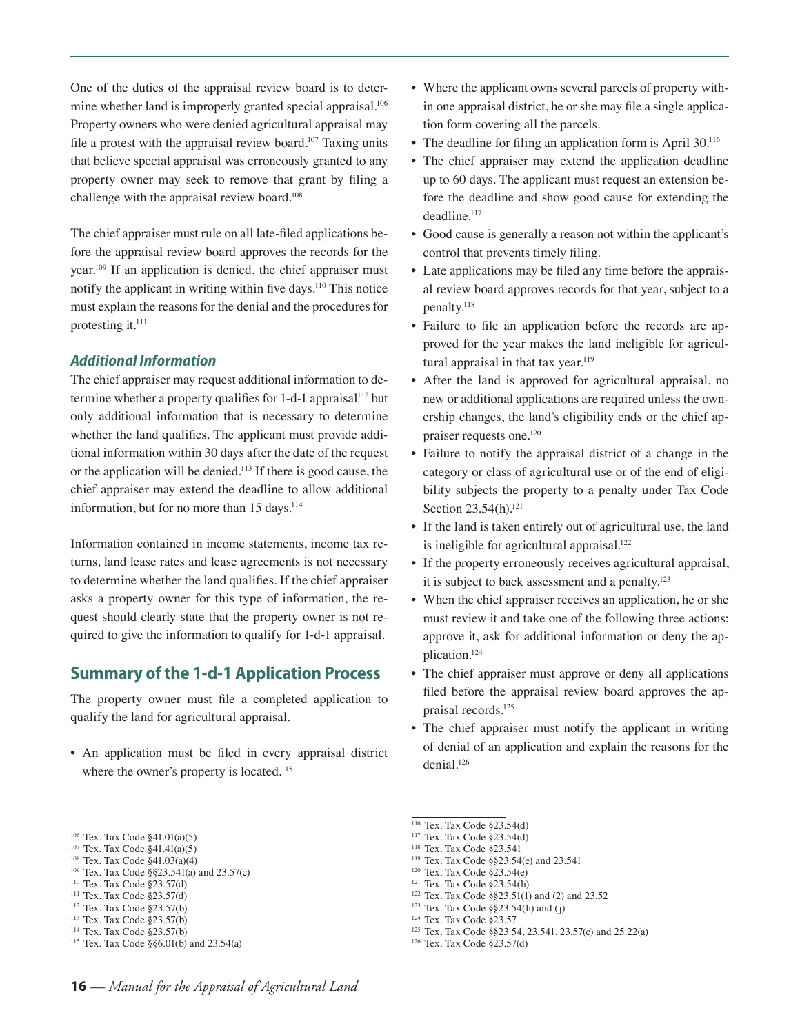One of the duties of the appraisal review board is to determine whether land is improperly granted special appraisal.[106] Property owners who were denied agricultural appraisal may file a protest with the appraisal review board.[107] Taxing units that believe special appraisal was erroneously granted to any property owner may seek to remove that grant by filing a challenge with the appraisal review board.[108]

The chief appraiser must rule on all late-filed applications before the appraisal review board approves the records for the year.[109] If an application is denied, the chief appraiser must notify the applicant in writing within five days.[110] This notice must explain the reasons for the denial and the procedures for protesting it.[111]

### *Additional Information*

The chief appraiser may request additional information to determine whether a property qualifies for 1-d-1 appraisal[112] but only additional information that is necessary to determine whether the land qualifies. The applicant must provide additional information within 30 days after the date of the request or the application will be denied.[113] If there is good cause, the chief appraiser may extend the deadline to allow additional information, but for no more than 15 days.[114]

Information contained in income statements, income tax returns, land lease rates and lease agreements is not necessary to determine whether the land qualifies. If the chief appraiser asks a property owner for this type of information, the request should clearly state that the property owner is not required to give the information to qualify for 1-d-1 appraisal.

## Summary of the 1-d-1 Application Process

The property owner must file a completed application to qualify the land for agricultural appraisal.

- An application must be filed in every appraisal district where the owner's property is located.[115]
- Where the applicant owns several parcels of property within one appraisal district, he or she may file a single application form covering all the parcels.
- The deadline for filing an application form is April 30.[116]
- The chief appraiser may extend the application deadline up to 60 days. The applicant must request an extension before the deadline and show good cause for extending the deadline.[117]
- Good cause is generally a reason not within the applicant's control that prevents timely filing.
- Late applications may be filed any time before the appraisal review board approves records for that year, subject to a penalty.[118]
- Failure to file an application before the records are approved for the year makes the land ineligible for agricultural appraisal in that tax year.[119]
- After the land is approved for agricultural appraisal, no new or additional applications are required unless the ownership changes, the land's eligibility ends or the chief appraiser requests one.[120]
- Failure to notify the appraisal district of a change in the category or class of agricultural use or of the end of eligibility subjects the property to a penalty under Tax Code Section 23.54(h).[121]
- If the land is taken entirely out of agricultural use, the land is ineligible for agricultural appraisal.[122]
- If the property erroneously receives agricultural appraisal, it is subject to back assessment and a penalty.[123]
- When the chief appraiser receives an application, he or she must review it and take one of the following three actions: approve it, ask for additional information or deny the application.[124]
- The chief appraiser must approve or deny all applications filed before the appraisal review board approves the appraisal records.[125]
- The chief appraiser must notify the applicant in writing of denial of an application and explain the reasons for the denial.[126]

---

[106] Tex. Tax Code §41.01(a)(5)
[107] Tex. Tax Code §41.41(a)(5)
[108] Tex. Tax Code §41.03(a)(4)
[109] Tex. Tax Code §§23.541(a) and 23.57(c)
[110] Tex. Tax Code §23.57(d)
[111] Tex. Tax Code §23.57(d)
[112] Tex. Tax Code §23.57(b)
[113] Tex. Tax Code §23.57(b)
[114] Tex. Tax Code §23.57(b)
[115] Tex. Tax Code §§6.01(b) and 23.54(a)
[116] Tex. Tax Code §23.54(d)
[117] Tex. Tax Code §23.54(d)
[118] Tex. Tax Code §23.541
[119] Tex. Tax Code §§23.54(e) and 23.541
[120] Tex. Tax Code §23.54(e)
[121] Tex. Tax Code §23.54(h)
[122] Tex. Tax Code §§23.51(1) and (2) and 23.52
[123] Tex. Tax Code §§23.54(h) and (j)
[124] Tex. Tax Code §23.57
[125] Tex. Tax Code §§23.54, 23.541, 23.57(c) and 25.22(a)
[126] Tex. Tax Code §23.57(d)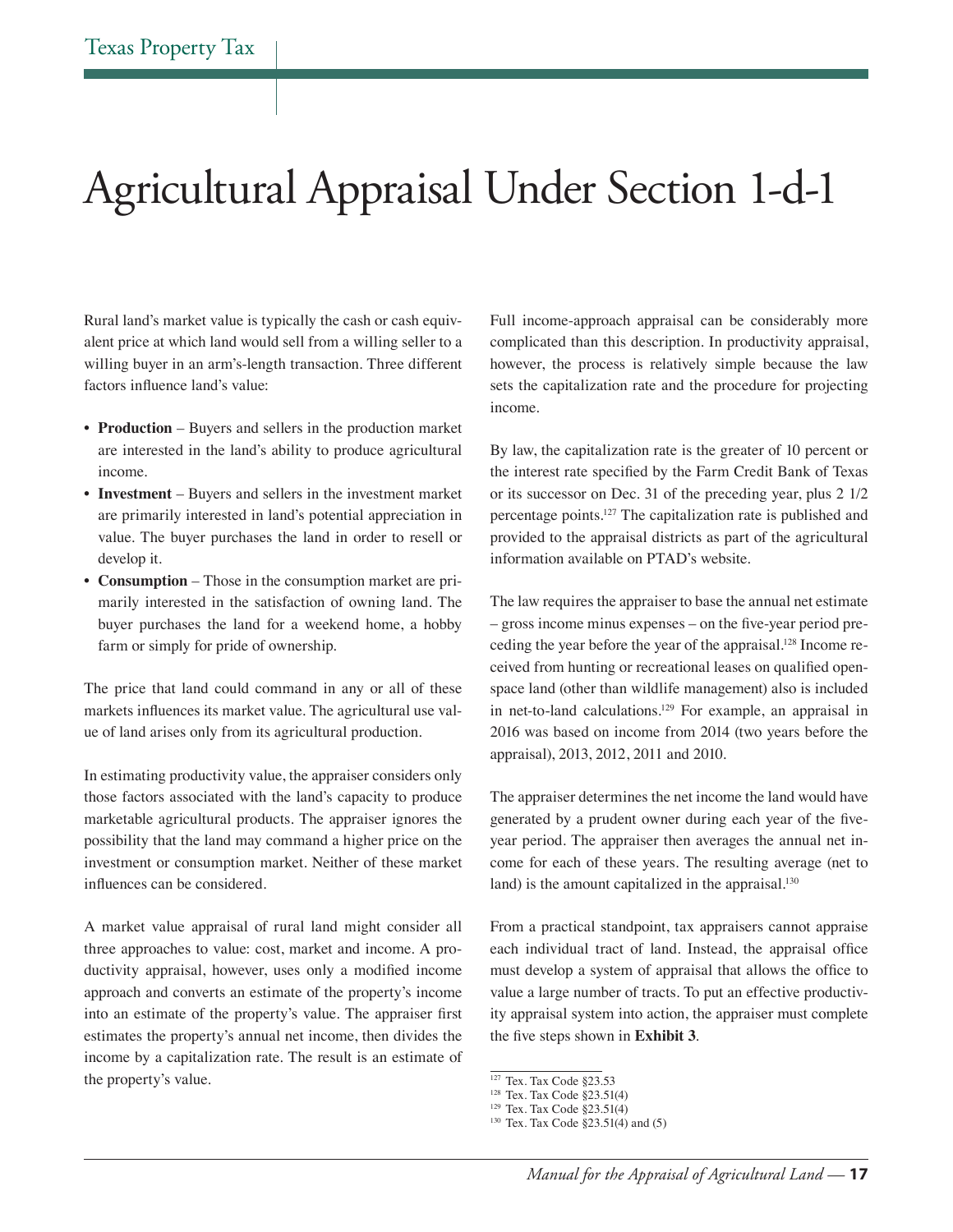# Agricultural Appraisal Under Section 1-d-1

Rural land's market value is typically the cash or cash equivalent price at which land would sell from a willing seller to a willing buyer in an arm's-length transaction. Three different factors influence land's value:

- **Production** – Buyers and sellers in the production market are interested in the land's ability to produce agricultural income.
- **Investment** – Buyers and sellers in the investment market are primarily interested in land's potential appreciation in value. The buyer purchases the land in order to resell or develop it.
- **Consumption** – Those in the consumption market are primarily interested in the satisfaction of owning land. The buyer purchases the land for a weekend home, a hobby farm or simply for pride of ownership.

The price that land could command in any or all of these markets influences its market value. The agricultural use value of land arises only from its agricultural production.

In estimating productivity value, the appraiser considers only those factors associated with the land's capacity to produce marketable agricultural products. The appraiser ignores the possibility that the land may command a higher price on the investment or consumption market. Neither of these market influences can be considered.

A market value appraisal of rural land might consider all three approaches to value: cost, market and income. A productivity appraisal, however, uses only a modified income approach and converts an estimate of the property's income into an estimate of the property's value. The appraiser first estimates the property's annual net income, then divides the income by a capitalization rate. The result is an estimate of the property's value.

Full income-approach appraisal can be considerably more complicated than this description. In productivity appraisal, however, the process is relatively simple because the law sets the capitalization rate and the procedure for projecting income.

By law, the capitalization rate is the greater of 10 percent or the interest rate specified by the Farm Credit Bank of Texas or its successor on Dec. 31 of the preceding year, plus 2 1/2 percentage points.[127] The capitalization rate is published and provided to the appraisal districts as part of the agricultural information available on PTAD's website.

The law requires the appraiser to base the annual net estimate – gross income minus expenses – on the five-year period preceding the year before the year of the appraisal.[128] Income received from hunting or recreational leases on qualified open-space land (other than wildlife management) also is included in net-to-land calculations.[129] For example, an appraisal in 2016 was based on income from 2014 (two years before the appraisal), 2013, 2012, 2011 and 2010.

The appraiser determines the net income the land would have generated by a prudent owner during each year of the five-year period. The appraiser then averages the annual net income for each of these years. The resulting average (net to land) is the amount capitalized in the appraisal.[130]

From a practical standpoint, tax appraisers cannot appraise each individual tract of land. Instead, the appraisal office must develop a system of appraisal that allows the office to value a large number of tracts. To put an effective productivity appraisal system into action, the appraiser must complete the five steps shown in **Exhibit 3**.

---

[127] Tex. Tax Code §23.53
[128] Tex. Tax Code §23.51(4)
[129] Tex. Tax Code §23.51(4)
[130] Tex. Tax Code §23.51(4) and (5)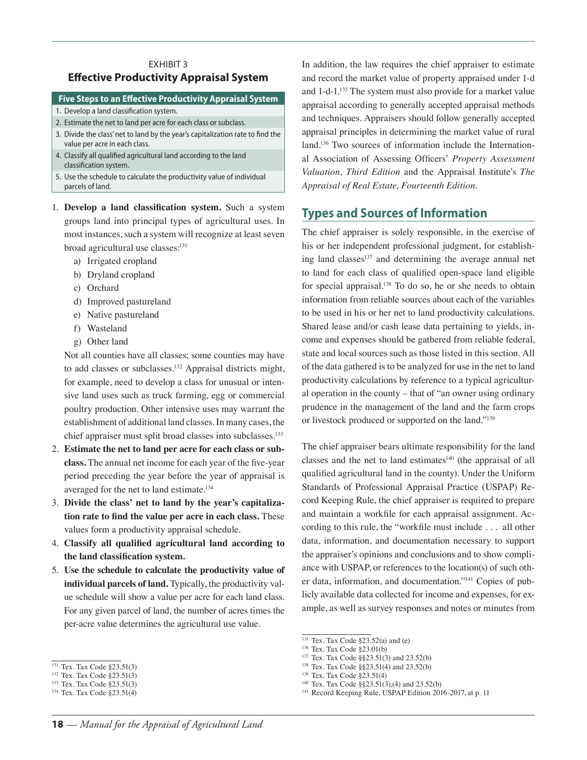EXHIBIT 3

### Effective Productivity Appraisal System

| Five Steps to an Effective Productivity Appraisal System |
|---|
| 1. Develop a land classification system. |
| 2. Estimate the net to land per acre for each class or subclass. |
| 3. Divide the class' net to land by the year's capitalization rate to find the value per acre in each class. |
| 4. Classify all qualified agricultural land according to the land classification system. |
| 5. Use the schedule to calculate the productivity value of individual parcels of land. |

1. **Develop a land classification system.** Such a system groups land into principal types of agricultural uses. In most instances, such a system will recognize at least seven broad agricultural use classes:[131]
   a) Irrigated cropland
   b) Dryland cropland
   c) Orchard
   d) Improved pastureland
   e) Native pastureland
   f) Wasteland
   g) Other land

   Not all counties have all classes; some counties may have to add classes or subclasses.[132] Appraisal districts might, for example, need to develop a class for unusual or intensive land uses such as truck farming, egg or commercial poultry production. Other intensive uses may warrant the establishment of additional land classes. In many cases, the chief appraiser must split broad classes into subclasses.[133]
2. **Estimate the net to land per acre for each class or subclass.** The annual net income for each year of the five-year period preceding the year before the year of appraisal is averaged for the net to land estimate.[134]
3. **Divide the class' net to land by the year's capitalization rate to find the value per acre in each class.** These values form a productivity appraisal schedule.
4. **Classify all qualified agricultural land according to the land classification system.**
5. **Use the schedule to calculate the productivity value of individual parcels of land.** Typically, the productivity value schedule will show a value per acre for each land class. For any given parcel of land, the number of acres times the per-acre value determines the agricultural use value.

In addition, the law requires the chief appraiser to estimate and record the market value of property appraised under 1-d and 1-d-1.[135] The system must also provide for a market value appraisal according to generally accepted appraisal methods and techniques. Appraisers should follow generally accepted appraisal principles in determining the market value of rural land.[136] Two sources of information include the International Association of Assessing Officers' *Property Assessment Valuation, Third Edition* and the Appraisal Institute's *The Appraisal of Real Estate, Fourteenth Edition*.

## Types and Sources of Information

The chief appraiser is solely responsible, in the exercise of his or her independent professional judgment, for establishing land classes[137] and determining the average annual net to land for each class of qualified open-space land eligible for special appraisal.[138] To do so, he or she needs to obtain information from reliable sources about each of the variables to be used in his or her net to land productivity calculations. Shared lease and/or cash lease data pertaining to yields, income and expenses should be gathered from reliable federal, state and local sources such as those listed in this section. All of the data gathered is to be analyzed for use in the net to land productivity calculations by reference to a typical agricultural operation in the county – that of "an owner using ordinary prudence in the management of the land and the farm crops or livestock produced or supported on the land."[139]

The chief appraiser bears ultimate responsibility for the land classes and the net to land estimates[140] (the appraisal of all qualified agricultural land in the county). Under the Uniform Standards of Professional Appraisal Practice (USPAP) Record Keeping Rule, the chief appraiser is required to prepare and maintain a workfile for each appraisal assignment. According to this rule, the "workfile must include . . . all other data, information, and documentation necessary to support the appraiser's opinions and conclusions and to show compliance with USPAP, or references to the location(s) of such other data, information, and documentation."[141] Copies of publicly available data collected for income and expenses, for example, as well as survey responses and notes or minutes from

[131] Tex. Tax Code §23.51(3)
[132] Tex. Tax Code §23.51(3)
[133] Tex. Tax Code §23.51(3)
[134] Tex. Tax Code §23.51(4)
[135] Tex. Tax Code §23.52(a) and (e)
[136] Tex. Tax Code §23.01(b)
[137] Tex. Tax Code §§23.51(3) and 23.52(b)
[138] Tex. Tax Code §§23.51(4) and 23.52(b)
[139] Tex. Tax Code §23.51(4)
[140] Tex. Tax Code §§23.51(3),(4) and 23.52(b)
[141] Record Keeping Rule, USPAP Edition 2016-2017, at p. 11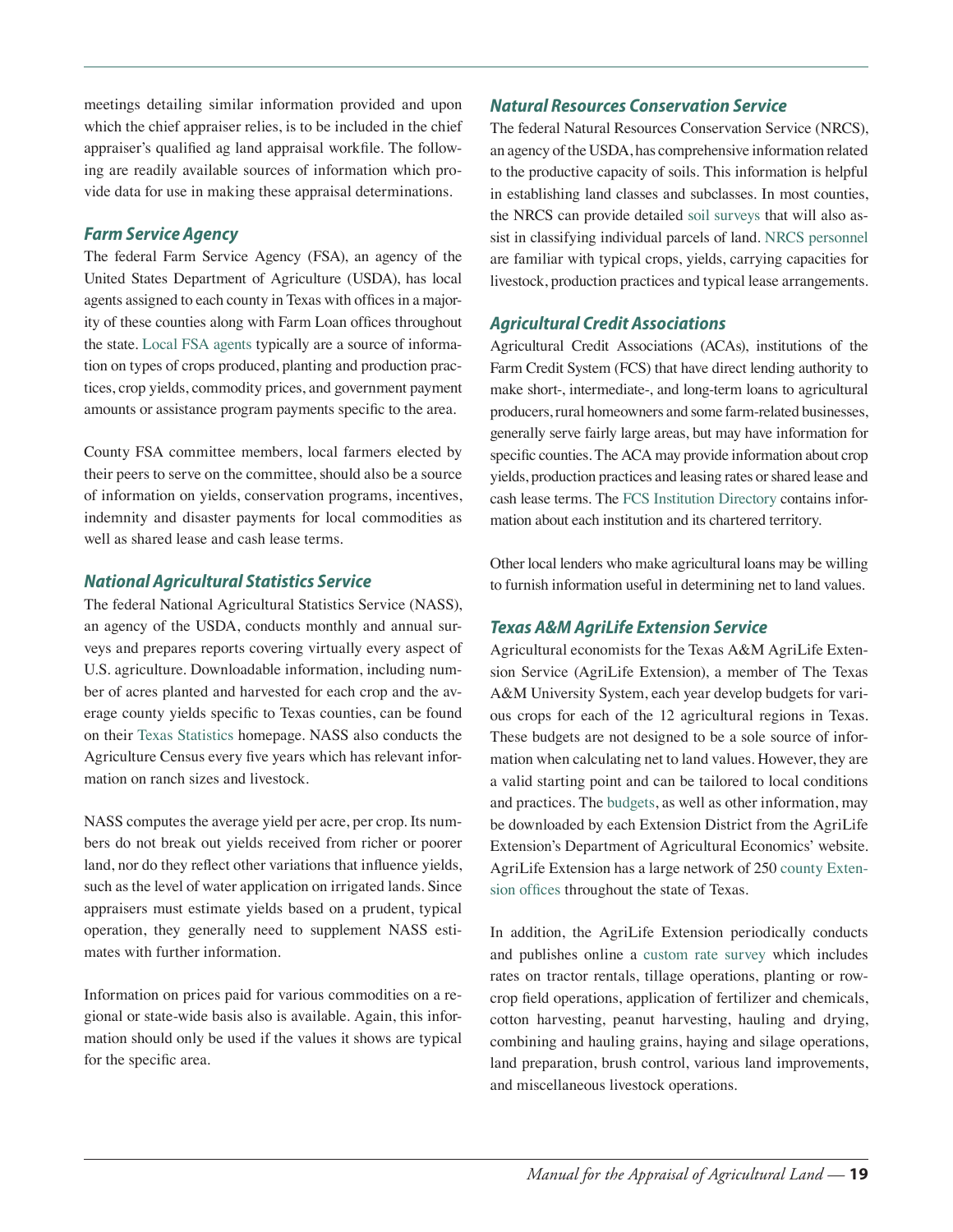meetings detailing similar information provided and upon which the chief appraiser relies, is to be included in the chief appraiser's qualified ag land appraisal workfile. The following are readily available sources of information which provide data for use in making these appraisal determinations.

### Farm Service Agency

The federal Farm Service Agency (FSA), an agency of the United States Department of Agriculture (USDA), has local agents assigned to each county in Texas with offices in a majority of these counties along with Farm Loan offices throughout the state. Local FSA agents typically are a source of information on types of crops produced, planting and production practices, crop yields, commodity prices, and government payment amounts or assistance program payments specific to the area.

County FSA committee members, local farmers elected by their peers to serve on the committee, should also be a source of information on yields, conservation programs, incentives, indemnity and disaster payments for local commodities as well as shared lease and cash lease terms.

### National Agricultural Statistics Service

The federal National Agricultural Statistics Service (NASS), an agency of the USDA, conducts monthly and annual surveys and prepares reports covering virtually every aspect of U.S. agriculture. Downloadable information, including number of acres planted and harvested for each crop and the average county yields specific to Texas counties, can be found on their Texas Statistics homepage. NASS also conducts the Agriculture Census every five years which has relevant information on ranch sizes and livestock.

NASS computes the average yield per acre, per crop. Its numbers do not break out yields received from richer or poorer land, nor do they reflect other variations that influence yields, such as the level of water application on irrigated lands. Since appraisers must estimate yields based on a prudent, typical operation, they generally need to supplement NASS estimates with further information.

Information on prices paid for various commodities on a regional or state-wide basis also is available. Again, this information should only be used if the values it shows are typical for the specific area.

### Natural Resources Conservation Service

The federal Natural Resources Conservation Service (NRCS), an agency of the USDA, has comprehensive information related to the productive capacity of soils. This information is helpful in establishing land classes and subclasses. In most counties, the NRCS can provide detailed soil surveys that will also assist in classifying individual parcels of land. NRCS personnel are familiar with typical crops, yields, carrying capacities for livestock, production practices and typical lease arrangements.

### Agricultural Credit Associations

Agricultural Credit Associations (ACAs), institutions of the Farm Credit System (FCS) that have direct lending authority to make short-, intermediate-, and long-term loans to agricultural producers, rural homeowners and some farm-related businesses, generally serve fairly large areas, but may have information for specific counties. The ACA may provide information about crop yields, production practices and leasing rates or shared lease and cash lease terms. The FCS Institution Directory contains information about each institution and its chartered territory.

Other local lenders who make agricultural loans may be willing to furnish information useful in determining net to land values.

### Texas A&M AgriLife Extension Service

Agricultural economists for the Texas A&M AgriLife Extension Service (AgriLife Extension), a member of The Texas A&M University System, each year develop budgets for various crops for each of the 12 agricultural regions in Texas. These budgets are not designed to be a sole source of information when calculating net to land values. However, they are a valid starting point and can be tailored to local conditions and practices. The budgets, as well as other information, may be downloaded by each Extension District from the AgriLife Extension's Department of Agricultural Economics' website. AgriLife Extension has a large network of 250 county Extension offices throughout the state of Texas.

In addition, the AgriLife Extension periodically conducts and publishes online a custom rate survey which includes rates on tractor rentals, tillage operations, planting or row-crop field operations, application of fertilizer and chemicals, cotton harvesting, peanut harvesting, hauling and drying, combining and hauling grains, haying and silage operations, land preparation, brush control, various land improvements, and miscellaneous livestock operations.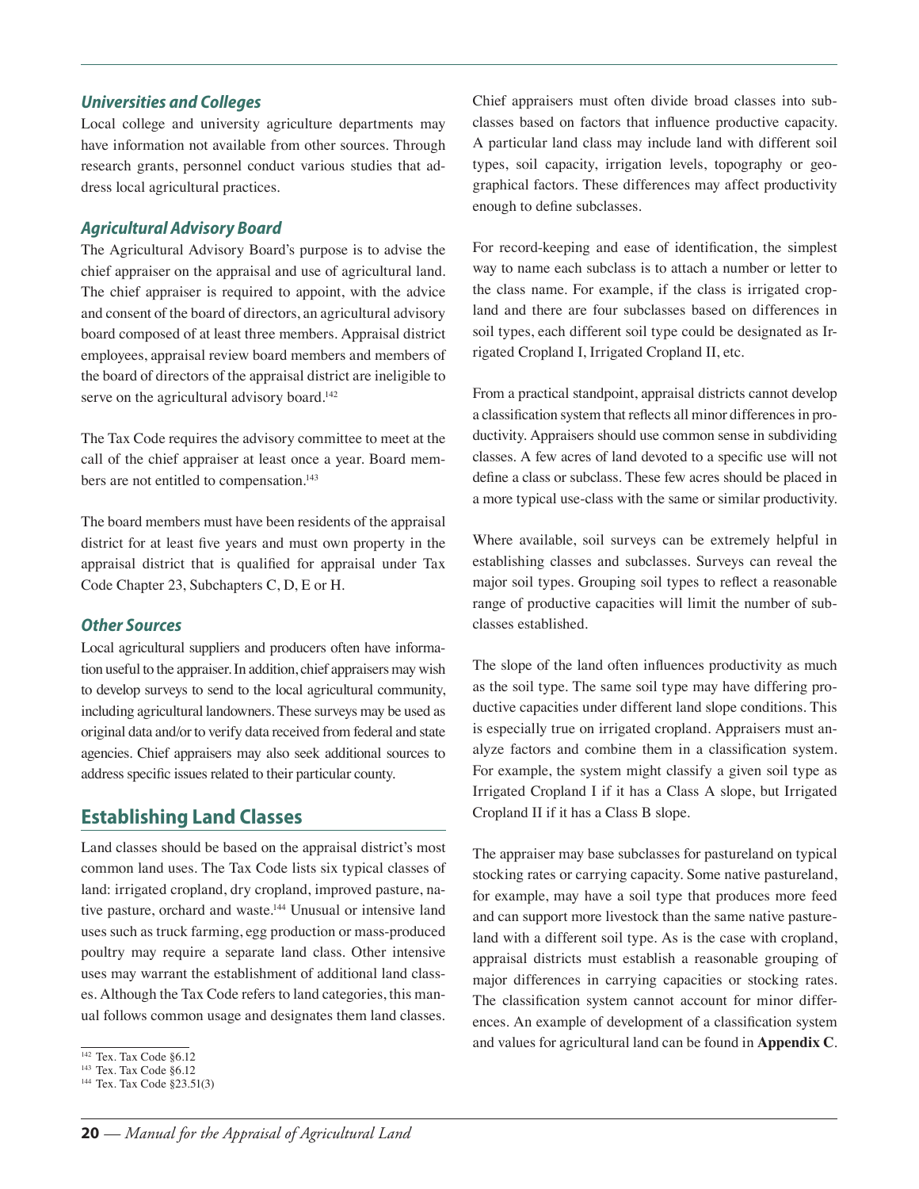### Universities and Colleges

Local college and university agriculture departments may have information not available from other sources. Through research grants, personnel conduct various studies that address local agricultural practices.

### Agricultural Advisory Board

The Agricultural Advisory Board's purpose is to advise the chief appraiser on the appraisal and use of agricultural land. The chief appraiser is required to appoint, with the advice and consent of the board of directors, an agricultural advisory board composed of at least three members. Appraisal district employees, appraisal review board members and members of the board of directors of the appraisal district are ineligible to serve on the agricultural advisory board.[142]

The Tax Code requires the advisory committee to meet at the call of the chief appraiser at least once a year. Board members are not entitled to compensation.[143]

The board members must have been residents of the appraisal district for at least five years and must own property in the appraisal district that is qualified for appraisal under Tax Code Chapter 23, Subchapters C, D, E or H.

### Other Sources

Local agricultural suppliers and producers often have information useful to the appraiser. In addition, chief appraisers may wish to develop surveys to send to the local agricultural community, including agricultural landowners. These surveys may be used as original data and/or to verify data received from federal and state agencies. Chief appraisers may also seek additional sources to address specific issues related to their particular county.

## Establishing Land Classes

Land classes should be based on the appraisal district's most common land uses. The Tax Code lists six typical classes of land: irrigated cropland, dry cropland, improved pasture, native pasture, orchard and waste.[144] Unusual or intensive land uses such as truck farming, egg production or mass-produced poultry may require a separate land class. Other intensive uses may warrant the establishment of additional land classes. Although the Tax Code refers to land categories, this manual follows common usage and designates them land classes.

Chief appraisers must often divide broad classes into subclasses based on factors that influence productive capacity. A particular land class may include land with different soil types, soil capacity, irrigation levels, topography or geographical factors. These differences may affect productivity enough to define subclasses.

For record-keeping and ease of identification, the simplest way to name each subclass is to attach a number or letter to the class name. For example, if the class is irrigated cropland and there are four subclasses based on differences in soil types, each different soil type could be designated as Irrigated Cropland I, Irrigated Cropland II, etc.

From a practical standpoint, appraisal districts cannot develop a classification system that reflects all minor differences in productivity. Appraisers should use common sense in subdividing classes. A few acres of land devoted to a specific use will not define a class or subclass. These few acres should be placed in a more typical use-class with the same or similar productivity.

Where available, soil surveys can be extremely helpful in establishing classes and subclasses. Surveys can reveal the major soil types. Grouping soil types to reflect a reasonable range of productive capacities will limit the number of subclasses established.

The slope of the land often influences productivity as much as the soil type. The same soil type may have differing productive capacities under different land slope conditions. This is especially true on irrigated cropland. Appraisers must analyze factors and combine them in a classification system. For example, the system might classify a given soil type as Irrigated Cropland I if it has a Class A slope, but Irrigated Cropland II if it has a Class B slope.

The appraiser may base subclasses for pastureland on typical stocking rates or carrying capacity. Some native pastureland, for example, may have a soil type that produces more feed and can support more livestock than the same native pastureland with a different soil type. As is the case with cropland, appraisal districts must establish a reasonable grouping of major differences in carrying capacities or stocking rates. The classification system cannot account for minor differences. An example of development of a classification system and values for agricultural land can be found in **Appendix C**.

---

[142] Tex. Tax Code §6.12
[143] Tex. Tax Code §6.12
[144] Tex. Tax Code §23.51(3)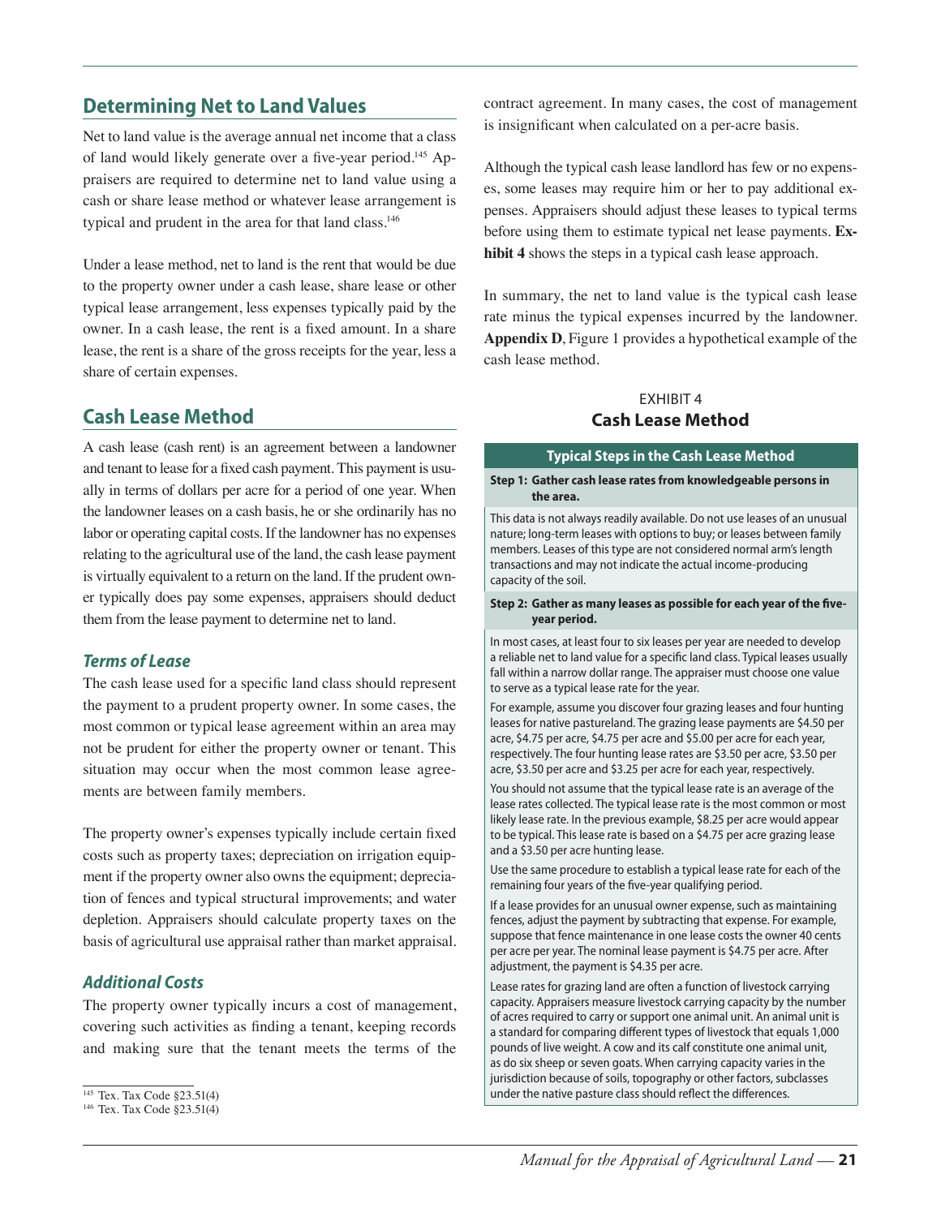## Determining Net to Land Values

Net to land value is the average annual net income that a class of land would likely generate over a five-year period.[145] Appraisers are required to determine net to land value using a cash or share lease method or whatever lease arrangement is typical and prudent in the area for that land class.[146]

Under a lease method, net to land is the rent that would be due to the property owner under a cash lease, share lease or other typical lease arrangement, less expenses typically paid by the owner. In a cash lease, the rent is a fixed amount. In a share lease, the rent is a share of the gross receipts for the year, less a share of certain expenses.

## Cash Lease Method

A cash lease (cash rent) is an agreement between a landowner and tenant to lease for a fixed cash payment. This payment is usually in terms of dollars per acre for a period of one year. When the landowner leases on a cash basis, he or she ordinarily has no labor or operating capital costs. If the landowner has no expenses relating to the agricultural use of the land, the cash lease payment is virtually equivalent to a return on the land. If the prudent owner typically does pay some expenses, appraisers should deduct them from the lease payment to determine net to land.

### *Terms of Lease*

The cash lease used for a specific land class should represent the payment to a prudent property owner. In some cases, the most common or typical lease agreement within an area may not be prudent for either the property owner or tenant. This situation may occur when the most common lease agreements are between family members.

The property owner's expenses typically include certain fixed costs such as property taxes; depreciation on irrigation equipment if the property owner also owns the equipment; depreciation of fences and typical structural improvements; and water depletion. Appraisers should calculate property taxes on the basis of agricultural use appraisal rather than market appraisal.

### *Additional Costs*

The property owner typically incurs a cost of management, covering such activities as finding a tenant, keeping records and making sure that the tenant meets the terms of the contract agreement. In many cases, the cost of management is insignificant when calculated on a per-acre basis.

Although the typical cash lease landlord has few or no expenses, some leases may require him or her to pay additional expenses. Appraisers should adjust these leases to typical terms before using them to estimate typical net lease payments. **Exhibit 4** shows the steps in a typical cash lease approach.

In summary, the net to land value is the typical cash lease rate minus the typical expenses incurred by the landowner. **Appendix D**, Figure 1 provides a hypothetical example of the cash lease method.

EXHIBIT 4

**Cash Lease Method**

**Typical Steps in the Cash Lease Method**

**Step 1: Gather cash lease rates from knowledgeable persons in the area.**

This data is not always readily available. Do not use leases of an unusual nature; long-term leases with options to buy; or leases between family members. Leases of this type are not considered normal arm's length transactions and may not indicate the actual income-producing capacity of the soil.

**Step 2: Gather as many leases as possible for each year of the five-year period.**

In most cases, at least four to six leases per year are needed to develop a reliable net to land value for a specific land class. Typical leases usually fall within a narrow dollar range. The appraiser must choose one value to serve as a typical lease rate for the year.

For example, assume you discover four grazing leases and four hunting leases for native pastureland. The grazing lease payments are $4.50 per acre, $4.75 per acre, $4.75 per acre and $5.00 per acre for each year, respectively. The four hunting lease rates are $3.50 per acre, $3.50 per acre, $3.50 per acre and $3.25 per acre for each year, respectively.

You should not assume that the typical lease rate is an average of the lease rates collected. The typical lease rate is the most common or most likely lease rate. In the previous example, $8.25 per acre would appear to be typical. This lease rate is based on a $4.75 per acre grazing lease and a $3.50 per acre hunting lease.

Use the same procedure to establish a typical lease rate for each of the remaining four years of the five-year qualifying period.

If a lease provides for an unusual owner expense, such as maintaining fences, adjust the payment by subtracting that expense. For example, suppose that fence maintenance in one lease costs the owner 40 cents per acre per year. The nominal lease payment is $4.75 per acre. After adjustment, the payment is $4.35 per acre.

Lease rates for grazing land are often a function of livestock carrying capacity. Appraisers measure livestock carrying capacity by the number of acres required to carry or support one animal unit. An animal unit is a standard for comparing different types of livestock that equals 1,000 pounds of live weight. A cow and its calf constitute one animal unit, as do six sheep or seven goats. When carrying capacity varies in the jurisdiction because of soils, topography or other factors, subclasses under the native pasture class should reflect the differences.

---

[145] Tex. Tax Code §23.51(4)

[146] Tex. Tax Code §23.51(4)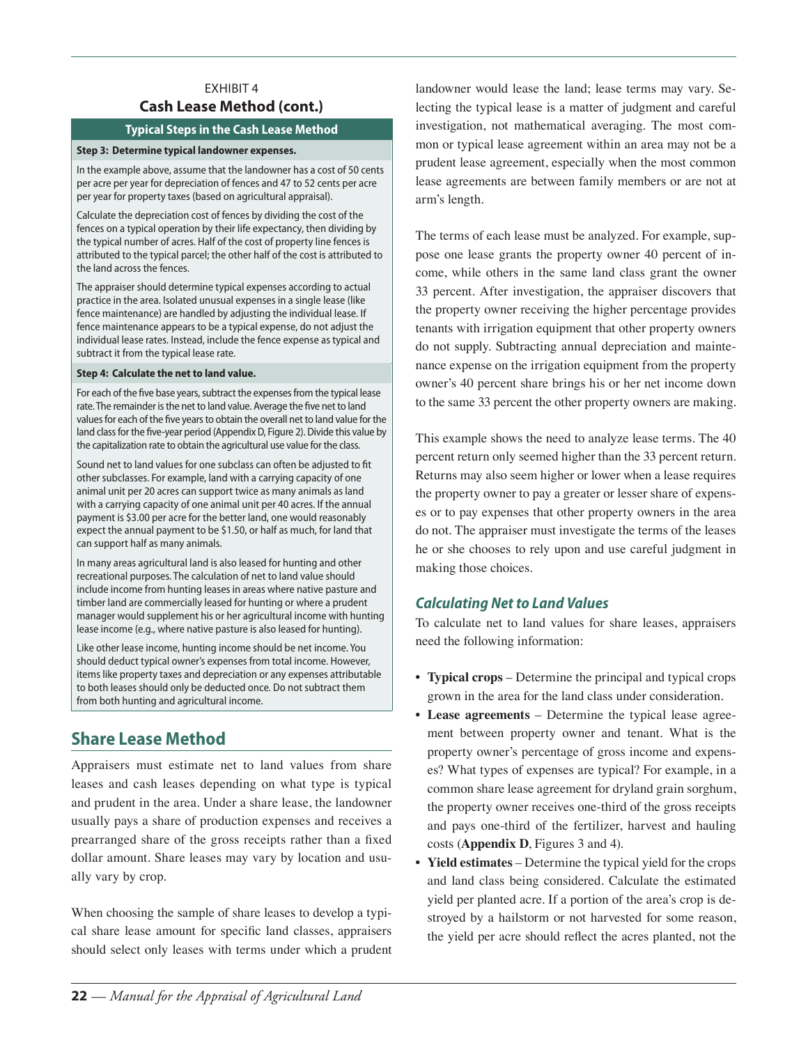EXHIBIT 4
**Cash Lease Method (cont.)**

**Typical Steps in the Cash Lease Method**

**Step 3: Determine typical landowner expenses.**

In the example above, assume that the landowner has a cost of 50 cents per acre per year for depreciation of fences and 47 to 52 cents per acre per year for property taxes (based on agricultural appraisal).

Calculate the depreciation cost of fences by dividing the cost of the fences on a typical operation by their life expectancy, then dividing by the typical number of acres. Half of the cost of property line fences is attributed to the typical parcel; the other half of the cost is attributed to the land across the fences.

The appraiser should determine typical expenses according to actual practice in the area. Isolated unusual expenses in a single lease (like fence maintenance) are handled by adjusting the individual lease. If fence maintenance appears to be a typical expense, do not adjust the individual lease rates. Instead, include the fence expense as typical and subtract it from the typical lease rate.

**Step 4: Calculate the net to land value.**

For each of the five base years, subtract the expenses from the typical lease rate. The remainder is the net to land value. Average the five net to land values for each of the five years to obtain the overall net to land value for the land class for the five-year period (Appendix D, Figure 2). Divide this value by the capitalization rate to obtain the agricultural use value for the class.

Sound net to land values for one subclass can often be adjusted to fit other subclasses. For example, land with a carrying capacity of one animal unit per 20 acres can support twice as many animals as land with a carrying capacity of one animal unit per 40 acres. If the annual payment is $3.00 per acre for the better land, one would reasonably expect the annual payment to be $1.50, or half as much, for land that can support half as many animals.

In many areas agricultural land is also leased for hunting and other recreational purposes. The calculation of net to land value should include income from hunting leases in areas where native pasture and timber land are commercially leased for hunting or where a prudent manager would supplement his or her agricultural income with hunting lease income (e.g., where native pasture is also leased for hunting).

Like other lease income, hunting income should be net income. You should deduct typical owner's expenses from total income. However, items like property taxes and depreciation or any expenses attributable to both leases should only be deducted once. Do not subtract them from both hunting and agricultural income.

## Share Lease Method

Appraisers must estimate net to land values from share leases and cash leases depending on what type is typical and prudent in the area. Under a share lease, the landowner usually pays a share of production expenses and receives a prearranged share of the gross receipts rather than a fixed dollar amount. Share leases may vary by location and usually vary by crop.

When choosing the sample of share leases to develop a typical share lease amount for specific land classes, appraisers should select only leases with terms under which a prudent landowner would lease the land; lease terms may vary. Selecting the typical lease is a matter of judgment and careful investigation, not mathematical averaging. The most common or typical lease agreement within an area may not be a prudent lease agreement, especially when the most common lease agreements are between family members or are not at arm's length.

The terms of each lease must be analyzed. For example, suppose one lease grants the property owner 40 percent of income, while others in the same land class grant the owner 33 percent. After investigation, the appraiser discovers that the property owner receiving the higher percentage provides tenants with irrigation equipment that other property owners do not supply. Subtracting annual depreciation and maintenance expense on the irrigation equipment from the property owner's 40 percent share brings his or her net income down to the same 33 percent the other property owners are making.

This example shows the need to analyze lease terms. The 40 percent return only seemed higher than the 33 percent return. Returns may also seem higher or lower when a lease requires the property owner to pay a greater or lesser share of expenses or to pay expenses that other property owners in the area do not. The appraiser must investigate the terms of the leases he or she chooses to rely upon and use careful judgment in making those choices.

### *Calculating Net to Land Values*

To calculate net to land values for share leases, appraisers need the following information:

- **Typical crops** – Determine the principal and typical crops grown in the area for the land class under consideration.
- **Lease agreements** – Determine the typical lease agreement between property owner and tenant. What is the property owner's percentage of gross income and expenses? What types of expenses are typical? For example, in a common share lease agreement for dryland grain sorghum, the property owner receives one-third of the gross receipts and pays one-third of the fertilizer, harvest and hauling costs (**Appendix D**, Figures 3 and 4).
- **Yield estimates** – Determine the typical yield for the crops and land class being considered. Calculate the estimated yield per planted acre. If a portion of the area's crop is destroyed by a hailstorm or not harvested for some reason, the yield per acre should reflect the acres planted, not the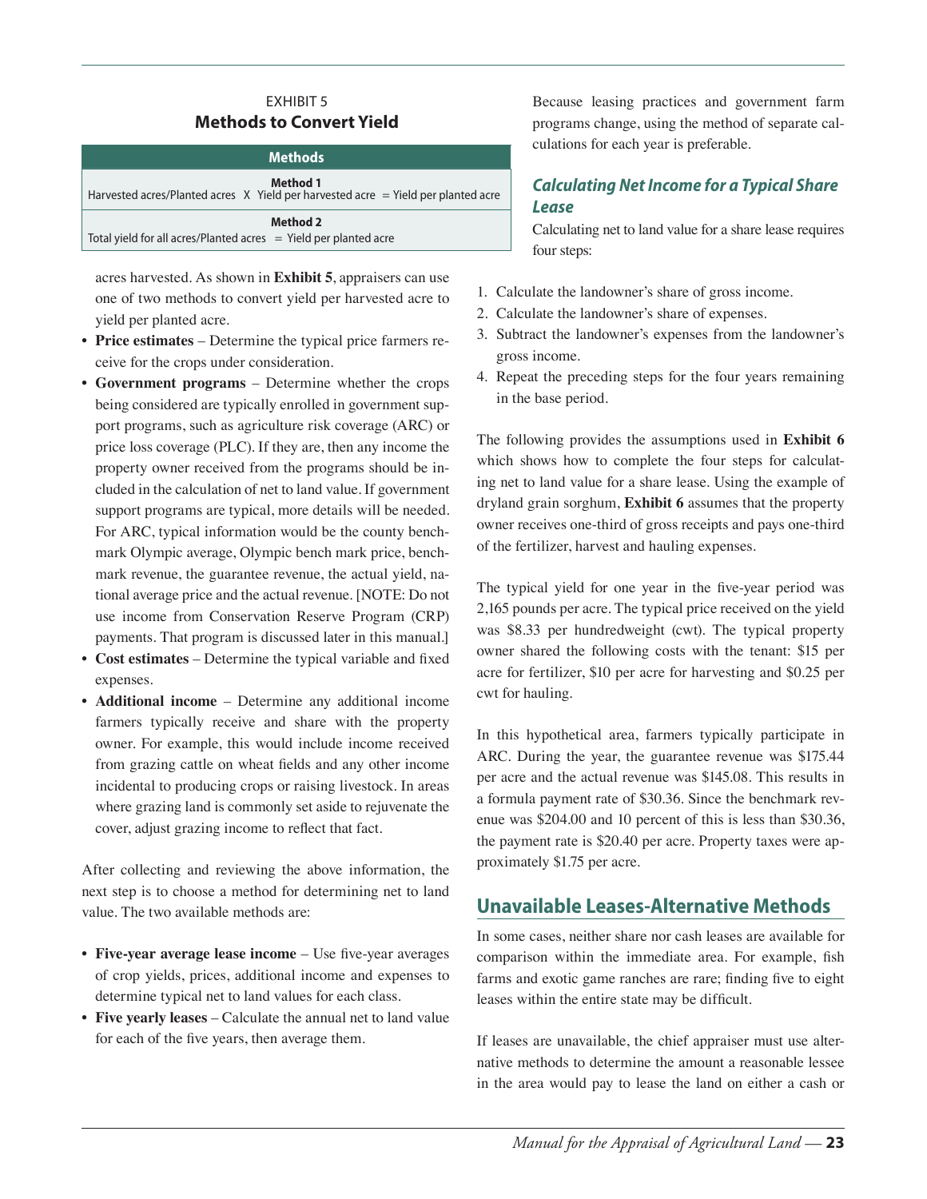EXHIBIT 5

**Methods to Convert Yield**

| Methods |
| --- |
| **Method 1**<br>Harvested acres/Planted acres X Yield per harvested acre = Yield per planted acre |
| **Method 2**<br>Total yield for all acres/Planted acres = Yield per planted acre |

acres harvested. As shown in **Exhibit 5**, appraisers can use one of two methods to convert yield per harvested acre to yield per planted acre.

- **Price estimates** – Determine the typical price farmers receive for the crops under consideration.
- **Government programs** – Determine whether the crops being considered are typically enrolled in government support programs, such as agriculture risk coverage (ARC) or price loss coverage (PLC). If they are, then any income the property owner received from the programs should be included in the calculation of net to land value. If government support programs are typical, more details will be needed. For ARC, typical information would be the county benchmark Olympic average, Olympic bench mark price, benchmark revenue, the guarantee revenue, the actual yield, national average price and the actual revenue. [NOTE: Do not use income from Conservation Reserve Program (CRP) payments. That program is discussed later in this manual.]
- **Cost estimates** – Determine the typical variable and fixed expenses.
- **Additional income** – Determine any additional income farmers typically receive and share with the property owner. For example, this would include income received from grazing cattle on wheat fields and any other income incidental to producing crops or raising livestock. In areas where grazing land is commonly set aside to rejuvenate the cover, adjust grazing income to reflect that fact.

After collecting and reviewing the above information, the next step is to choose a method for determining net to land value. The two available methods are:

- **Five-year average lease income** – Use five-year averages of crop yields, prices, additional income and expenses to determine typical net to land values for each class.
- **Five yearly leases** – Calculate the annual net to land value for each of the five years, then average them.

Because leasing practices and government farm programs change, using the method of separate calculations for each year is preferable.

### *Calculating Net Income for a Typical Share Lease*

Calculating net to land value for a share lease requires four steps:

1. Calculate the landowner's share of gross income.
2. Calculate the landowner's share of expenses.
3. Subtract the landowner's expenses from the landowner's gross income.
4. Repeat the preceding steps for the four years remaining in the base period.

The following provides the assumptions used in **Exhibit 6** which shows how to complete the four steps for calculating net to land value for a share lease. Using the example of dryland grain sorghum, **Exhibit 6** assumes that the property owner receives one-third of gross receipts and pays one-third of the fertilizer, harvest and hauling expenses.

The typical yield for one year in the five-year period was 2,165 pounds per acre. The typical price received on the yield was $8.33 per hundredweight (cwt). The typical property owner shared the following costs with the tenant: $15 per acre for fertilizer, $10 per acre for harvesting and $0.25 per cwt for hauling.

In this hypothetical area, farmers typically participate in ARC. During the year, the guarantee revenue was $175.44 per acre and the actual revenue was $145.08. This results in a formula payment rate of $30.36. Since the benchmark revenue was $204.00 and 10 percent of this is less than $30.36, the payment rate is $20.40 per acre. Property taxes were approximately $1.75 per acre.

## Unavailable Leases-Alternative Methods

In some cases, neither share nor cash leases are available for comparison within the immediate area. For example, fish farms and exotic game ranches are rare; finding five to eight leases within the entire state may be difficult.

If leases are unavailable, the chief appraiser must use alternative methods to determine the amount a reasonable lessee in the area would pay to lease the land on either a cash or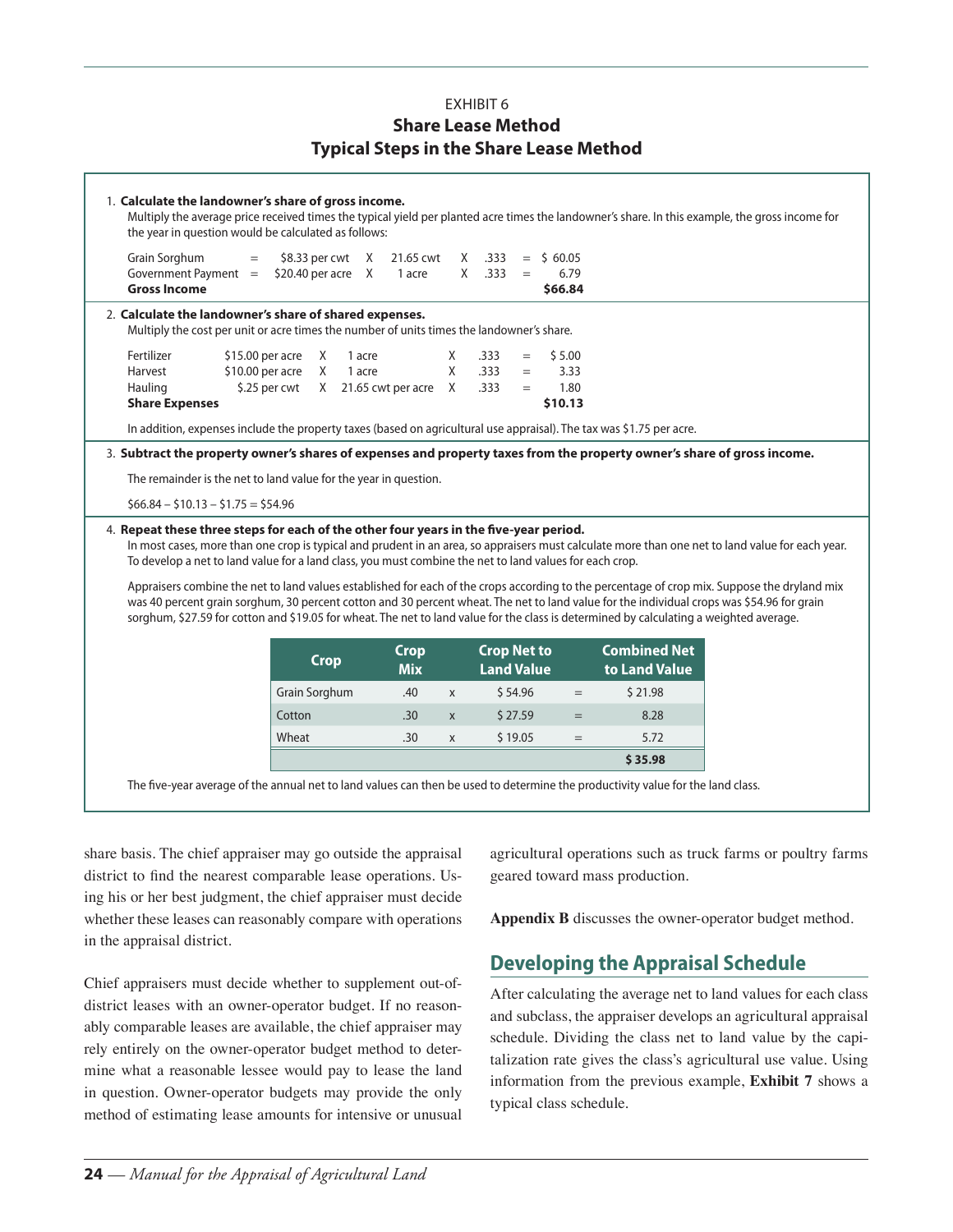EXHIBIT 6

## Share Lease Method
## Typical Steps in the Share Lease Method

1. **Calculate the landowner's share of gross income.**
   Multiply the average price received times the typical yield per planted acre times the landowner's share. In this example, the gross income for the year in question would be calculated as follows:

| | | | | | | | | |
|---|---|---|---|---|---|---|---|---|
| Grain Sorghum | = | $8.33 per cwt | X | 21.65 cwt | X | .333 | = | $ 60.05 |
| Government Payment | = | $20.40 per acre | X | 1 acre | X | .333 | = | 6.79 |
| **Gross Income** | | | | | | | | **$66.84** |

2. **Calculate the landowner's share of shared expenses.**
   Multiply the cost per unit or acre times the number of units times the landowner's share.

| | | | | | | | |
|---|---|---|---|---|---|---|---|
| Fertilizer | $15.00 per acre | X | 1 acre | X | .333 | = | $ 5.00 |
| Harvest | $10.00 per acre | X | 1 acre | X | .333 | = | 3.33 |
| Hauling | $.25 per cwt | X | 21.65 cwt per acre | X | .333 | = | 1.80 |
| **Share Expenses** | | | | | | | **$10.13** |

   In addition, expenses include the property taxes (based on agricultural use appraisal). The tax was $1.75 per acre.

3. **Subtract the property owner's shares of expenses and property taxes from the property owner's share of gross income.**

   The remainder is the net to land value for the year in question.

   $66.84 – $10.13 – $1.75 = $54.96

4. **Repeat these three steps for each of the other four years in the five-year period.**
   In most cases, more than one crop is typical and prudent in an area, so appraisers must calculate more than one net to land value for each year. To develop a net to land value for a land class, you must combine the net to land values for each crop.

   Appraisers combine the net to land values established for each of the crops according to the percentage of crop mix. Suppose the dryland mix was 40 percent grain sorghum, 30 percent cotton and 30 percent wheat. The net to land value for the individual crops was $54.96 for grain sorghum, $27.59 for cotton and $19.05 for wheat. The net to land value for the class is determined by calculating a weighted average.

| Crop | Crop Mix | | Crop Net to Land Value | | Combined Net to Land Value |
|---|---|---|---|---|---|
| Grain Sorghum | .40 | x | $ 54.96 | = | $ 21.98 |
| Cotton | .30 | x | $ 27.59 | = | 8.28 |
| Wheat | .30 | x | $ 19.05 | = | 5.72 |
| | | | | | **$ 35.98** |

   The five-year average of the annual net to land values can then be used to determine the productivity value for the land class.

share basis. The chief appraiser may go outside the appraisal district to find the nearest comparable lease operations. Using his or her best judgment, the chief appraiser must decide whether these leases can reasonably compare with operations in the appraisal district.

Chief appraisers must decide whether to supplement out-of-district leases with an owner-operator budget. If no reasonably comparable leases are available, the chief appraiser may rely entirely on the owner-operator budget method to determine what a reasonable lessee would pay to lease the land in question. Owner-operator budgets may provide the only method of estimating lease amounts for intensive or unusual agricultural operations such as truck farms or poultry farms geared toward mass production.

**Appendix B** discusses the owner-operator budget method.

## Developing the Appraisal Schedule

After calculating the average net to land values for each class and subclass, the appraiser develops an agricultural appraisal schedule. Dividing the class net to land value by the capitalization rate gives the class's agricultural use value. Using information from the previous example, **Exhibit 7** shows a typical class schedule.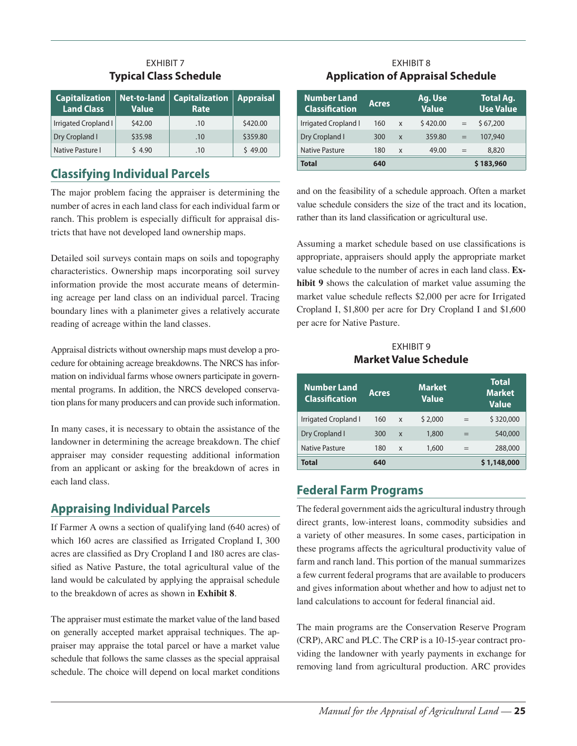EXHIBIT 7

**Typical Class Schedule**

| Capitalization Land Class | Net-to-land Value | Capitalization Rate | Appraisal |
|---|---|---|---|
| Irrigated Cropland I | $42.00 | .10 | $420.00 |
| Dry Cropland I | $35.98 | .10 | $359.80 |
| Native Pasture I | $ 4.90 | .10 | $ 49.00 |

## Classifying Individual Parcels

The major problem facing the appraiser is determining the number of acres in each land class for each individual farm or ranch. This problem is especially difficult for appraisal districts that have not developed land ownership maps.

Detailed soil surveys contain maps on soils and topography characteristics. Ownership maps incorporating soil survey information provide the most accurate means of determining acreage per land class on an individual parcel. Tracing boundary lines with a planimeter gives a relatively accurate reading of acreage within the land classes.

Appraisal districts without ownership maps must develop a procedure for obtaining acreage breakdowns. The NRCS has information on individual farms whose owners participate in governmental programs. In addition, the NRCS developed conservation plans for many producers and can provide such information.

In many cases, it is necessary to obtain the assistance of the landowner in determining the acreage breakdown. The chief appraiser may consider requesting additional information from an applicant or asking for the breakdown of acres in each land class.

## Appraising Individual Parcels

If Farmer A owns a section of qualifying land (640 acres) of which 160 acres are classified as Irrigated Cropland I, 300 acres are classified as Dry Cropland I and 180 acres are classified as Native Pasture, the total agricultural value of the land would be calculated by applying the appraisal schedule to the breakdown of acres as shown in **Exhibit 8**.

The appraiser must estimate the market value of the land based on generally accepted market appraisal techniques. The appraiser may appraise the total parcel or have a market value schedule that follows the same classes as the special appraisal schedule. The choice will depend on local market conditions and on the feasibility of a schedule approach. Often a market value schedule considers the size of the tract and its location, rather than its land classification or agricultural use.

EXHIBIT 8

**Application of Appraisal Schedule**

| Number Land Classification | Acres | | Ag. Use Value | | Total Ag. Use Value |
|---|---|---|---|---|---|
| Irrigated Cropland I | 160 | x | $ 420.00 | = | $ 67,200 |
| Dry Cropland I | 300 | x | 359.80 | = | 107,940 |
| Native Pasture | 180 | x | 49.00 | = | 8,820 |
| **Total** | **640** | | | | **$ 183,960** |

Assuming a market schedule based on use classifications is appropriate, appraisers should apply the appropriate market value schedule to the number of acres in each land class. **Exhibit 9** shows the calculation of market value assuming the market value schedule reflects $2,000 per acre for Irrigated Cropland I, $1,800 per acre for Dry Cropland I and $1,600 per acre for Native Pasture.

EXHIBIT 9

**Market Value Schedule**

| Number Land Classification | Acres | | Market Value | | Total Market Value |
|---|---|---|---|---|---|
| Irrigated Cropland I | 160 | x | $ 2,000 | = | $ 320,000 |
| Dry Cropland I | 300 | x | 1,800 | = | 540,000 |
| Native Pasture | 180 | x | 1,600 | = | 288,000 |
| **Total** | **640** | | | | **$ 1,148,000** |

## Federal Farm Programs

The federal government aids the agricultural industry through direct grants, low-interest loans, commodity subsidies and a variety of other measures. In some cases, participation in these programs affects the agricultural productivity value of farm and ranch land. This portion of the manual summarizes a few current federal programs that are available to producers and gives information about whether and how to adjust net to land calculations to account for federal financial aid.

The main programs are the Conservation Reserve Program (CRP), ARC and PLC. The CRP is a 10-15-year contract providing the landowner with yearly payments in exchange for removing land from agricultural production. ARC provides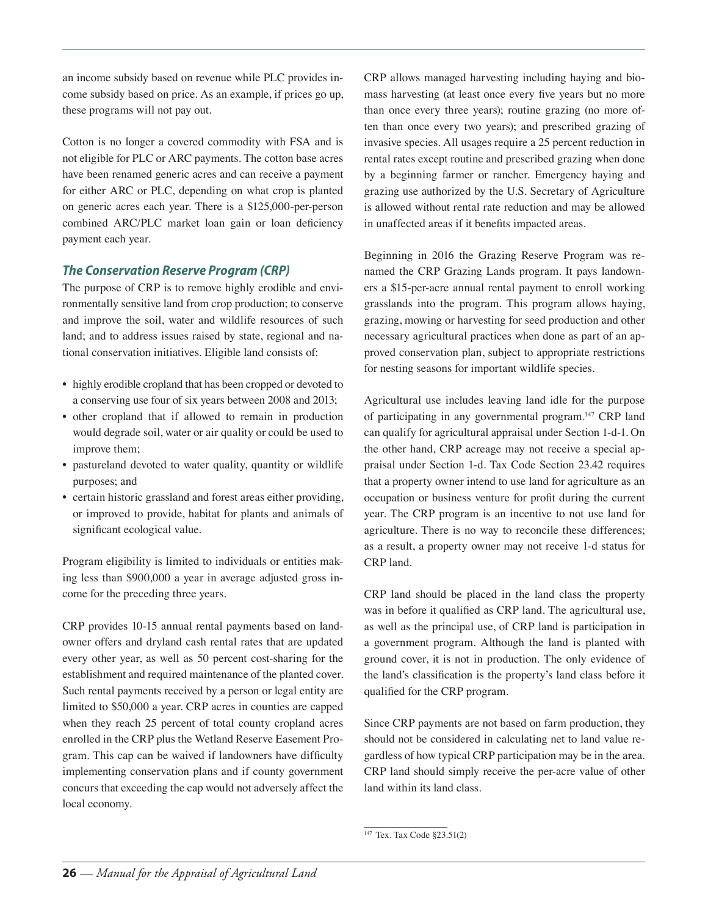an income subsidy based on revenue while PLC provides income subsidy based on price. As an example, if prices go up, these programs will not pay out.

Cotton is no longer a covered commodity with FSA and is not eligible for PLC or ARC payments. The cotton base acres have been renamed generic acres and can receive a payment for either ARC or PLC, depending on what crop is planted on generic acres each year. There is a $125,000-per-person combined ARC/PLC market loan gain or loan deficiency payment each year.

### *The Conservation Reserve Program (CRP)*

The purpose of CRP is to remove highly erodible and environmentally sensitive land from crop production; to conserve and improve the soil, water and wildlife resources of such land; and to address issues raised by state, regional and national conservation initiatives. Eligible land consists of:

- highly erodible cropland that has been cropped or devoted to a conserving use four of six years between 2008 and 2013;
- other cropland that if allowed to remain in production would degrade soil, water or air quality or could be used to improve them;
- pastureland devoted to water quality, quantity or wildlife purposes; and
- certain historic grassland and forest areas either providing, or improved to provide, habitat for plants and animals of significant ecological value.

Program eligibility is limited to individuals or entities making less than $900,000 a year in average adjusted gross income for the preceding three years.

CRP provides 10-15 annual rental payments based on landowner offers and dryland cash rental rates that are updated every other year, as well as 50 percent cost-sharing for the establishment and required maintenance of the planted cover. Such rental payments received by a person or legal entity are limited to $50,000 a year. CRP acres in counties are capped when they reach 25 percent of total county cropland acres enrolled in the CRP plus the Wetland Reserve Easement Program. This cap can be waived if landowners have difficulty implementing conservation plans and if county government concurs that exceeding the cap would not adversely affect the local economy.

CRP allows managed harvesting including haying and biomass harvesting (at least once every five years but no more than once every three years); routine grazing (no more often than once every two years); and prescribed grazing of invasive species. All usages require a 25 percent reduction in rental rates except routine and prescribed grazing when done by a beginning farmer or rancher. Emergency haying and grazing use authorized by the U.S. Secretary of Agriculture is allowed without rental rate reduction and may be allowed in unaffected areas if it benefits impacted areas.

Beginning in 2016 the Grazing Reserve Program was renamed the CRP Grazing Lands program. It pays landowners a $15-per-acre annual rental payment to enroll working grasslands into the program. This program allows haying, grazing, mowing or harvesting for seed production and other necessary agricultural practices when done as part of an approved conservation plan, subject to appropriate restrictions for nesting seasons for important wildlife species.

Agricultural use includes leaving land idle for the purpose of participating in any governmental program.[147] CRP land can qualify for agricultural appraisal under Section 1-d-1. On the other hand, CRP acreage may not receive a special appraisal under Section 1-d. Tax Code Section 23.42 requires that a property owner intend to use land for agriculture as an occupation or business venture for profit during the current year. The CRP program is an incentive to not use land for agriculture. There is no way to reconcile these differences; as a result, a property owner may not receive 1-d status for CRP land.

CRP land should be placed in the land class the property was in before it qualified as CRP land. The agricultural use, as well as the principal use, of CRP land is participation in a government program. Although the land is planted with ground cover, it is not in production. The only evidence of the land's classification is the property's land class before it qualified for the CRP program.

Since CRP payments are not based on farm production, they should not be considered in calculating net to land value regardless of how typical CRP participation may be in the area. CRP land should simply receive the per-acre value of other land within its land class.

[147] Tex. Tax Code §23.51(2)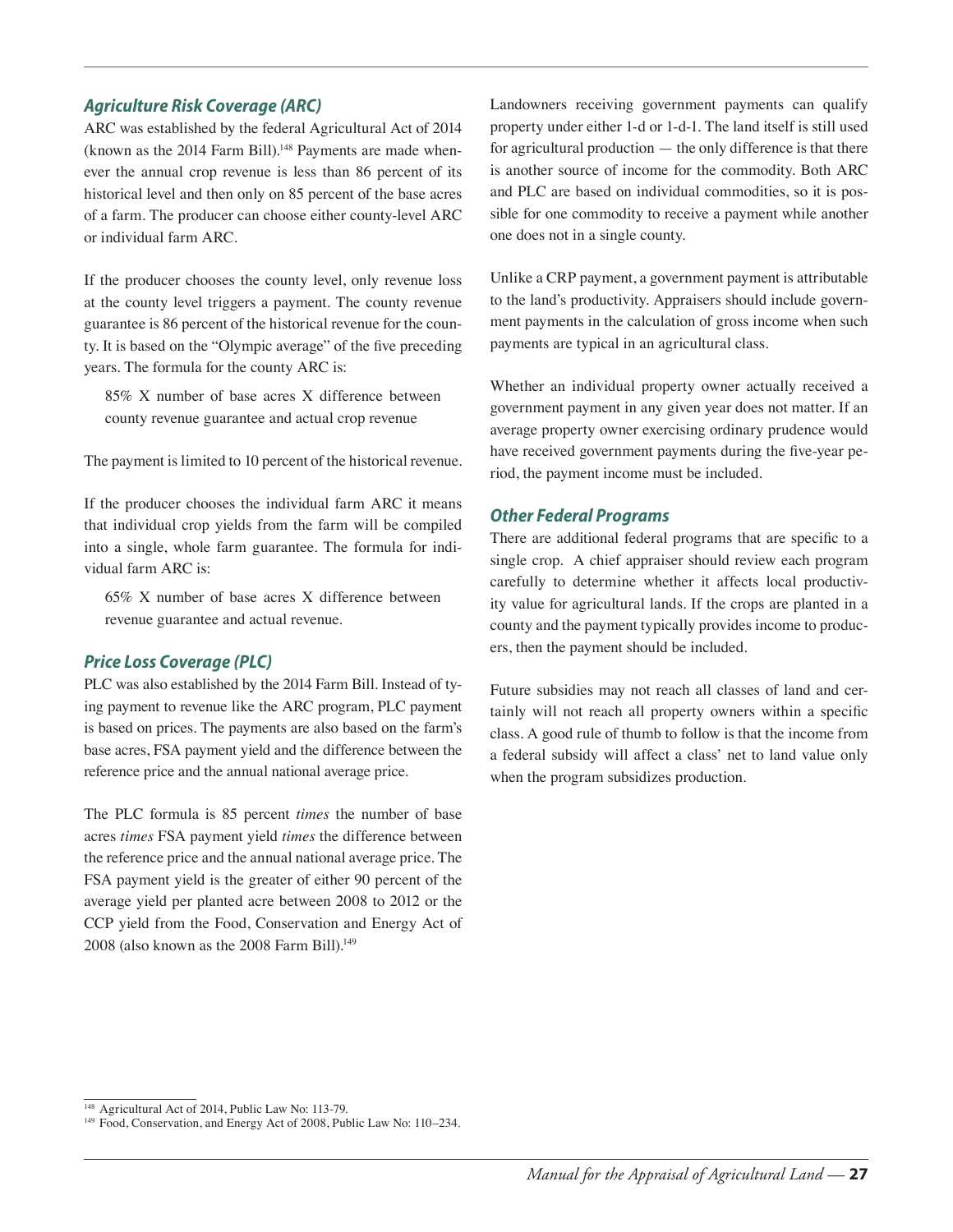### *Agriculture Risk Coverage (ARC)*

ARC was established by the federal Agricultural Act of 2014 (known as the 2014 Farm Bill).[148] Payments are made whenever the annual crop revenue is less than 86 percent of its historical level and then only on 85 percent of the base acres of a farm. The producer can choose either county-level ARC or individual farm ARC.

If the producer chooses the county level, only revenue loss at the county level triggers a payment. The county revenue guarantee is 86 percent of the historical revenue for the county. It is based on the "Olympic average" of the five preceding years. The formula for the county ARC is:

> 85% X number of base acres X difference between county revenue guarantee and actual crop revenue

The payment is limited to 10 percent of the historical revenue.

If the producer chooses the individual farm ARC it means that individual crop yields from the farm will be compiled into a single, whole farm guarantee. The formula for individual farm ARC is:

> 65% X number of base acres X difference between revenue guarantee and actual revenue.

### *Price Loss Coverage (PLC)*

PLC was also established by the 2014 Farm Bill. Instead of tying payment to revenue like the ARC program, PLC payment is based on prices. The payments are also based on the farm's base acres, FSA payment yield and the difference between the reference price and the annual national average price.

The PLC formula is 85 percent *times* the number of base acres *times* FSA payment yield *times* the difference between the reference price and the annual national average price. The FSA payment yield is the greater of either 90 percent of the average yield per planted acre between 2008 to 2012 or the CCP yield from the Food, Conservation and Energy Act of 2008 (also known as the 2008 Farm Bill).[149]

Landowners receiving government payments can qualify property under either 1-d or 1-d-1. The land itself is still used for agricultural production — the only difference is that there is another source of income for the commodity. Both ARC and PLC are based on individual commodities, so it is possible for one commodity to receive a payment while another one does not in a single county.

Unlike a CRP payment, a government payment is attributable to the land's productivity. Appraisers should include government payments in the calculation of gross income when such payments are typical in an agricultural class.

Whether an individual property owner actually received a government payment in any given year does not matter. If an average property owner exercising ordinary prudence would have received government payments during the five-year period, the payment income must be included.

### *Other Federal Programs*

There are additional federal programs that are specific to a single crop. A chief appraiser should review each program carefully to determine whether it affects local productivity value for agricultural lands. If the crops are planted in a county and the payment typically provides income to producers, then the payment should be included.

Future subsidies may not reach all classes of land and certainly will not reach all property owners within a specific class. A good rule of thumb to follow is that the income from a federal subsidy will affect a class' net to land value only when the program subsidizes production.

---

[148] Agricultural Act of 2014, Public Law No: 113-79.

[149] Food, Conservation, and Energy Act of 2008, Public Law No: 110–234.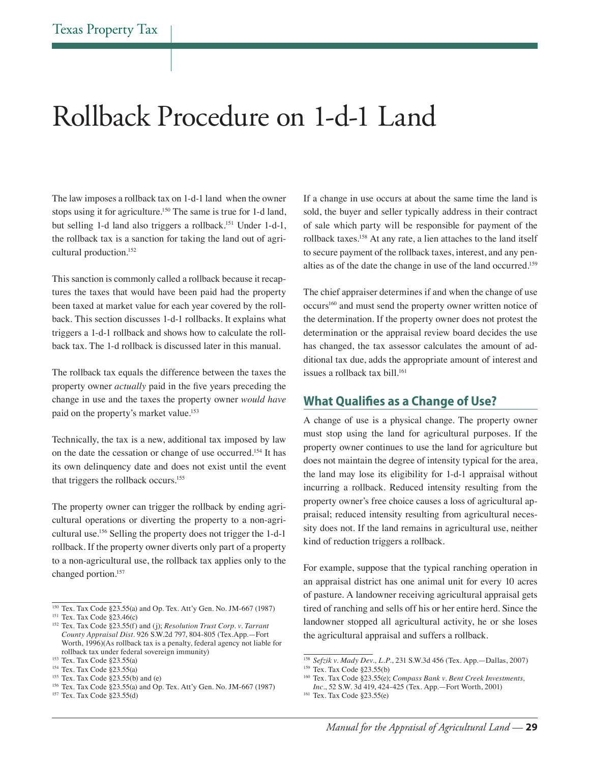# Rollback Procedure on 1-d-1 Land

The law imposes a rollback tax on 1-d-1 land when the owner stops using it for agriculture.[150] The same is true for 1-d land, but selling 1-d land also triggers a rollback.[151] Under 1-d-1, the rollback tax is a sanction for taking the land out of agricultural production.[152]

This sanction is commonly called a rollback because it recaptures the taxes that would have been paid had the property been taxed at market value for each year covered by the rollback. This section discusses 1-d-1 rollbacks. It explains what triggers a 1-d-1 rollback and shows how to calculate the rollback tax. The 1-d rollback is discussed later in this manual.

The rollback tax equals the difference between the taxes the property owner *actually* paid in the five years preceding the change in use and the taxes the property owner *would have* paid on the property's market value.[153]

Technically, the tax is a new, additional tax imposed by law on the date the cessation or change of use occurred.[154] It has its own delinquency date and does not exist until the event that triggers the rollback occurs.[155]

The property owner can trigger the rollback by ending agricultural operations or diverting the property to a non-agricultural use.[156] Selling the property does not trigger the 1-d-1 rollback. If the property owner diverts only part of a property to a non-agricultural use, the rollback tax applies only to the changed portion.[157]

If a change in use occurs at about the same time the land is sold, the buyer and seller typically address in their contract of sale which party will be responsible for payment of the rollback taxes.[158] At any rate, a lien attaches to the land itself to secure payment of the rollback taxes, interest, and any penalties as of the date the change in use of the land occurred.[159]

The chief appraiser determines if and when the change of use occurs[160] and must send the property owner written notice of the determination. If the property owner does not protest the determination or the appraisal review board decides the use has changed, the tax assessor calculates the amount of additional tax due, adds the appropriate amount of interest and issues a rollback tax bill.[161]

## What Qualifies as a Change of Use?

A change of use is a physical change. The property owner must stop using the land for agricultural purposes. If the property owner continues to use the land for agriculture but does not maintain the degree of intensity typical for the area, the land may lose its eligibility for 1-d-1 appraisal without incurring a rollback. Reduced intensity resulting from the property owner's free choice causes a loss of agricultural appraisal; reduced intensity resulting from agricultural necessity does not. If the land remains in agricultural use, neither kind of reduction triggers a rollback.

For example, suppose that the typical ranching operation in an appraisal district has one animal unit for every 10 acres of pasture. A landowner receiving agricultural appraisal gets tired of ranching and sells off his or her entire herd. Since the landowner stopped all agricultural activity, he or she loses the agricultural appraisal and suffers a rollback.

---

[150] Tex. Tax Code §23.55(a) and Op. Tex. Att'y Gen. No. JM-667 (1987)

[151] Tex. Tax Code §23.46(c)

[152] Tex. Tax Code §23.55(f) and (j); *Resolution Trust Corp. v. Tarrant County Appraisal Dist*. 926 S.W.2d 797, 804-805 (Tex.App.—Fort Worth, 1996)(As rollback tax is a penalty, federal agency not liable for rollback tax under federal sovereign immunity)

[153] Tex. Tax Code §23.55(a)

[154] Tex. Tax Code §23.55(a)

[155] Tex. Tax Code §23.55(b) and (e)

[156] Tex. Tax Code §23.55(a) and Op. Tex. Att'y Gen. No. JM-667 (1987)

[157] Tex. Tax Code §23.55(d)

[158] *Sefzik v. Mady Dev., L.P.*, 231 S.W.3d 456 (Tex. App.—Dallas, 2007)

[159] Tex. Tax Code §23.55(b)

[160] Tex. Tax Code §23.55(e); *Compass Bank v. Bent Creek Investments, Inc*., 52 S.W. 3d 419, 424-425 (Tex. App.—Fort Worth, 2001)

[161] Tex. Tax Code §23.55(e)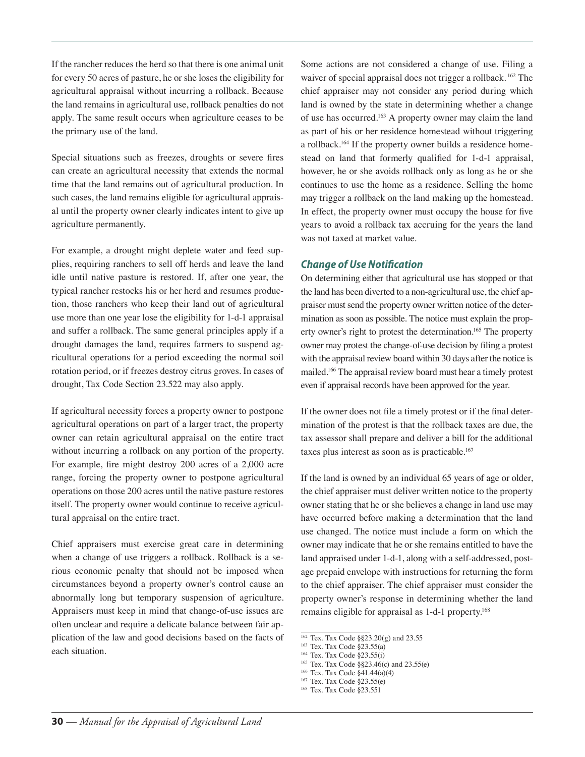If the rancher reduces the herd so that there is one animal unit for every 50 acres of pasture, he or she loses the eligibility for agricultural appraisal without incurring a rollback. Because the land remains in agricultural use, rollback penalties do not apply. The same result occurs when agriculture ceases to be the primary use of the land.

Special situations such as freezes, droughts or severe fires can create an agricultural necessity that extends the normal time that the land remains out of agricultural production. In such cases, the land remains eligible for agricultural appraisal until the property owner clearly indicates intent to give up agriculture permanently.

For example, a drought might deplete water and feed supplies, requiring ranchers to sell off herds and leave the land idle until native pasture is restored. If, after one year, the typical rancher restocks his or her herd and resumes production, those ranchers who keep their land out of agricultural use more than one year lose the eligibility for 1-d-1 appraisal and suffer a rollback. The same general principles apply if a drought damages the land, requires farmers to suspend agricultural operations for a period exceeding the normal soil rotation period, or if freezes destroy citrus groves. In cases of drought, Tax Code Section 23.522 may also apply.

If agricultural necessity forces a property owner to postpone agricultural operations on part of a larger tract, the property owner can retain agricultural appraisal on the entire tract without incurring a rollback on any portion of the property. For example, fire might destroy 200 acres of a 2,000 acre range, forcing the property owner to postpone agricultural operations on those 200 acres until the native pasture restores itself. The property owner would continue to receive agricultural appraisal on the entire tract.

Chief appraisers must exercise great care in determining when a change of use triggers a rollback. Rollback is a serious economic penalty that should not be imposed when circumstances beyond a property owner's control cause an abnormally long but temporary suspension of agriculture. Appraisers must keep in mind that change-of-use issues are often unclear and require a delicate balance between fair application of the law and good decisions based on the facts of each situation.

Some actions are not considered a change of use. Filing a waiver of special appraisal does not trigger a rollback.[162] The chief appraiser may not consider any period during which land is owned by the state in determining whether a change of use has occurred.[163] A property owner may claim the land as part of his or her residence homestead without triggering a rollback.[164] If the property owner builds a residence homestead on land that formerly qualified for 1-d-1 appraisal, however, he or she avoids rollback only as long as he or she continues to use the home as a residence. Selling the home may trigger a rollback on the land making up the homestead. In effect, the property owner must occupy the house for five years to avoid a rollback tax accruing for the years the land was not taxed at market value.

### *Change of Use Notification*

On determining either that agricultural use has stopped or that the land has been diverted to a non-agricultural use, the chief appraiser must send the property owner written notice of the determination as soon as possible. The notice must explain the property owner's right to protest the determination.[165] The property owner may protest the change-of-use decision by filing a protest with the appraisal review board within 30 days after the notice is mailed.[166] The appraisal review board must hear a timely protest even if appraisal records have been approved for the year.

If the owner does not file a timely protest or if the final determination of the protest is that the rollback taxes are due, the tax assessor shall prepare and deliver a bill for the additional taxes plus interest as soon as is practicable.[167]

If the land is owned by an individual 65 years of age or older, the chief appraiser must deliver written notice to the property owner stating that he or she believes a change in land use may have occurred before making a determination that the land use changed. The notice must include a form on which the owner may indicate that he or she remains entitled to have the land appraised under 1-d-1, along with a self-addressed, postage prepaid envelope with instructions for returning the form to the chief appraiser. The chief appraiser must consider the property owner's response in determining whether the land remains eligible for appraisal as 1-d-1 property.[168]

---

[162] Tex. Tax Code §§23.20(g) and 23.55
[163] Tex. Tax Code §23.55(a)
[164] Tex. Tax Code §23.55(i)
[165] Tex. Tax Code §§23.46(c) and 23.55(e)
[166] Tex. Tax Code §41.44(a)(4)
[167] Tex. Tax Code §23.55(e)
[168] Tex. Tax Code §23.551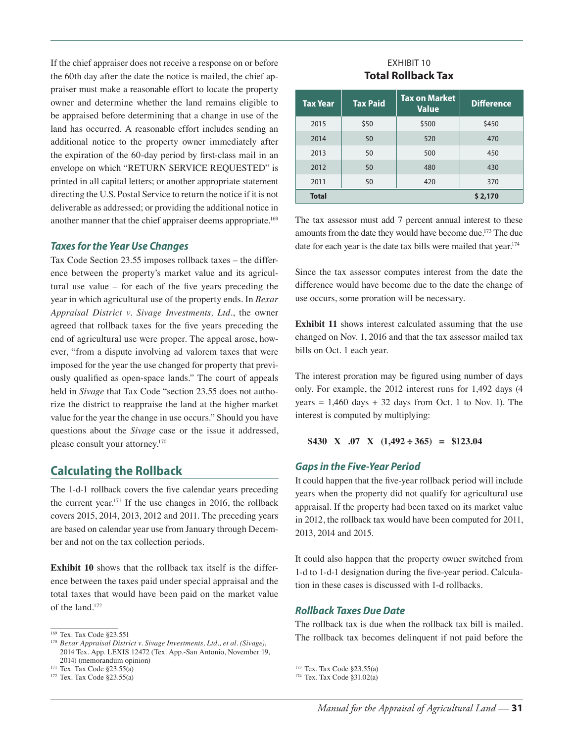If the chief appraiser does not receive a response on or before the 60th day after the date the notice is mailed, the chief appraiser must make a reasonable effort to locate the property owner and determine whether the land remains eligible to be appraised before determining that a change in use of the land has occurred. A reasonable effort includes sending an additional notice to the property owner immediately after the expiration of the 60-day period by first-class mail in an envelope on which "RETURN SERVICE REQUESTED" is printed in all capital letters; or another appropriate statement directing the U.S. Postal Service to return the notice if it is not deliverable as addressed; or providing the additional notice in another manner that the chief appraiser deems appropriate.[169]

### *Taxes for the Year Use Changes*

Tax Code Section 23.55 imposes rollback taxes – the difference between the property's market value and its agricultural use value – for each of the five years preceding the year in which agricultural use of the property ends. In *Bexar Appraisal District v. Sivage Investments, Ltd.*, the owner agreed that rollback taxes for the five years preceding the end of agricultural use were proper. The appeal arose, however, "from a dispute involving ad valorem taxes that were imposed for the year the use changed for property that previously qualified as open-space lands." The court of appeals held in *Sivage* that Tax Code "section 23.55 does not authorize the district to reappraise the land at the higher market value for the year the change in use occurs." Should you have questions about the *Sivage* case or the issue it addressed, please consult your attorney.[170]

## Calculating the Rollback

The 1-d-1 rollback covers the five calendar years preceding the current year.[171] If the use changes in 2016, the rollback covers 2015, 2014, 2013, 2012 and 2011. The preceding years are based on calendar year use from January through December and not on the tax collection periods.

**Exhibit 10** shows that the rollback tax itself is the difference between the taxes paid under special appraisal and the total taxes that would have been paid on the market value of the land.[172]

EXHIBIT 10
**Total Rollback Tax**

| Tax Year | Tax Paid | Tax on Market Value | Difference |
|---|---|---|---|
| 2015 | $50 | $500 | $450 |
| 2014 | 50 | 520 | 470 |
| 2013 | 50 | 500 | 450 |
| 2012 | 50 | 480 | 430 |
| 2011 | 50 | 420 | 370 |
| **Total** | | | **$ 2,170** |

The tax assessor must add 7 percent annual interest to these amounts from the date they would have become due.[173] The due date for each year is the date tax bills were mailed that year.[174]

Since the tax assessor computes interest from the date the difference would have become due to the date the change of use occurs, some proration will be necessary.

**Exhibit 11** shows interest calculated assuming that the use changed on Nov. 1, 2016 and that the tax assessor mailed tax bills on Oct. 1 each year.

The interest proration may be figured using number of days only. For example, the 2012 interest runs for 1,492 days (4 years = 1,460 days + 32 days from Oct. 1 to Nov. 1). The interest is computed by multiplying:

$$\$430 \times .07 \times (1{,}492 \div 365) = \$123.04$$

### *Gaps in the Five-Year Period*

It could happen that the five-year rollback period will include years when the property did not qualify for agricultural use appraisal. If the property had been taxed on its market value in 2012, the rollback tax would have been computed for 2011, 2013, 2014 and 2015.

It could also happen that the property owner switched from 1-d to 1-d-1 designation during the five-year period. Calculation in these cases is discussed with 1-d rollbacks.

### *Rollback Taxes Due Date*

The rollback tax is due when the rollback tax bill is mailed. The rollback tax becomes delinquent if not paid before the

---

[169] Tex. Tax Code §23.551

[170] *Bexar Appraisal District v. Sivage Investments, Ltd., et al. (Sivage)*, 2014 Tex. App. LEXIS 12472 (Tex. App.-San Antonio, November 19, 2014) (memorandum opinion)

[171] Tex. Tax Code §23.55(a)

[172] Tex. Tax Code §23.55(a)

[173] Tex. Tax Code §23.55(a)

[174] Tex. Tax Code §31.02(a)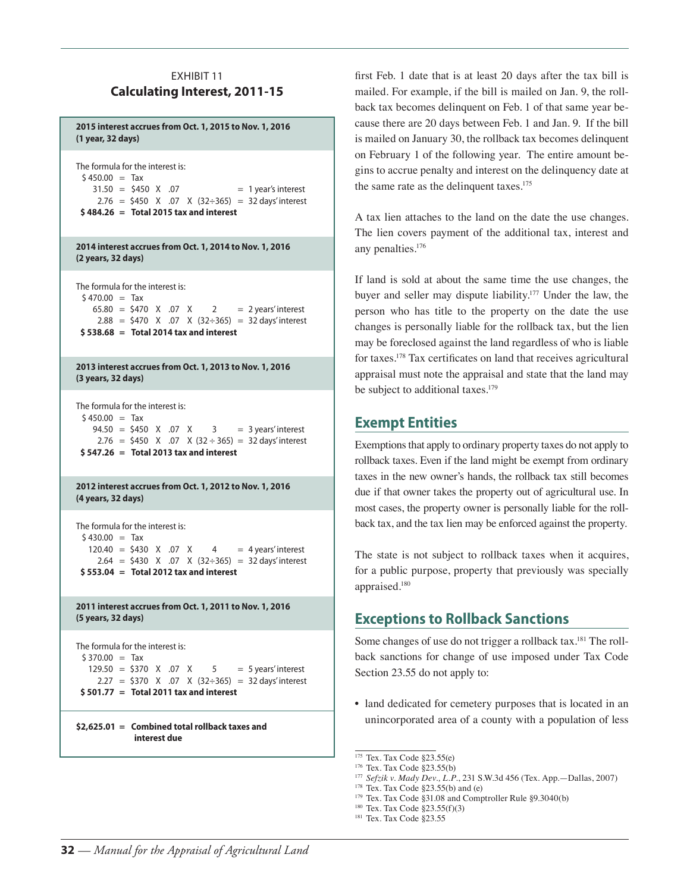EXHIBIT 11

**Calculating Interest, 2011-15**

**2015 interest accrues from Oct. 1, 2015 to Nov. 1, 2016 (1 year, 32 days)**

The formula for the interest is:

```
 $ 450.00 = Tax
    31.50 = $450 X .07                 = 1 year's interest
     2.76 = $450 X .07 X (32÷365)      = 32 days' interest
 $ 484.26 = Total 2015 tax and interest
```

**2014 interest accrues from Oct. 1, 2014 to Nov. 1, 2016 (2 years, 32 days)**

The formula for the interest is:

```
 $ 470.00 = Tax
    65.80 = $470 X .07 X 2             = 2 years' interest
     2.88 = $470 X .07 X (32÷365)      = 32 days' interest
 $ 538.68 = Total 2014 tax and interest
```

**2013 interest accrues from Oct. 1, 2013 to Nov. 1, 2016 (3 years, 32 days)**

The formula for the interest is:

```
 $ 450.00 = Tax
    94.50 = $450 X .07 X 3             = 3 years' interest
     2.76 = $450 X .07 X (32 ÷ 365)    = 32 days' interest
 $ 547.26 = Total 2013 tax and interest
```

**2012 interest accrues from Oct. 1, 2012 to Nov. 1, 2016 (4 years, 32 days)**

The formula for the interest is:

```
 $ 430.00 = Tax
   120.40 = $430 X .07 X 4             = 4 years' interest
     2.64 = $430 X .07 X (32÷365)      = 32 days' interest
 $ 553.04 = Total 2012 tax and interest
```

**2011 interest accrues from Oct. 1, 2011 to Nov. 1, 2016 (5 years, 32 days)**

The formula for the interest is:

```
 $ 370.00 = Tax
   129.50 = $370 X .07 X 5             = 5 years' interest
     2.27 = $370 X .07 X (32÷365)      = 32 days' interest
 $ 501.77 = Total 2011 tax and interest
```

**$2,625.01 = Combined total rollback taxes and interest due**

first Feb. 1 date that is at least 20 days after the tax bill is mailed. For example, if the bill is mailed on Jan. 9, the rollback tax becomes delinquent on Feb. 1 of that same year because there are 20 days between Feb. 1 and Jan. 9. If the bill is mailed on January 30, the rollback tax becomes delinquent on February 1 of the following year. The entire amount begins to accrue penalty and interest on the delinquency date at the same rate as the delinquent taxes.[175]

A tax lien attaches to the land on the date the use changes. The lien covers payment of the additional tax, interest and any penalties.[176]

If land is sold at about the same time the use changes, the buyer and seller may dispute liability.[177] Under the law, the person who has title to the property on the date the use changes is personally liable for the rollback tax, but the lien may be foreclosed against the land regardless of who is liable for taxes.[178] Tax certificates on land that receives agricultural appraisal must note the appraisal and state that the land may be subject to additional taxes.[179]

## Exempt Entities

Exemptions that apply to ordinary property taxes do not apply to rollback taxes. Even if the land might be exempt from ordinary taxes in the new owner's hands, the rollback tax still becomes due if that owner takes the property out of agricultural use. In most cases, the property owner is personally liable for the rollback tax, and the tax lien may be enforced against the property.

The state is not subject to rollback taxes when it acquires, for a public purpose, property that previously was specially appraised.[180]

## Exceptions to Rollback Sanctions

Some changes of use do not trigger a rollback tax.[181] The rollback sanctions for change of use imposed under Tax Code Section 23.55 do not apply to:

- land dedicated for cemetery purposes that is located in an unincorporated area of a county with a population of less

---

[175] Tex. Tax Code §23.55(e)
[176] Tex. Tax Code §23.55(b)
[177] *Sefzik v. Mady Dev., L.P.*, 231 S.W.3d 456 (Tex. App.—Dallas, 2007)
[178] Tex. Tax Code §23.55(b) and (e)
[179] Tex. Tax Code §31.08 and Comptroller Rule §9.3040(b)
[180] Tex. Tax Code §23.55(f)(3)
[181] Tex. Tax Code §23.55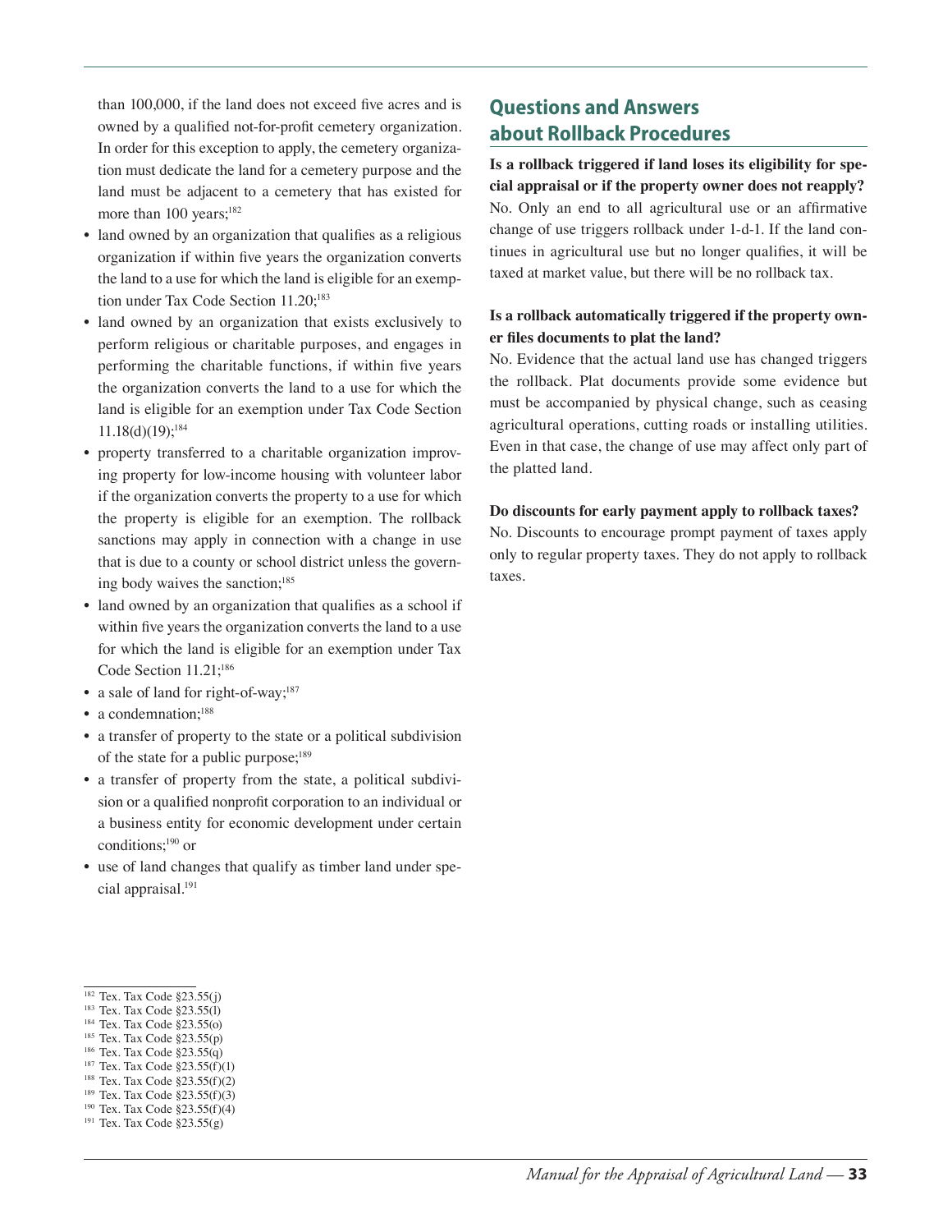than 100,000, if the land does not exceed five acres and is owned by a qualified not-for-profit cemetery organization. In order for this exception to apply, the cemetery organization must dedicate the land for a cemetery purpose and the land must be adjacent to a cemetery that has existed for more than 100 years;[182]

- land owned by an organization that qualifies as a religious organization if within five years the organization converts the land to a use for which the land is eligible for an exemption under Tax Code Section 11.20;[183]
- land owned by an organization that exists exclusively to perform religious or charitable purposes, and engages in performing the charitable functions, if within five years the organization converts the land to a use for which the land is eligible for an exemption under Tax Code Section 11.18(d)(19);[184]
- property transferred to a charitable organization improving property for low-income housing with volunteer labor if the organization converts the property to a use for which the property is eligible for an exemption. The rollback sanctions may apply in connection with a change in use that is due to a county or school district unless the governing body waives the sanction;[185]
- land owned by an organization that qualifies as a school if within five years the organization converts the land to a use for which the land is eligible for an exemption under Tax Code Section 11.21;[186]
- a sale of land for right-of-way;[187]
- a condemnation;[188]
- a transfer of property to the state or a political subdivision of the state for a public purpose;[189]
- a transfer of property from the state, a political subdivision or a qualified nonprofit corporation to an individual or a business entity for economic development under certain conditions;[190] or
- use of land changes that qualify as timber land under special appraisal.[191]

[182] Tex. Tax Code §23.55(j)
[183] Tex. Tax Code §23.55(l)
[184] Tex. Tax Code §23.55(o)
[185] Tex. Tax Code §23.55(p)
[186] Tex. Tax Code §23.55(q)
[187] Tex. Tax Code §23.55(f)(1)
[188] Tex. Tax Code §23.55(f)(2)
[189] Tex. Tax Code §23.55(f)(3)
[190] Tex. Tax Code §23.55(f)(4)
[191] Tex. Tax Code §23.55(g)

## Questions and Answers about Rollback Procedures

**Is a rollback triggered if land loses its eligibility for special appraisal or if the property owner does not reapply?**
No. Only an end to all agricultural use or an affirmative change of use triggers rollback under 1-d-1. If the land continues in agricultural use but no longer qualifies, it will be taxed at market value, but there will be no rollback tax.

**Is a rollback automatically triggered if the property owner files documents to plat the land?**
No. Evidence that the actual land use has changed triggers the rollback. Plat documents provide some evidence but must be accompanied by physical change, such as ceasing agricultural operations, cutting roads or installing utilities. Even in that case, the change of use may affect only part of the platted land.

**Do discounts for early payment apply to rollback taxes?**
No. Discounts to encourage prompt payment of taxes apply only to regular property taxes. They do not apply to rollback taxes.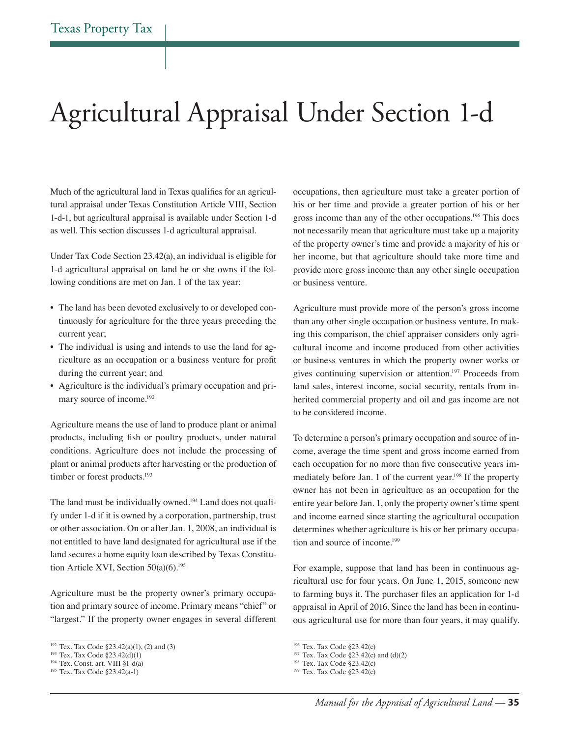# Agricultural Appraisal Under Section 1-d

Much of the agricultural land in Texas qualifies for an agricultural appraisal under Texas Constitution Article VIII, Section 1-d-1, but agricultural appraisal is available under Section 1-d as well. This section discusses 1-d agricultural appraisal.

Under Tax Code Section 23.42(a), an individual is eligible for 1-d agricultural appraisal on land he or she owns if the following conditions are met on Jan. 1 of the tax year:

- The land has been devoted exclusively to or developed continuously for agriculture for the three years preceding the current year;
- The individual is using and intends to use the land for agriculture as an occupation or a business venture for profit during the current year; and
- Agriculture is the individual's primary occupation and primary source of income.[192]

Agriculture means the use of land to produce plant or animal products, including fish or poultry products, under natural conditions. Agriculture does not include the processing of plant or animal products after harvesting or the production of timber or forest products.[193]

The land must be individually owned.[194] Land does not qualify under 1-d if it is owned by a corporation, partnership, trust or other association. On or after Jan. 1, 2008, an individual is not entitled to have land designated for agricultural use if the land secures a home equity loan described by Texas Constitution Article XVI, Section 50(a)(6).[195]

Agriculture must be the property owner's primary occupation and primary source of income. Primary means "chief" or "largest." If the property owner engages in several different occupations, then agriculture must take a greater portion of his or her time and provide a greater portion of his or her gross income than any of the other occupations.[196] This does not necessarily mean that agriculture must take up a majority of the property owner's time and provide a majority of his or her income, but that agriculture should take more time and provide more gross income than any other single occupation or business venture.

Agriculture must provide more of the person's gross income than any other single occupation or business venture. In making this comparison, the chief appraiser considers only agricultural income and income produced from other activities or business ventures in which the property owner works or gives continuing supervision or attention.[197] Proceeds from land sales, interest income, social security, rentals from inherited commercial property and oil and gas income are not to be considered income.

To determine a person's primary occupation and source of income, average the time spent and gross income earned from each occupation for no more than five consecutive years immediately before Jan. 1 of the current year.[198] If the property owner has not been in agriculture as an occupation for the entire year before Jan. 1, only the property owner's time spent and income earned since starting the agricultural occupation determines whether agriculture is his or her primary occupation and source of income.[199]

For example, suppose that land has been in continuous agricultural use for four years. On June 1, 2015, someone new to farming buys it. The purchaser files an application for 1-d appraisal in April of 2016. Since the land has been in continuous agricultural use for more than four years, it may qualify.

---

[192] Tex. Tax Code §23.42(a)(1), (2) and (3)
[193] Tex. Tax Code §23.42(d)(1)
[194] Tex. Const. art. VIII §1-d(a)
[195] Tex. Tax Code §23.42(a-1)
[196] Tex. Tax Code §23.42(c)
[197] Tex. Tax Code §23.42(c) and (d)(2)
[198] Tex. Tax Code §23.42(c)
[199] Tex. Tax Code §23.42(c)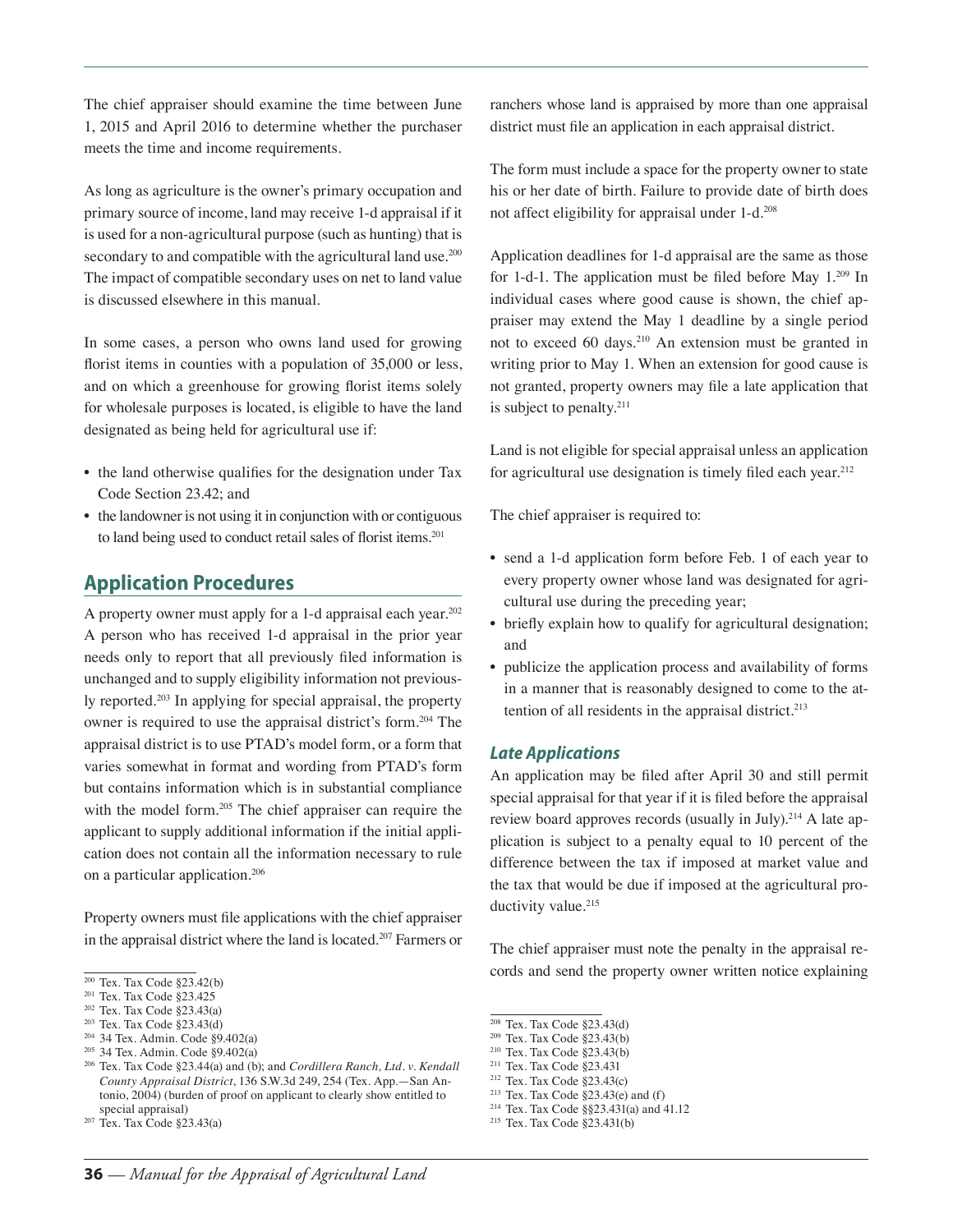The chief appraiser should examine the time between June 1, 2015 and April 2016 to determine whether the purchaser meets the time and income requirements.

As long as agriculture is the owner's primary occupation and primary source of income, land may receive 1-d appraisal if it is used for a non-agricultural purpose (such as hunting) that is secondary to and compatible with the agricultural land use.[200] The impact of compatible secondary uses on net to land value is discussed elsewhere in this manual.

In some cases, a person who owns land used for growing florist items in counties with a population of 35,000 or less, and on which a greenhouse for growing florist items solely for wholesale purposes is located, is eligible to have the land designated as being held for agricultural use if:

- the land otherwise qualifies for the designation under Tax Code Section 23.42; and
- the landowner is not using it in conjunction with or contiguous to land being used to conduct retail sales of florist items.[201]

## Application Procedures

A property owner must apply for a 1-d appraisal each year.[202] A person who has received 1-d appraisal in the prior year needs only to report that all previously filed information is unchanged and to supply eligibility information not previously reported.[203] In applying for special appraisal, the property owner is required to use the appraisal district's form.[204] The appraisal district is to use PTAD's model form, or a form that varies somewhat in format and wording from PTAD's form but contains information which is in substantial compliance with the model form.[205] The chief appraiser can require the applicant to supply additional information if the initial application does not contain all the information necessary to rule on a particular application.[206]

Property owners must file applications with the chief appraiser in the appraisal district where the land is located.[207] Farmers or ranchers whose land is appraised by more than one appraisal district must file an application in each appraisal district.

The form must include a space for the property owner to state his or her date of birth. Failure to provide date of birth does not affect eligibility for appraisal under 1-d.[208]

Application deadlines for 1-d appraisal are the same as those for 1-d-1. The application must be filed before May 1.[209] In individual cases where good cause is shown, the chief appraiser may extend the May 1 deadline by a single period not to exceed 60 days.[210] An extension must be granted in writing prior to May 1. When an extension for good cause is not granted, property owners may file a late application that is subject to penalty.[211]

Land is not eligible for special appraisal unless an application for agricultural use designation is timely filed each year.[212]

The chief appraiser is required to:

- send a 1-d application form before Feb. 1 of each year to every property owner whose land was designated for agricultural use during the preceding year;
- briefly explain how to qualify for agricultural designation; and
- publicize the application process and availability of forms in a manner that is reasonably designed to come to the attention of all residents in the appraisal district.[213]

### *Late Applications*

An application may be filed after April 30 and still permit special appraisal for that year if it is filed before the appraisal review board approves records (usually in July).[214] A late application is subject to a penalty equal to 10 percent of the difference between the tax if imposed at market value and the tax that would be due if imposed at the agricultural productivity value.[215]

The chief appraiser must note the penalty in the appraisal records and send the property owner written notice explaining

---

[200] Tex. Tax Code §23.42(b)
[201] Tex. Tax Code §23.425
[202] Tex. Tax Code §23.43(a)
[203] Tex. Tax Code §23.43(d)
[204] 34 Tex. Admin. Code §9.402(a)
[205] 34 Tex. Admin. Code §9.402(a)
[206] Tex. Tax Code §23.44(a) and (b); and *Cordillera Ranch, Ltd. v. Kendall County Appraisal District*, 136 S.W.3d 249, 254 (Tex. App.—San Antonio, 2004) (burden of proof on applicant to clearly show entitled to special appraisal)
[207] Tex. Tax Code §23.43(a)
[208] Tex. Tax Code §23.43(d)
[209] Tex. Tax Code §23.43(b)
[210] Tex. Tax Code §23.43(b)
[211] Tex. Tax Code §23.431
[212] Tex. Tax Code §23.43(c)
[213] Tex. Tax Code §23.43(e) and (f)
[214] Tex. Tax Code §§23.431(a) and 41.12
[215] Tex. Tax Code §23.431(b)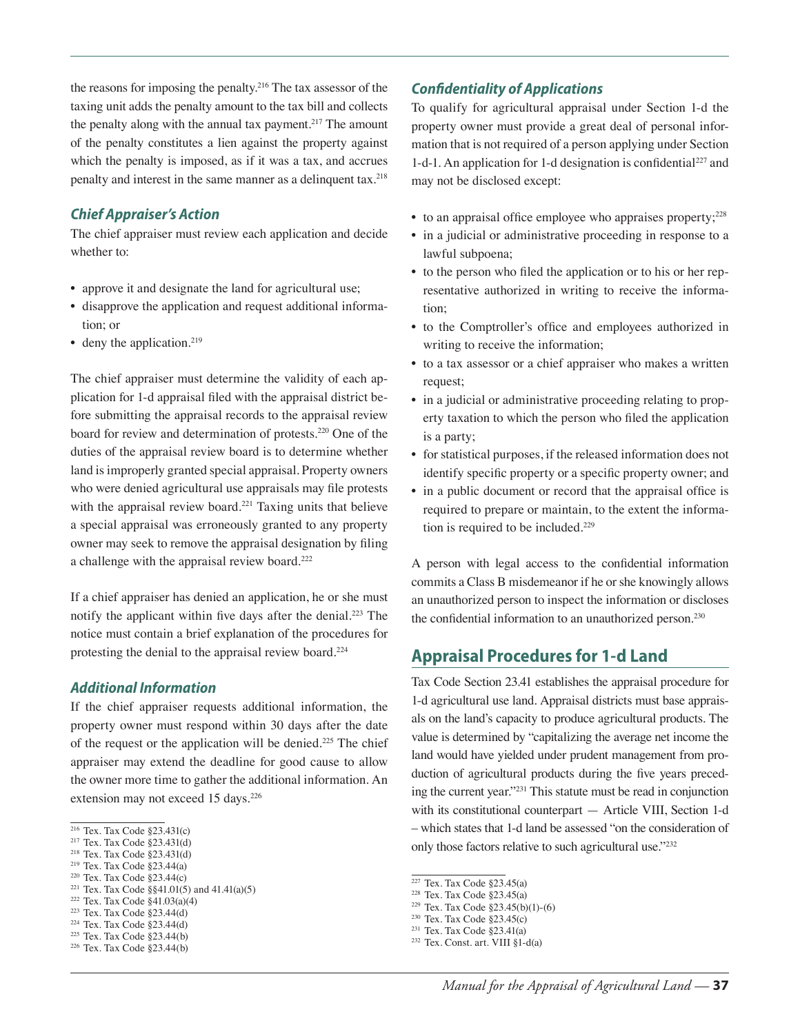the reasons for imposing the penalty.[216] The tax assessor of the taxing unit adds the penalty amount to the tax bill and collects the penalty along with the annual tax payment.[217] The amount of the penalty constitutes a lien against the property against which the penalty is imposed, as if it was a tax, and accrues penalty and interest in the same manner as a delinquent tax.[218]

### *Chief Appraiser's Action*

The chief appraiser must review each application and decide whether to:

- approve it and designate the land for agricultural use;
- disapprove the application and request additional information; or
- deny the application.[219]

The chief appraiser must determine the validity of each application for 1-d appraisal filed with the appraisal district before submitting the appraisal records to the appraisal review board for review and determination of protests.[220] One of the duties of the appraisal review board is to determine whether land is improperly granted special appraisal. Property owners who were denied agricultural use appraisals may file protests with the appraisal review board.[221] Taxing units that believe a special appraisal was erroneously granted to any property owner may seek to remove the appraisal designation by filing a challenge with the appraisal review board.[222]

If a chief appraiser has denied an application, he or she must notify the applicant within five days after the denial.[223] The notice must contain a brief explanation of the procedures for protesting the denial to the appraisal review board.[224]

### *Additional Information*

If the chief appraiser requests additional information, the property owner must respond within 30 days after the date of the request or the application will be denied.[225] The chief appraiser may extend the deadline for good cause to allow the owner more time to gather the additional information. An extension may not exceed 15 days.[226]

[216] Tex. Tax Code §23.431(c)
[217] Tex. Tax Code §23.431(d)
[218] Tex. Tax Code §23.431(d)
[219] Tex. Tax Code §23.44(a)
[220] Tex. Tax Code §23.44(c)
[221] Tex. Tax Code §§41.01(5) and 41.41(a)(5)
[222] Tex. Tax Code §41.03(a)(4)
[223] Tex. Tax Code §23.44(d)
[224] Tex. Tax Code §23.44(d)
[225] Tex. Tax Code §23.44(b)
[226] Tex. Tax Code §23.44(b)

### *Confidentiality of Applications*

To qualify for agricultural appraisal under Section 1-d the property owner must provide a great deal of personal information that is not required of a person applying under Section 1-d-1. An application for 1-d designation is confidential[227] and may not be disclosed except:

- to an appraisal office employee who appraises property;[228]
- in a judicial or administrative proceeding in response to a lawful subpoena;
- to the person who filed the application or to his or her representative authorized in writing to receive the information;
- to the Comptroller's office and employees authorized in writing to receive the information;
- to a tax assessor or a chief appraiser who makes a written request;
- in a judicial or administrative proceeding relating to property taxation to which the person who filed the application is a party;
- for statistical purposes, if the released information does not identify specific property or a specific property owner; and
- in a public document or record that the appraisal office is required to prepare or maintain, to the extent the information is required to be included.[229]

A person with legal access to the confidential information commits a Class B misdemeanor if he or she knowingly allows an unauthorized person to inspect the information or discloses the confidential information to an unauthorized person.[230]

## Appraisal Procedures for 1-d Land

Tax Code Section 23.41 establishes the appraisal procedure for 1-d agricultural use land. Appraisal districts must base appraisals on the land's capacity to produce agricultural products. The value is determined by "capitalizing the average net income the land would have yielded under prudent management from production of agricultural products during the five years preceding the current year."[231] This statute must be read in conjunction with its constitutional counterpart — Article VIII, Section 1-d – which states that 1-d land be assessed "on the consideration of only those factors relative to such agricultural use."[232]

[227] Tex. Tax Code §23.45(a)
[228] Tex. Tax Code §23.45(a)
[229] Tex. Tax Code §23.45(b)(1)-(6)
[230] Tex. Tax Code §23.45(c)
[231] Tex. Tax Code §23.41(a)
[232] Tex. Const. art. VIII §1-d(a)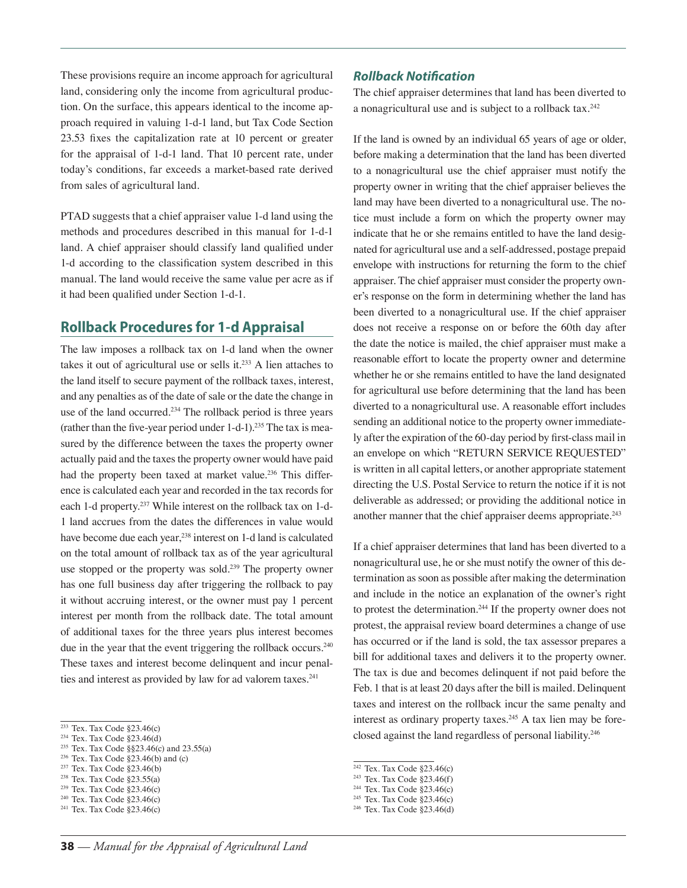These provisions require an income approach for agricultural land, considering only the income from agricultural production. On the surface, this appears identical to the income approach required in valuing 1-d-1 land, but Tax Code Section 23.53 fixes the capitalization rate at 10 percent or greater for the appraisal of 1-d-1 land. That 10 percent rate, under today's conditions, far exceeds a market-based rate derived from sales of agricultural land.

PTAD suggests that a chief appraiser value 1-d land using the methods and procedures described in this manual for 1-d-1 land. A chief appraiser should classify land qualified under 1-d according to the classification system described in this manual. The land would receive the same value per acre as if it had been qualified under Section 1-d-1.

## Rollback Procedures for 1-d Appraisal

The law imposes a rollback tax on 1-d land when the owner takes it out of agricultural use or sells it.[233] A lien attaches to the land itself to secure payment of the rollback taxes, interest, and any penalties as of the date of sale or the date the change in use of the land occurred.[234] The rollback period is three years (rather than the five-year period under 1-d-1).[235] The tax is measured by the difference between the taxes the property owner actually paid and the taxes the property owner would have paid had the property been taxed at market value.[236] This difference is calculated each year and recorded in the tax records for each 1-d property.[237] While interest on the rollback tax on 1-d-1 land accrues from the dates the differences in value would have become due each year,[238] interest on 1-d land is calculated on the total amount of rollback tax as of the year agricultural use stopped or the property was sold.[239] The property owner has one full business day after triggering the rollback to pay it without accruing interest, or the owner must pay 1 percent interest per month from the rollback date. The total amount of additional taxes for the three years plus interest becomes due in the year that the event triggering the rollback occurs.[240] These taxes and interest become delinquent and incur penalties and interest as provided by law for ad valorem taxes.[241]

[233] Tex. Tax Code §23.46(c)
[234] Tex. Tax Code §23.46(d)
[235] Tex. Tax Code §§23.46(c) and 23.55(a)
[236] Tex. Tax Code §23.46(b) and (c)
[237] Tex. Tax Code §23.46(b)
[238] Tex. Tax Code §23.55(a)
[239] Tex. Tax Code §23.46(c)
[240] Tex. Tax Code §23.46(c)
[241] Tex. Tax Code §23.46(c)

### *Rollback Notification*

The chief appraiser determines that land has been diverted to a nonagricultural use and is subject to a rollback tax.[242]

If the land is owned by an individual 65 years of age or older, before making a determination that the land has been diverted to a nonagricultural use the chief appraiser must notify the property owner in writing that the chief appraiser believes the land may have been diverted to a nonagricultural use. The notice must include a form on which the property owner may indicate that he or she remains entitled to have the land designated for agricultural use and a self-addressed, postage prepaid envelope with instructions for returning the form to the chief appraiser. The chief appraiser must consider the property owner's response on the form in determining whether the land has been diverted to a nonagricultural use. If the chief appraiser does not receive a response on or before the 60th day after the date the notice is mailed, the chief appraiser must make a reasonable effort to locate the property owner and determine whether he or she remains entitled to have the land designated for agricultural use before determining that the land has been diverted to a nonagricultural use. A reasonable effort includes sending an additional notice to the property owner immediately after the expiration of the 60-day period by first-class mail in an envelope on which "RETURN SERVICE REQUESTED" is written in all capital letters, or another appropriate statement directing the U.S. Postal Service to return the notice if it is not deliverable as addressed; or providing the additional notice in another manner that the chief appraiser deems appropriate.[243]

If a chief appraiser determines that land has been diverted to a nonagricultural use, he or she must notify the owner of this determination as soon as possible after making the determination and include in the notice an explanation of the owner's right to protest the determination.[244] If the property owner does not protest, the appraisal review board determines a change of use has occurred or if the land is sold, the tax assessor prepares a bill for additional taxes and delivers it to the property owner. The tax is due and becomes delinquent if not paid before the Feb. 1 that is at least 20 days after the bill is mailed. Delinquent taxes and interest on the rollback incur the same penalty and interest as ordinary property taxes.[245] A tax lien may be foreclosed against the land regardless of personal liability.[246]

[242] Tex. Tax Code §23.46(c)
[243] Tex. Tax Code §23.46(f)
[244] Tex. Tax Code §23.46(c)
[245] Tex. Tax Code §23.46(c)
[246] Tex. Tax Code §23.46(d)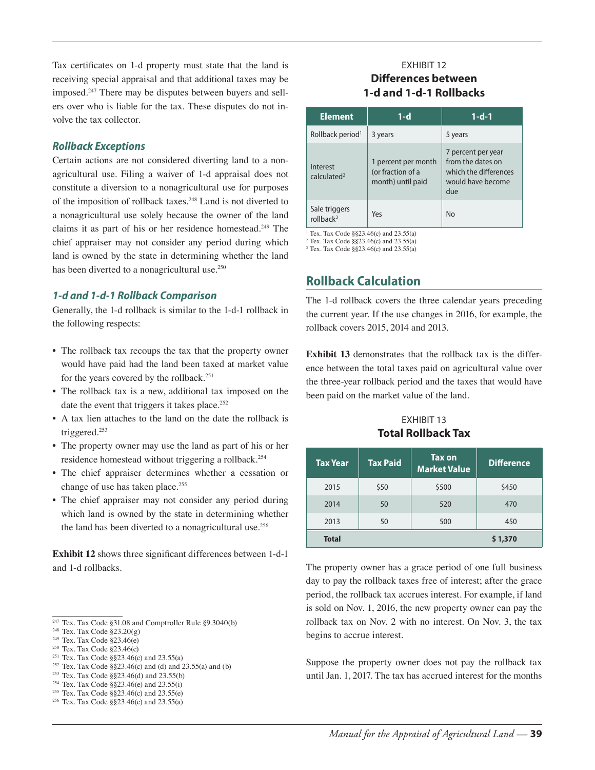Tax certificates on 1-d property must state that the land is receiving special appraisal and that additional taxes may be imposed.[247] There may be disputes between buyers and sellers over who is liable for the tax. These disputes do not involve the tax collector.

### *Rollback Exceptions*

Certain actions are not considered diverting land to a nonagricultural use. Filing a waiver of 1-d appraisal does not constitute a diversion to a nonagricultural use for purposes of the imposition of rollback taxes.[248] Land is not diverted to a nonagricultural use solely because the owner of the land claims it as part of his or her residence homestead.[249] The chief appraiser may not consider any period during which land is owned by the state in determining whether the land has been diverted to a nonagricultural use.[250]

### *1-d and 1-d-1 Rollback Comparison*

Generally, the 1-d rollback is similar to the 1-d-1 rollback in the following respects:

- The rollback tax recoups the tax that the property owner would have paid had the land been taxed at market value for the years covered by the rollback.[251]
- The rollback tax is a new, additional tax imposed on the date the event that triggers it takes place.[252]
- A tax lien attaches to the land on the date the rollback is triggered.[253]
- The property owner may use the land as part of his or her residence homestead without triggering a rollback.[254]
- The chief appraiser determines whether a cessation or change of use has taken place.[255]
- The chief appraiser may not consider any period during which land is owned by the state in determining whether the land has been diverted to a nonagricultural use.[256]

**Exhibit 12** shows three significant differences between 1-d-1 and 1-d rollbacks.

[247] Tex. Tax Code §31.08 and Comptroller Rule §9.3040(b)
[248] Tex. Tax Code §23.20(g)
[249] Tex. Tax Code §23.46(e)
[250] Tex. Tax Code §23.46(c)
[251] Tex. Tax Code §§23.46(c) and 23.55(a)
[252] Tex. Tax Code §§23.46(c) and (d) and 23.55(a) and (b)
[253] Tex. Tax Code §§23.46(d) and 23.55(b)
[254] Tex. Tax Code §§23.46(e) and 23.55(i)
[255] Tex. Tax Code §§23.46(c) and 23.55(e)
[256] Tex. Tax Code §§23.46(c) and 23.55(a)

EXHIBIT 12
**Differences between 1-d and 1-d-1 Rollbacks**

| Element | 1-d | 1-d-1 |
|---|---|---|
| Rollback period[1] | 3 years | 5 years |
| Interest calculated[2] | 1 percent per month (or fraction of a month) until paid | 7 percent per year from the dates on which the differences would have become due |
| Sale triggers rollback[3] | Yes | No |

[1] Tex. Tax Code §§23.46(c) and 23.55(a)
[2] Tex. Tax Code §§23.46(c) and 23.55(a)
[3] Tex. Tax Code §§23.46(c) and 23.55(a)

## Rollback Calculation

The 1-d rollback covers the three calendar years preceding the current year. If the use changes in 2016, for example, the rollback covers 2015, 2014 and 2013.

**Exhibit 13** demonstrates that the rollback tax is the difference between the total taxes paid on agricultural value over the three-year rollback period and the taxes that would have been paid on the market value of the land.

EXHIBIT 13
**Total Rollback Tax**

| Tax Year | Tax Paid | Tax on Market Value | Difference |
|---|---|---|---|
| 2015 | $50 | $500 | $450 |
| 2014 | 50 | 520 | 470 |
| 2013 | 50 | 500 | 450 |
| **Total** | | | **$ 1,370** |

The property owner has a grace period of one full business day to pay the rollback taxes free of interest; after the grace period, the rollback tax accrues interest. For example, if land is sold on Nov. 1, 2016, the new property owner can pay the rollback tax on Nov. 2 with no interest. On Nov. 3, the tax begins to accrue interest.

Suppose the property owner does not pay the rollback tax until Jan. 1, 2017. The tax has accrued interest for the months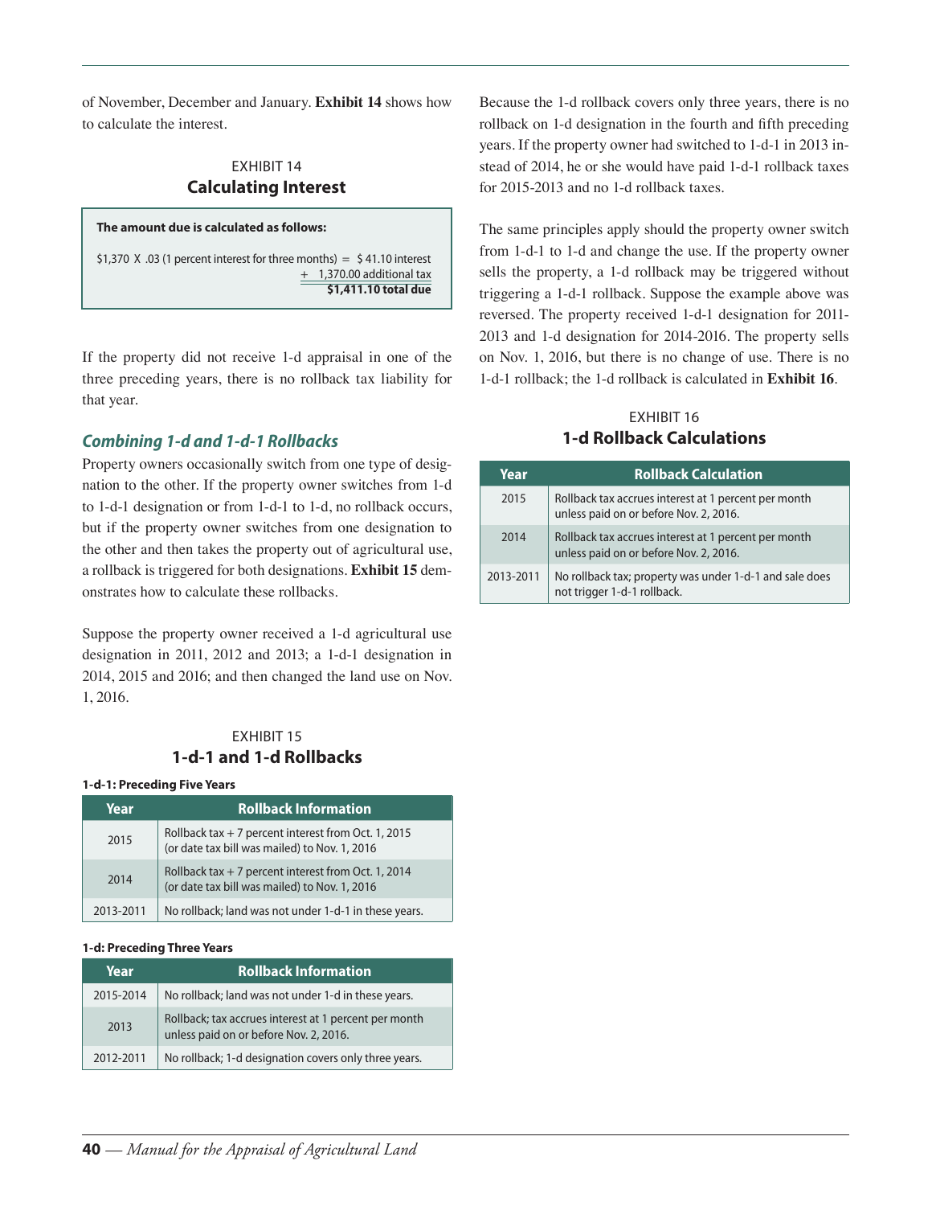of November, December and January. **Exhibit 14** shows how to calculate the interest.

EXHIBIT 14
### Calculating Interest

**The amount due is calculated as follows:**

$1,370 X .03 (1 percent interest for three months) = $ 41.10 interest
+ 1,370.00 additional tax
**$1,411.10 total due**

If the property did not receive 1-d appraisal in one of the three preceding years, there is no rollback tax liability for that year.

### *Combining 1-d and 1-d-1 Rollbacks*

Property owners occasionally switch from one type of designation to the other. If the property owner switches from 1-d to 1-d-1 designation or from 1-d-1 to 1-d, no rollback occurs, but if the property owner switches from one designation to the other and then takes the property out of agricultural use, a rollback is triggered for both designations. **Exhibit 15** demonstrates how to calculate these rollbacks.

Suppose the property owner received a 1-d agricultural use designation in 2011, 2012 and 2013; a 1-d-1 designation in 2014, 2015 and 2016; and then changed the land use on Nov. 1, 2016.

EXHIBIT 15
### 1-d-1 and 1-d Rollbacks

**1-d-1: Preceding Five Years**

| Year | Rollback Information |
|---|---|
| 2015 | Rollback tax + 7 percent interest from Oct. 1, 2015 (or date tax bill was mailed) to Nov. 1, 2016 |
| 2014 | Rollback tax + 7 percent interest from Oct. 1, 2014 (or date tax bill was mailed) to Nov. 1, 2016 |
| 2013-2011 | No rollback; land was not under 1-d-1 in these years. |

**1-d: Preceding Three Years**

| Year | Rollback Information |
|---|---|
| 2015-2014 | No rollback; land was not under 1-d in these years. |
| 2013 | Rollback; tax accrues interest at 1 percent per month unless paid on or before Nov. 2, 2016. |
| 2012-2011 | No rollback; 1-d designation covers only three years. |

Because the 1-d rollback covers only three years, there is no rollback on 1-d designation in the fourth and fifth preceding years. If the property owner had switched to 1-d-1 in 2013 instead of 2014, he or she would have paid 1-d-1 rollback taxes for 2015-2013 and no 1-d rollback taxes.

The same principles apply should the property owner switch from 1-d-1 to 1-d and change the use. If the property owner sells the property, a 1-d rollback may be triggered without triggering a 1-d-1 rollback. Suppose the example above was reversed. The property received 1-d-1 designation for 2011-2013 and 1-d designation for 2014-2016. The property sells on Nov. 1, 2016, but there is no change of use. There is no 1-d-1 rollback; the 1-d rollback is calculated in **Exhibit 16**.

EXHIBIT 16
### 1-d Rollback Calculations

| Year | Rollback Calculation |
|---|---|
| 2015 | Rollback tax accrues interest at 1 percent per month unless paid on or before Nov. 2, 2016. |
| 2014 | Rollback tax accrues interest at 1 percent per month unless paid on or before Nov. 2, 2016. |
| 2013-2011 | No rollback tax; property was under 1-d-1 and sale does not trigger 1-d-1 rollback. |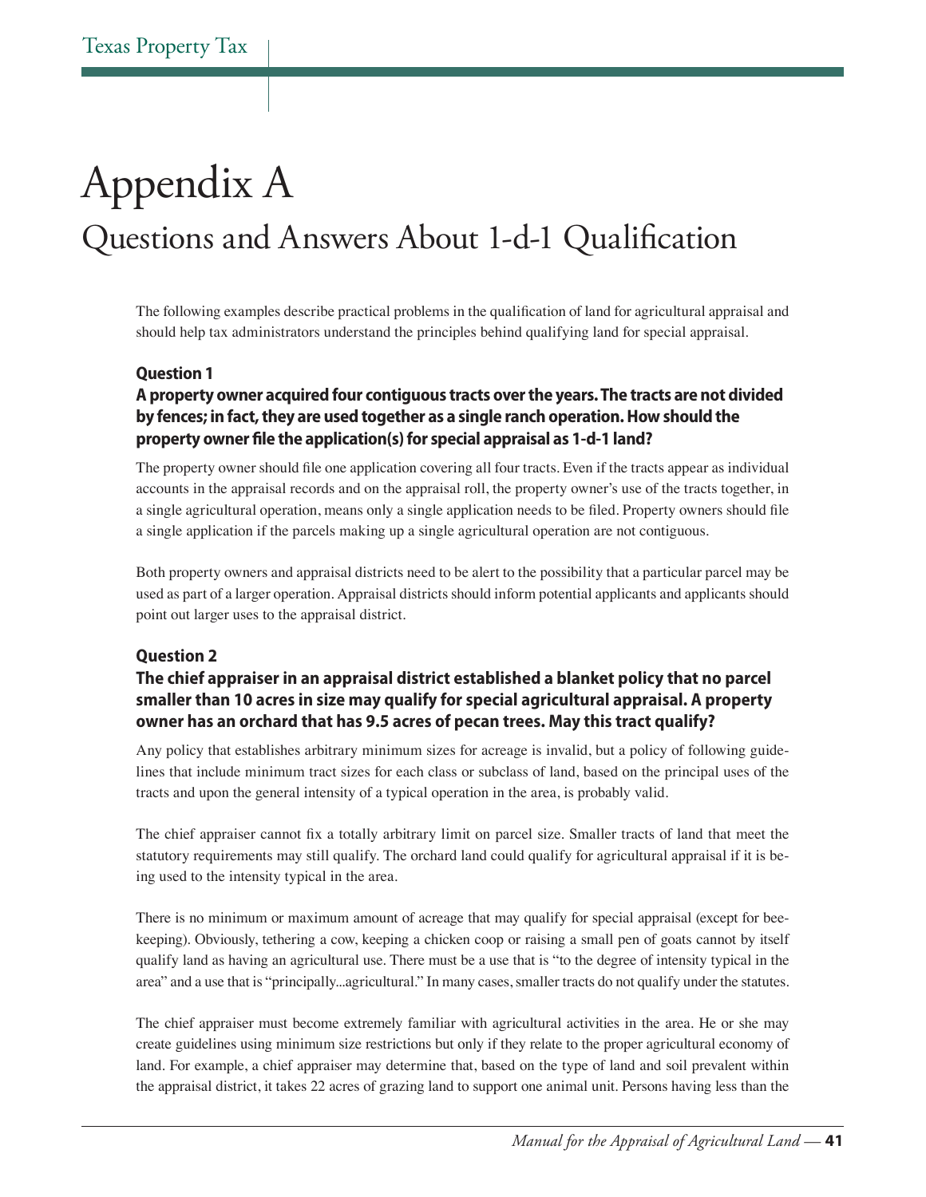# Appendix A

## Questions and Answers About 1-d-1 Qualification

The following examples describe practical problems in the qualification of land for agricultural appraisal and should help tax administrators understand the principles behind qualifying land for special appraisal.

### Question 1

**A property owner acquired four contiguous tracts over the years. The tracts are not divided by fences; in fact, they are used together as a single ranch operation. How should the property owner file the application(s) for special appraisal as 1-d-1 land?**

The property owner should file one application covering all four tracts. Even if the tracts appear as individual accounts in the appraisal records and on the appraisal roll, the property owner's use of the tracts together, in a single agricultural operation, means only a single application needs to be filed. Property owners should file a single application if the parcels making up a single agricultural operation are not contiguous.

Both property owners and appraisal districts need to be alert to the possibility that a particular parcel may be used as part of a larger operation. Appraisal districts should inform potential applicants and applicants should point out larger uses to the appraisal district.

### Question 2

**The chief appraiser in an appraisal district established a blanket policy that no parcel smaller than 10 acres in size may qualify for special agricultural appraisal. A property owner has an orchard that has 9.5 acres of pecan trees. May this tract qualify?**

Any policy that establishes arbitrary minimum sizes for acreage is invalid, but a policy of following guidelines that include minimum tract sizes for each class or subclass of land, based on the principal uses of the tracts and upon the general intensity of a typical operation in the area, is probably valid.

The chief appraiser cannot fix a totally arbitrary limit on parcel size. Smaller tracts of land that meet the statutory requirements may still qualify. The orchard land could qualify for agricultural appraisal if it is being used to the intensity typical in the area.

There is no minimum or maximum amount of acreage that may qualify for special appraisal (except for beekeeping). Obviously, tethering a cow, keeping a chicken coop or raising a small pen of goats cannot by itself qualify land as having an agricultural use. There must be a use that is "to the degree of intensity typical in the area" and a use that is "principally...agricultural." In many cases, smaller tracts do not qualify under the statutes.

The chief appraiser must become extremely familiar with agricultural activities in the area. He or she may create guidelines using minimum size restrictions but only if they relate to the proper agricultural economy of land. For example, a chief appraiser may determine that, based on the type of land and soil prevalent within the appraisal district, it takes 22 acres of grazing land to support one animal unit. Persons having less than the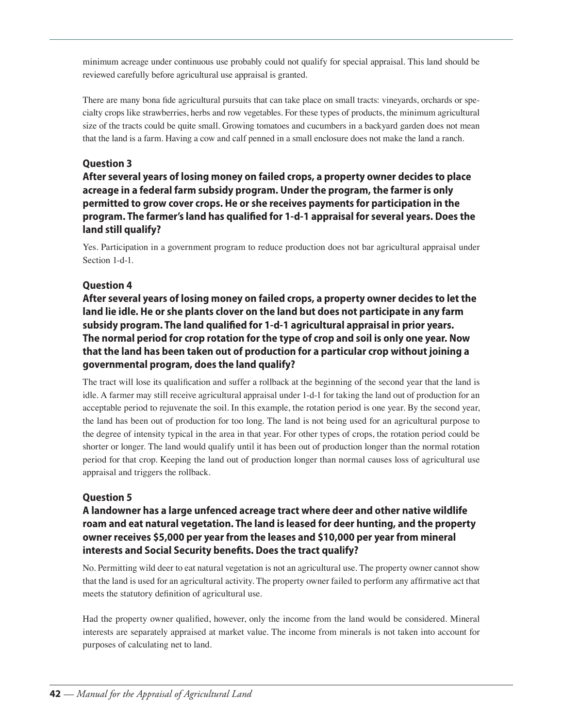minimum acreage under continuous use probably could not qualify for special appraisal. This land should be reviewed carefully before agricultural use appraisal is granted.

There are many bona fide agricultural pursuits that can take place on small tracts: vineyards, orchards or specialty crops like strawberries, herbs and row vegetables. For these types of products, the minimum agricultural size of the tracts could be quite small. Growing tomatoes and cucumbers in a backyard garden does not mean that the land is a farm. Having a cow and calf penned in a small enclosure does not make the land a ranch.

### Question 3

**After several years of losing money on failed crops, a property owner decides to place acreage in a federal farm subsidy program. Under the program, the farmer is only permitted to grow cover crops. He or she receives payments for participation in the program. The farmer's land has qualified for 1-d-1 appraisal for several years. Does the land still qualify?**

Yes. Participation in a government program to reduce production does not bar agricultural appraisal under Section 1-d-1.

### Question 4

**After several years of losing money on failed crops, a property owner decides to let the land lie idle. He or she plants clover on the land but does not participate in any farm subsidy program. The land qualified for 1-d-1 agricultural appraisal in prior years. The normal period for crop rotation for the type of crop and soil is only one year. Now that the land has been taken out of production for a particular crop without joining a governmental program, does the land qualify?**

The tract will lose its qualification and suffer a rollback at the beginning of the second year that the land is idle. A farmer may still receive agricultural appraisal under 1-d-1 for taking the land out of production for an acceptable period to rejuvenate the soil. In this example, the rotation period is one year. By the second year, the land has been out of production for too long. The land is not being used for an agricultural purpose to the degree of intensity typical in the area in that year. For other types of crops, the rotation period could be shorter or longer. The land would qualify until it has been out of production longer than the normal rotation period for that crop. Keeping the land out of production longer than normal causes loss of agricultural use appraisal and triggers the rollback.

### Question 5

**A landowner has a large unfenced acreage tract where deer and other native wildlife roam and eat natural vegetation. The land is leased for deer hunting, and the property owner receives $5,000 per year from the leases and $10,000 per year from mineral interests and Social Security benefits. Does the tract qualify?**

No. Permitting wild deer to eat natural vegetation is not an agricultural use. The property owner cannot show that the land is used for an agricultural activity. The property owner failed to perform any affirmative act that meets the statutory definition of agricultural use.

Had the property owner qualified, however, only the income from the land would be considered. Mineral interests are separately appraised at market value. The income from minerals is not taken into account for purposes of calculating net to land.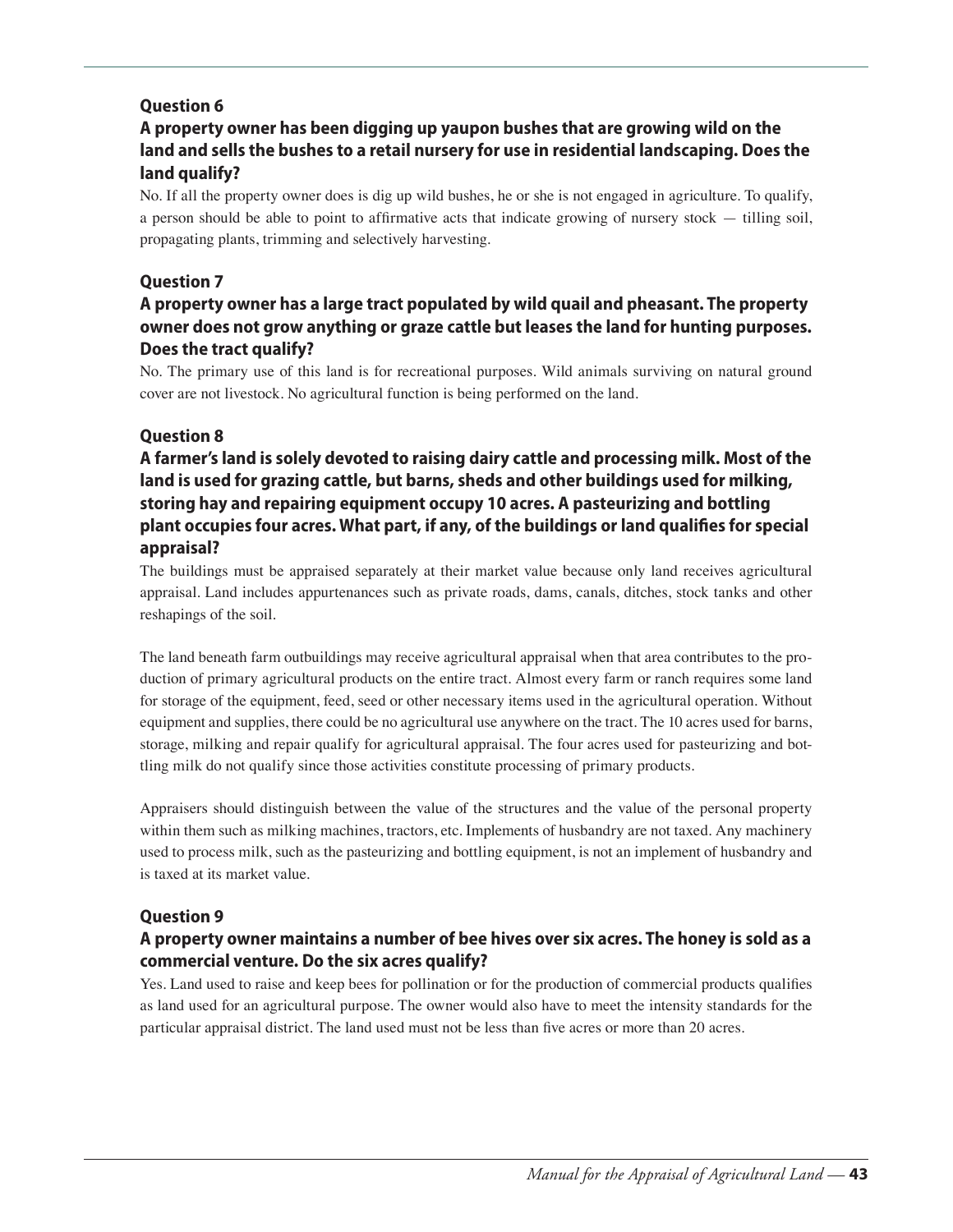### Question 6

**A property owner has been digging up yaupon bushes that are growing wild on the land and sells the bushes to a retail nursery for use in residential landscaping. Does the land qualify?**

No. If all the property owner does is dig up wild bushes, he or she is not engaged in agriculture. To qualify, a person should be able to point to affirmative acts that indicate growing of nursery stock — tilling soil, propagating plants, trimming and selectively harvesting.

### Question 7

**A property owner has a large tract populated by wild quail and pheasant. The property owner does not grow anything or graze cattle but leases the land for hunting purposes. Does the tract qualify?**

No. The primary use of this land is for recreational purposes. Wild animals surviving on natural ground cover are not livestock. No agricultural function is being performed on the land.

### Question 8

**A farmer's land is solely devoted to raising dairy cattle and processing milk. Most of the land is used for grazing cattle, but barns, sheds and other buildings used for milking, storing hay and repairing equipment occupy 10 acres. A pasteurizing and bottling plant occupies four acres. What part, if any, of the buildings or land qualifies for special appraisal?**

The buildings must be appraised separately at their market value because only land receives agricultural appraisal. Land includes appurtenances such as private roads, dams, canals, ditches, stock tanks and other reshapings of the soil.

The land beneath farm outbuildings may receive agricultural appraisal when that area contributes to the production of primary agricultural products on the entire tract. Almost every farm or ranch requires some land for storage of the equipment, feed, seed or other necessary items used in the agricultural operation. Without equipment and supplies, there could be no agricultural use anywhere on the tract. The 10 acres used for barns, storage, milking and repair qualify for agricultural appraisal. The four acres used for pasteurizing and bottling milk do not qualify since those activities constitute processing of primary products.

Appraisers should distinguish between the value of the structures and the value of the personal property within them such as milking machines, tractors, etc. Implements of husbandry are not taxed. Any machinery used to process milk, such as the pasteurizing and bottling equipment, is not an implement of husbandry and is taxed at its market value.

### Question 9

**A property owner maintains a number of bee hives over six acres. The honey is sold as a commercial venture. Do the six acres qualify?**

Yes. Land used to raise and keep bees for pollination or for the production of commercial products qualifies as land used for an agricultural purpose. The owner would also have to meet the intensity standards for the particular appraisal district. The land used must not be less than five acres or more than 20 acres.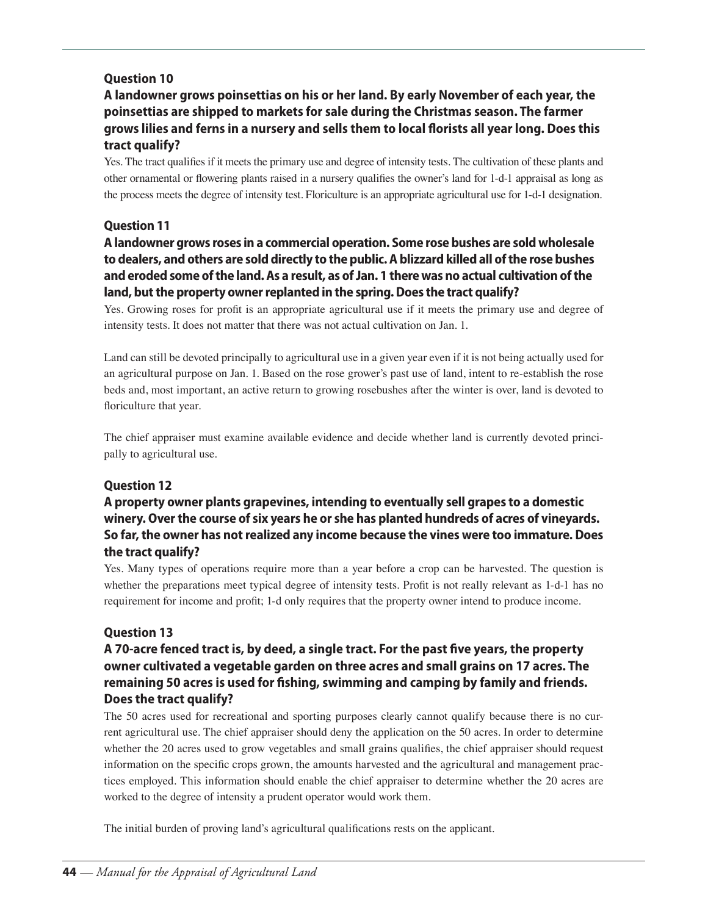### Question 10

**A landowner grows poinsettias on his or her land. By early November of each year, the poinsettias are shipped to markets for sale during the Christmas season. The farmer grows lilies and ferns in a nursery and sells them to local florists all year long. Does this tract qualify?**

Yes. The tract qualifies if it meets the primary use and degree of intensity tests. The cultivation of these plants and other ornamental or flowering plants raised in a nursery qualifies the owner's land for 1-d-1 appraisal as long as the process meets the degree of intensity test. Floriculture is an appropriate agricultural use for 1-d-1 designation.

### Question 11

**A landowner grows roses in a commercial operation. Some rose bushes are sold wholesale to dealers, and others are sold directly to the public. A blizzard killed all of the rose bushes and eroded some of the land. As a result, as of Jan. 1 there was no actual cultivation of the land, but the property owner replanted in the spring. Does the tract qualify?**

Yes. Growing roses for profit is an appropriate agricultural use if it meets the primary use and degree of intensity tests. It does not matter that there was not actual cultivation on Jan. 1.

Land can still be devoted principally to agricultural use in a given year even if it is not being actually used for an agricultural purpose on Jan. 1. Based on the rose grower's past use of land, intent to re-establish the rose beds and, most important, an active return to growing rosebushes after the winter is over, land is devoted to floriculture that year.

The chief appraiser must examine available evidence and decide whether land is currently devoted principally to agricultural use.

### Question 12

**A property owner plants grapevines, intending to eventually sell grapes to a domestic winery. Over the course of six years he or she has planted hundreds of acres of vineyards. So far, the owner has not realized any income because the vines were too immature. Does the tract qualify?**

Yes. Many types of operations require more than a year before a crop can be harvested. The question is whether the preparations meet typical degree of intensity tests. Profit is not really relevant as 1-d-1 has no requirement for income and profit; 1-d only requires that the property owner intend to produce income.

### Question 13

**A 70-acre fenced tract is, by deed, a single tract. For the past five years, the property owner cultivated a vegetable garden on three acres and small grains on 17 acres. The remaining 50 acres is used for fishing, swimming and camping by family and friends. Does the tract qualify?**

The 50 acres used for recreational and sporting purposes clearly cannot qualify because there is no current agricultural use. The chief appraiser should deny the application on the 50 acres. In order to determine whether the 20 acres used to grow vegetables and small grains qualifies, the chief appraiser should request information on the specific crops grown, the amounts harvested and the agricultural and management practices employed. This information should enable the chief appraiser to determine whether the 20 acres are worked to the degree of intensity a prudent operator would work them.

The initial burden of proving land's agricultural qualifications rests on the applicant.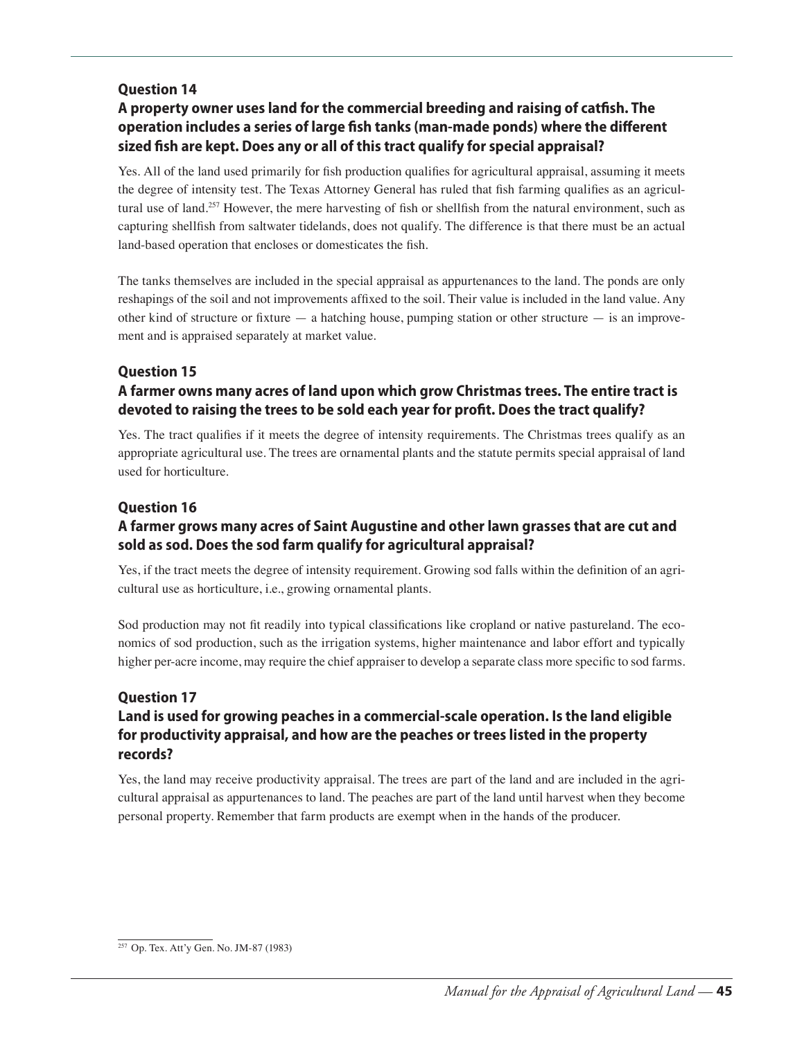### Question 14

**A property owner uses land for the commercial breeding and raising of catfish. The operation includes a series of large fish tanks (man-made ponds) where the different sized fish are kept. Does any or all of this tract qualify for special appraisal?**

Yes. All of the land used primarily for fish production qualifies for agricultural appraisal, assuming it meets the degree of intensity test. The Texas Attorney General has ruled that fish farming qualifies as an agricultural use of land.[257] However, the mere harvesting of fish or shellfish from the natural environment, such as capturing shellfish from saltwater tidelands, does not qualify. The difference is that there must be an actual land-based operation that encloses or domesticates the fish.

The tanks themselves are included in the special appraisal as appurtenances to the land. The ponds are only reshapings of the soil and not improvements affixed to the soil. Their value is included in the land value. Any other kind of structure or fixture — a hatching house, pumping station or other structure — is an improvement and is appraised separately at market value.

### Question 15

**A farmer owns many acres of land upon which grow Christmas trees. The entire tract is devoted to raising the trees to be sold each year for profit. Does the tract qualify?**

Yes. The tract qualifies if it meets the degree of intensity requirements. The Christmas trees qualify as an appropriate agricultural use. The trees are ornamental plants and the statute permits special appraisal of land used for horticulture.

### Question 16

**A farmer grows many acres of Saint Augustine and other lawn grasses that are cut and sold as sod. Does the sod farm qualify for agricultural appraisal?**

Yes, if the tract meets the degree of intensity requirement. Growing sod falls within the definition of an agricultural use as horticulture, i.e., growing ornamental plants.

Sod production may not fit readily into typical classifications like cropland or native pastureland. The economics of sod production, such as the irrigation systems, higher maintenance and labor effort and typically higher per-acre income, may require the chief appraiser to develop a separate class more specific to sod farms.

### Question 17

**Land is used for growing peaches in a commercial-scale operation. Is the land eligible for productivity appraisal, and how are the peaches or trees listed in the property records?**

Yes, the land may receive productivity appraisal. The trees are part of the land and are included in the agricultural appraisal as appurtenances to land. The peaches are part of the land until harvest when they become personal property. Remember that farm products are exempt when in the hands of the producer.

---

[257] Op. Tex. Att'y Gen. No. JM-87 (1983)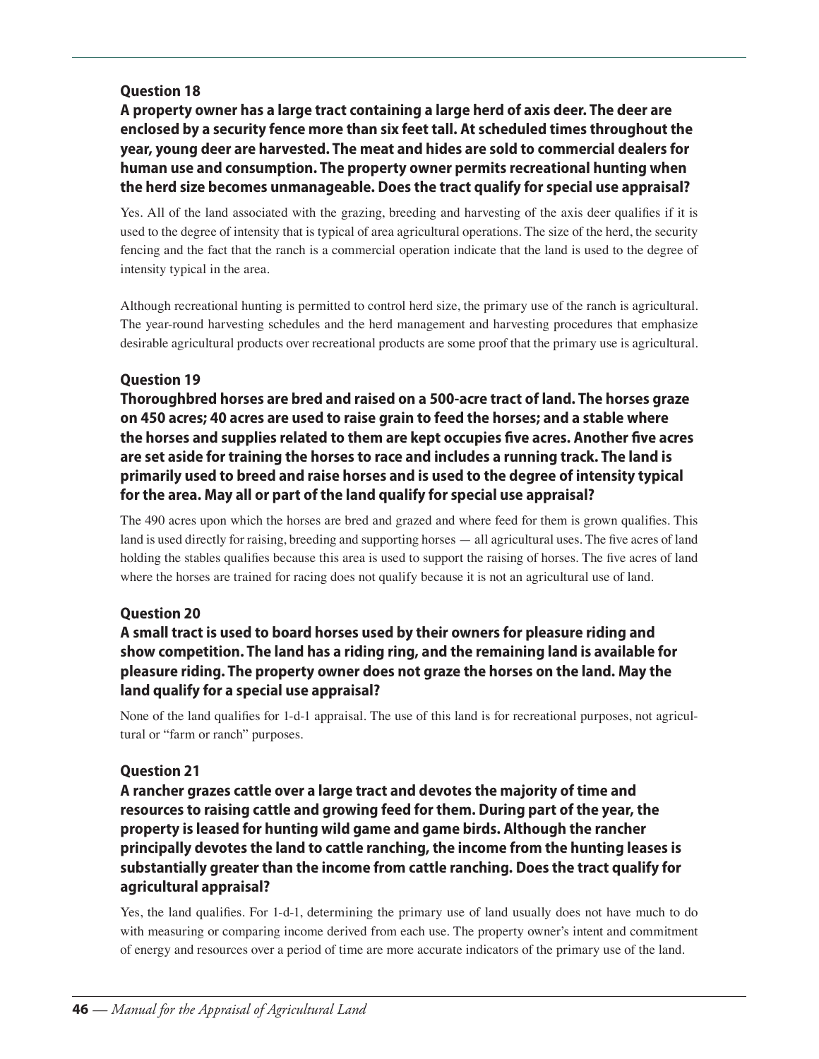### Question 18

**A property owner has a large tract containing a large herd of axis deer. The deer are enclosed by a security fence more than six feet tall. At scheduled times throughout the year, young deer are harvested. The meat and hides are sold to commercial dealers for human use and consumption. The property owner permits recreational hunting when the herd size becomes unmanageable. Does the tract qualify for special use appraisal?**

Yes. All of the land associated with the grazing, breeding and harvesting of the axis deer qualifies if it is used to the degree of intensity that is typical of area agricultural operations. The size of the herd, the security fencing and the fact that the ranch is a commercial operation indicate that the land is used to the degree of intensity typical in the area.

Although recreational hunting is permitted to control herd size, the primary use of the ranch is agricultural. The year-round harvesting schedules and the herd management and harvesting procedures that emphasize desirable agricultural products over recreational products are some proof that the primary use is agricultural.

### Question 19

**Thoroughbred horses are bred and raised on a 500-acre tract of land. The horses graze on 450 acres; 40 acres are used to raise grain to feed the horses; and a stable where the horses and supplies related to them are kept occupies five acres. Another five acres are set aside for training the horses to race and includes a running track. The land is primarily used to breed and raise horses and is used to the degree of intensity typical for the area. May all or part of the land qualify for special use appraisal?**

The 490 acres upon which the horses are bred and grazed and where feed for them is grown qualifies. This land is used directly for raising, breeding and supporting horses — all agricultural uses. The five acres of land holding the stables qualifies because this area is used to support the raising of horses. The five acres of land where the horses are trained for racing does not qualify because it is not an agricultural use of land.

### Question 20

**A small tract is used to board horses used by their owners for pleasure riding and show competition. The land has a riding ring, and the remaining land is available for pleasure riding. The property owner does not graze the horses on the land. May the land qualify for a special use appraisal?**

None of the land qualifies for 1-d-1 appraisal. The use of this land is for recreational purposes, not agricultural or "farm or ranch" purposes.

### Question 21

**A rancher grazes cattle over a large tract and devotes the majority of time and resources to raising cattle and growing feed for them. During part of the year, the property is leased for hunting wild game and game birds. Although the rancher principally devotes the land to cattle ranching, the income from the hunting leases is substantially greater than the income from cattle ranching. Does the tract qualify for agricultural appraisal?**

Yes, the land qualifies. For 1-d-1, determining the primary use of land usually does not have much to do with measuring or comparing income derived from each use. The property owner's intent and commitment of energy and resources over a period of time are more accurate indicators of the primary use of the land.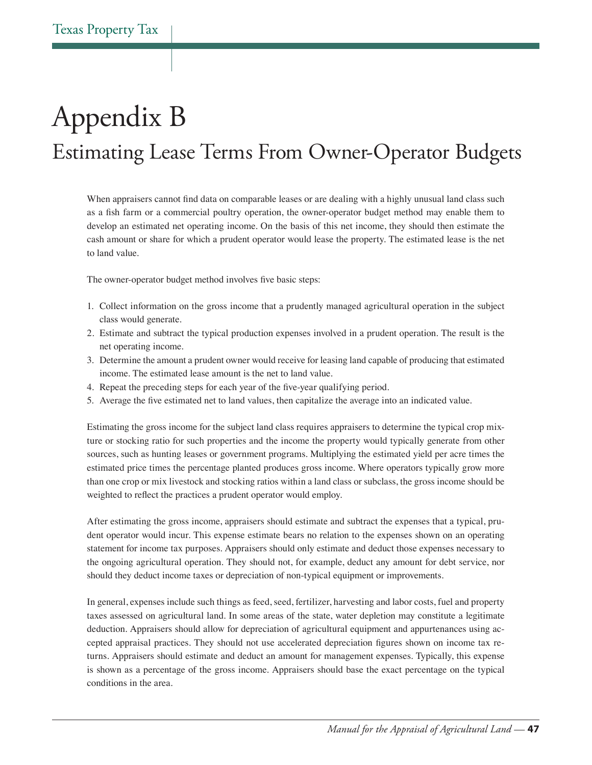# Appendix B

## Estimating Lease Terms From Owner-Operator Budgets

When appraisers cannot find data on comparable leases or are dealing with a highly unusual land class such as a fish farm or a commercial poultry operation, the owner-operator budget method may enable them to develop an estimated net operating income. On the basis of this net income, they should then estimate the cash amount or share for which a prudent operator would lease the property. The estimated lease is the net to land value.

The owner-operator budget method involves five basic steps:

1. Collect information on the gross income that a prudently managed agricultural operation in the subject class would generate.
2. Estimate and subtract the typical production expenses involved in a prudent operation. The result is the net operating income.
3. Determine the amount a prudent owner would receive for leasing land capable of producing that estimated income. The estimated lease amount is the net to land value.
4. Repeat the preceding steps for each year of the five-year qualifying period.
5. Average the five estimated net to land values, then capitalize the average into an indicated value.

Estimating the gross income for the subject land class requires appraisers to determine the typical crop mixture or stocking ratio for such properties and the income the property would typically generate from other sources, such as hunting leases or government programs. Multiplying the estimated yield per acre times the estimated price times the percentage planted produces gross income. Where operators typically grow more than one crop or mix livestock and stocking ratios within a land class or subclass, the gross income should be weighted to reflect the practices a prudent operator would employ.

After estimating the gross income, appraisers should estimate and subtract the expenses that a typical, prudent operator would incur. This expense estimate bears no relation to the expenses shown on an operating statement for income tax purposes. Appraisers should only estimate and deduct those expenses necessary to the ongoing agricultural operation. They should not, for example, deduct any amount for debt service, nor should they deduct income taxes or depreciation of non-typical equipment or improvements.

In general, expenses include such things as feed, seed, fertilizer, harvesting and labor costs, fuel and property taxes assessed on agricultural land. In some areas of the state, water depletion may constitute a legitimate deduction. Appraisers should allow for depreciation of agricultural equipment and appurtenances using accepted appraisal practices. They should not use accelerated depreciation figures shown on income tax returns. Appraisers should estimate and deduct an amount for management expenses. Typically, this expense is shown as a percentage of the gross income. Appraisers should base the exact percentage on the typical conditions in the area.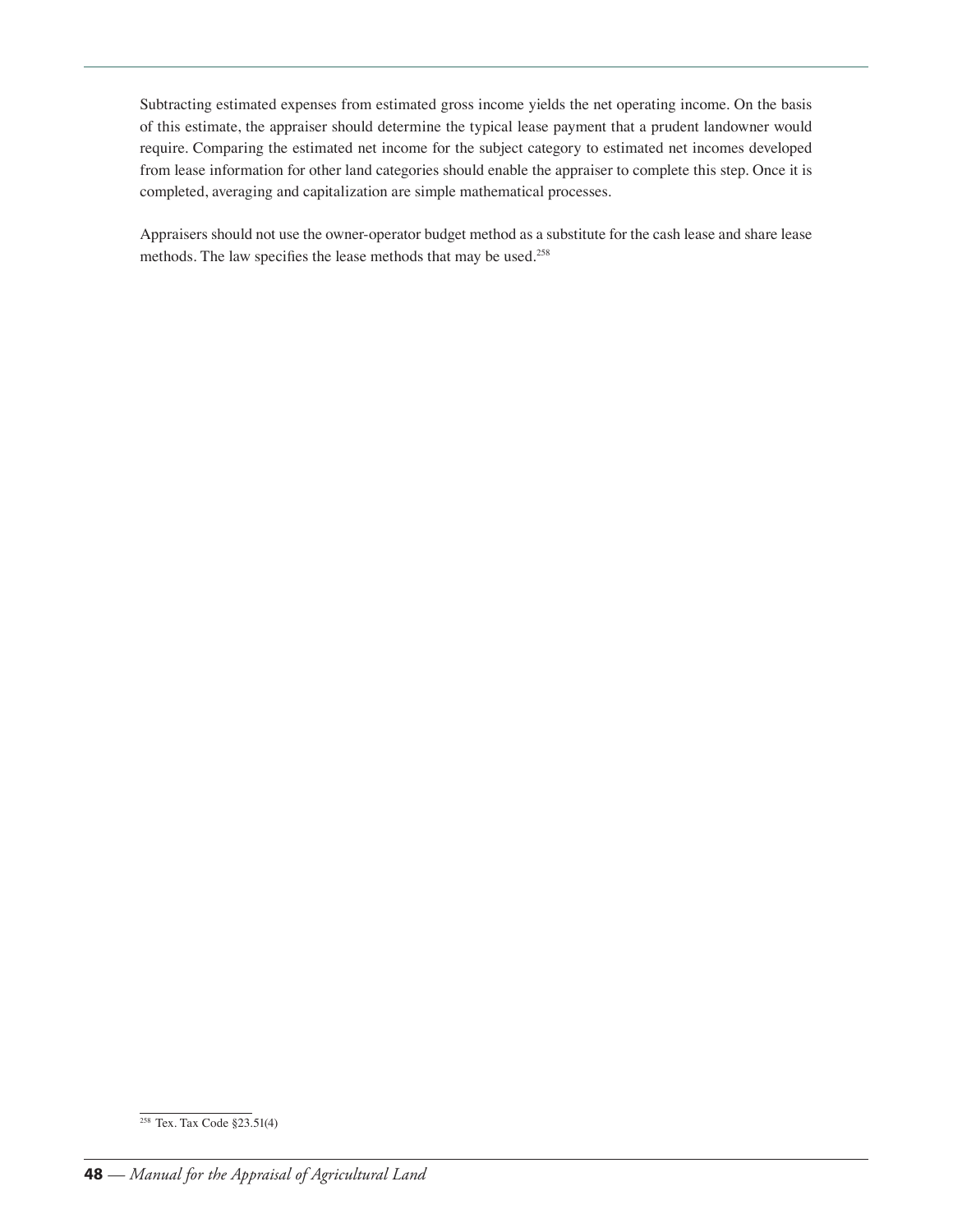Subtracting estimated expenses from estimated gross income yields the net operating income. On the basis of this estimate, the appraiser should determine the typical lease payment that a prudent landowner would require. Comparing the estimated net income for the subject category to estimated net incomes developed from lease information for other land categories should enable the appraiser to complete this step. Once it is completed, averaging and capitalization are simple mathematical processes.

Appraisers should not use the owner-operator budget method as a substitute for the cash lease and share lease methods. The law specifies the lease methods that may be used.[258]

[258] Tex. Tax Code §23.51(4)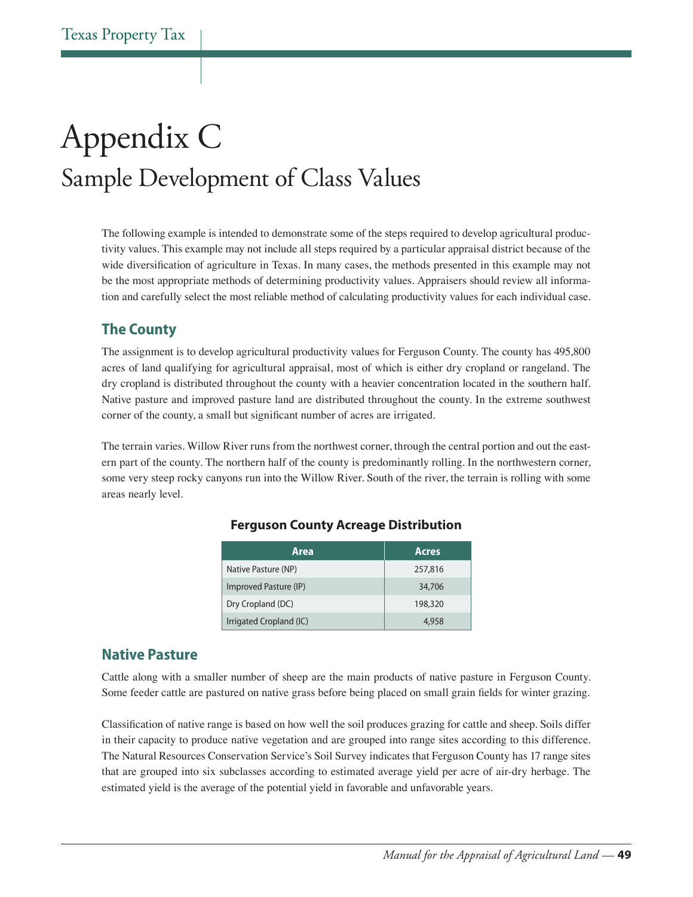# Appendix C

## Sample Development of Class Values

The following example is intended to demonstrate some of the steps required to develop agricultural productivity values. This example may not include all steps required by a particular appraisal district because of the wide diversification of agriculture in Texas. In many cases, the methods presented in this example may not be the most appropriate methods of determining productivity values. Appraisers should review all information and carefully select the most reliable method of calculating productivity values for each individual case.

### The County

The assignment is to develop agricultural productivity values for Ferguson County. The county has 495,800 acres of land qualifying for agricultural appraisal, most of which is either dry cropland or rangeland. The dry cropland is distributed throughout the county with a heavier concentration located in the southern half. Native pasture and improved pasture land are distributed throughout the county. In the extreme southwest corner of the county, a small but significant number of acres are irrigated.

The terrain varies. Willow River runs from the northwest corner, through the central portion and out the eastern part of the county. The northern half of the county is predominantly rolling. In the northwestern corner, some very steep rocky canyons run into the Willow River. South of the river, the terrain is rolling with some areas nearly level.

**Ferguson County Acreage Distribution**

| Area | Acres |
| --- | --- |
| Native Pasture (NP) | 257,816 |
| Improved Pasture (IP) | 34,706 |
| Dry Cropland (DC) | 198,320 |
| Irrigated Cropland (IC) | 4,958 |

### Native Pasture

Cattle along with a smaller number of sheep are the main products of native pasture in Ferguson County. Some feeder cattle are pastured on native grass before being placed on small grain fields for winter grazing.

Classification of native range is based on how well the soil produces grazing for cattle and sheep. Soils differ in their capacity to produce native vegetation and are grouped into range sites according to this difference. The Natural Resources Conservation Service's Soil Survey indicates that Ferguson County has 17 range sites that are grouped into six subclasses according to estimated average yield per acre of air-dry herbage. The estimated yield is the average of the potential yield in favorable and unfavorable years.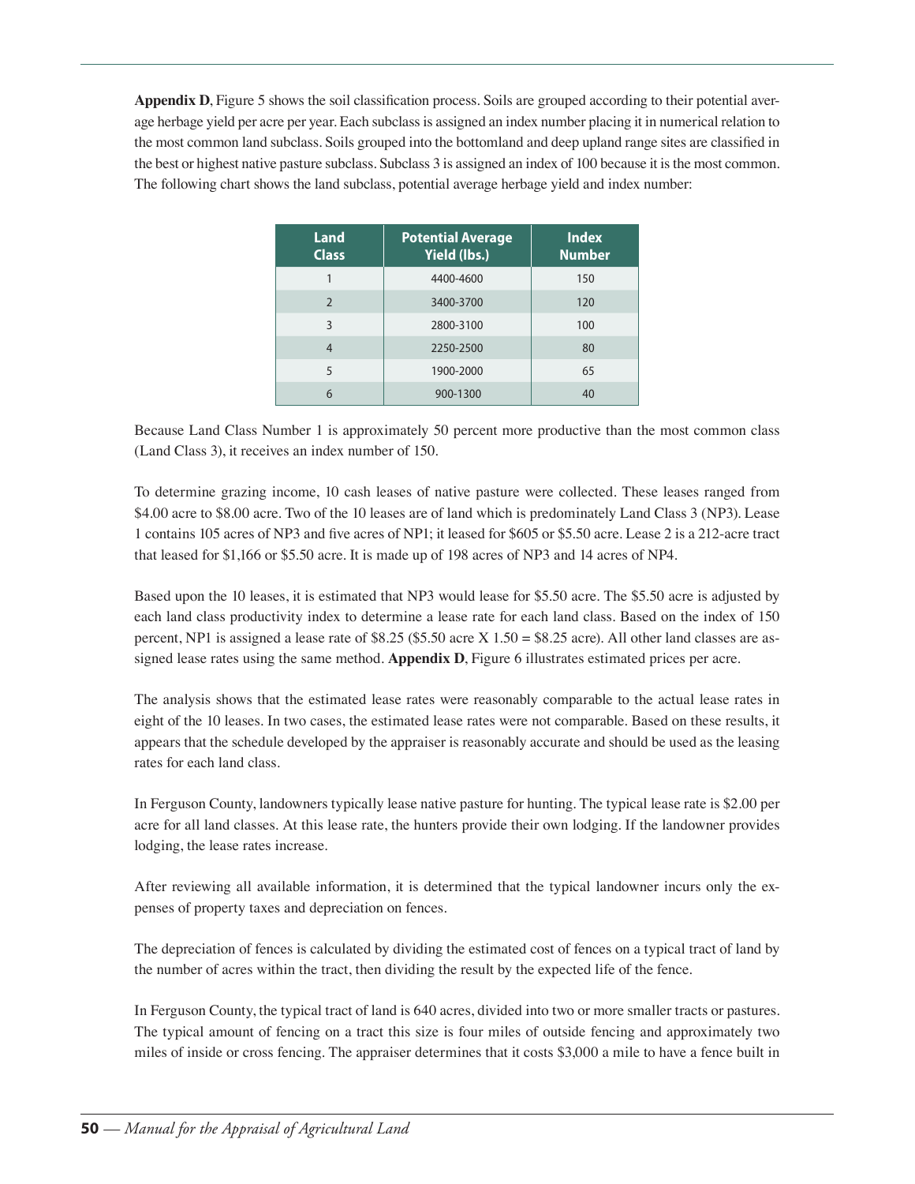**Appendix D**, Figure 5 shows the soil classification process. Soils are grouped according to their potential average herbage yield per acre per year. Each subclass is assigned an index number placing it in numerical relation to the most common land subclass. Soils grouped into the bottomland and deep upland range sites are classified in the best or highest native pasture subclass. Subclass 3 is assigned an index of 100 because it is the most common. The following chart shows the land subclass, potential average herbage yield and index number:

| Land Class | Potential Average Yield (lbs.) | Index Number |
|---|---|---|
| 1 | 4400-4600 | 150 |
| 2 | 3400-3700 | 120 |
| 3 | 2800-3100 | 100 |
| 4 | 2250-2500 | 80 |
| 5 | 1900-2000 | 65 |
| 6 | 900-1300 | 40 |

Because Land Class Number 1 is approximately 50 percent more productive than the most common class (Land Class 3), it receives an index number of 150.

To determine grazing income, 10 cash leases of native pasture were collected. These leases ranged from $4.00 acre to $8.00 acre. Two of the 10 leases are of land which is predominately Land Class 3 (NP3). Lease 1 contains 105 acres of NP3 and five acres of NP1; it leased for $605 or $5.50 acre. Lease 2 is a 212-acre tract that leased for $1,166 or $5.50 acre. It is made up of 198 acres of NP3 and 14 acres of NP4.

Based upon the 10 leases, it is estimated that NP3 would lease for $5.50 acre. The $5.50 acre is adjusted by each land class productivity index to determine a lease rate for each land class. Based on the index of 150 percent, NP1 is assigned a lease rate of $8.25 ($5.50 acre X 1.50 = $8.25 acre). All other land classes are assigned lease rates using the same method. **Appendix D**, Figure 6 illustrates estimated prices per acre.

The analysis shows that the estimated lease rates were reasonably comparable to the actual lease rates in eight of the 10 leases. In two cases, the estimated lease rates were not comparable. Based on these results, it appears that the schedule developed by the appraiser is reasonably accurate and should be used as the leasing rates for each land class.

In Ferguson County, landowners typically lease native pasture for hunting. The typical lease rate is $2.00 per acre for all land classes. At this lease rate, the hunters provide their own lodging. If the landowner provides lodging, the lease rates increase.

After reviewing all available information, it is determined that the typical landowner incurs only the expenses of property taxes and depreciation on fences.

The depreciation of fences is calculated by dividing the estimated cost of fences on a typical tract of land by the number of acres within the tract, then dividing the result by the expected life of the fence.

In Ferguson County, the typical tract of land is 640 acres, divided into two or more smaller tracts or pastures. The typical amount of fencing on a tract this size is four miles of outside fencing and approximately two miles of inside or cross fencing. The appraiser determines that it costs $3,000 a mile to have a fence built in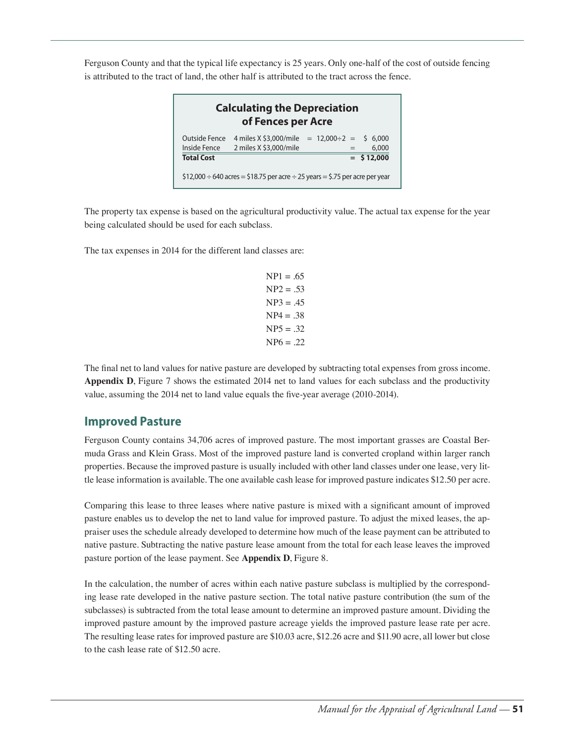Ferguson County and that the typical life expectancy is 25 years. Only one-half of the cost of outside fencing is attributed to the tract of land, the other half is attributed to the tract across the fence.

**Calculating the Depreciation of Fences per Acre**

| | | | |
|---|---|---|---|
| Outside Fence | 4 miles X $3,000/mile | = 12,000÷2 = | $ 6,000 |
| Inside Fence | 2 miles X $3,000/mile | = | 6,000 |
| **Total Cost** | | = | **$ 12,000** |

$12,000 ÷ 640 acres = $18.75 per acre ÷ 25 years = $.75 per acre per year

The property tax expense is based on the agricultural productivity value. The actual tax expense for the year being calculated should be used for each subclass.

The tax expenses in 2014 for the different land classes are:

NP1 = .65
NP2 = .53
NP3 = .45
NP4 = .38
NP5 = .32
NP6 = .22

The final net to land values for native pasture are developed by subtracting total expenses from gross income. **Appendix D**, Figure 7 shows the estimated 2014 net to land values for each subclass and the productivity value, assuming the 2014 net to land value equals the five-year average (2010-2014).

## Improved Pasture

Ferguson County contains 34,706 acres of improved pasture. The most important grasses are Coastal Bermuda Grass and Klein Grass. Most of the improved pasture land is converted cropland within larger ranch properties. Because the improved pasture is usually included with other land classes under one lease, very little lease information is available. The one available cash lease for improved pasture indicates $12.50 per acre.

Comparing this lease to three leases where native pasture is mixed with a significant amount of improved pasture enables us to develop the net to land value for improved pasture. To adjust the mixed leases, the appraiser uses the schedule already developed to determine how much of the lease payment can be attributed to native pasture. Subtracting the native pasture lease amount from the total for each lease leaves the improved pasture portion of the lease payment. See **Appendix D**, Figure 8.

In the calculation, the number of acres within each native pasture subclass is multiplied by the corresponding lease rate developed in the native pasture section. The total native pasture contribution (the sum of the subclasses) is subtracted from the total lease amount to determine an improved pasture amount. Dividing the improved pasture amount by the improved pasture acreage yields the improved pasture lease rate per acre. The resulting lease rates for improved pasture are $10.03 acre, $12.26 acre and $11.90 acre, all lower but close to the cash lease rate of $12.50 acre.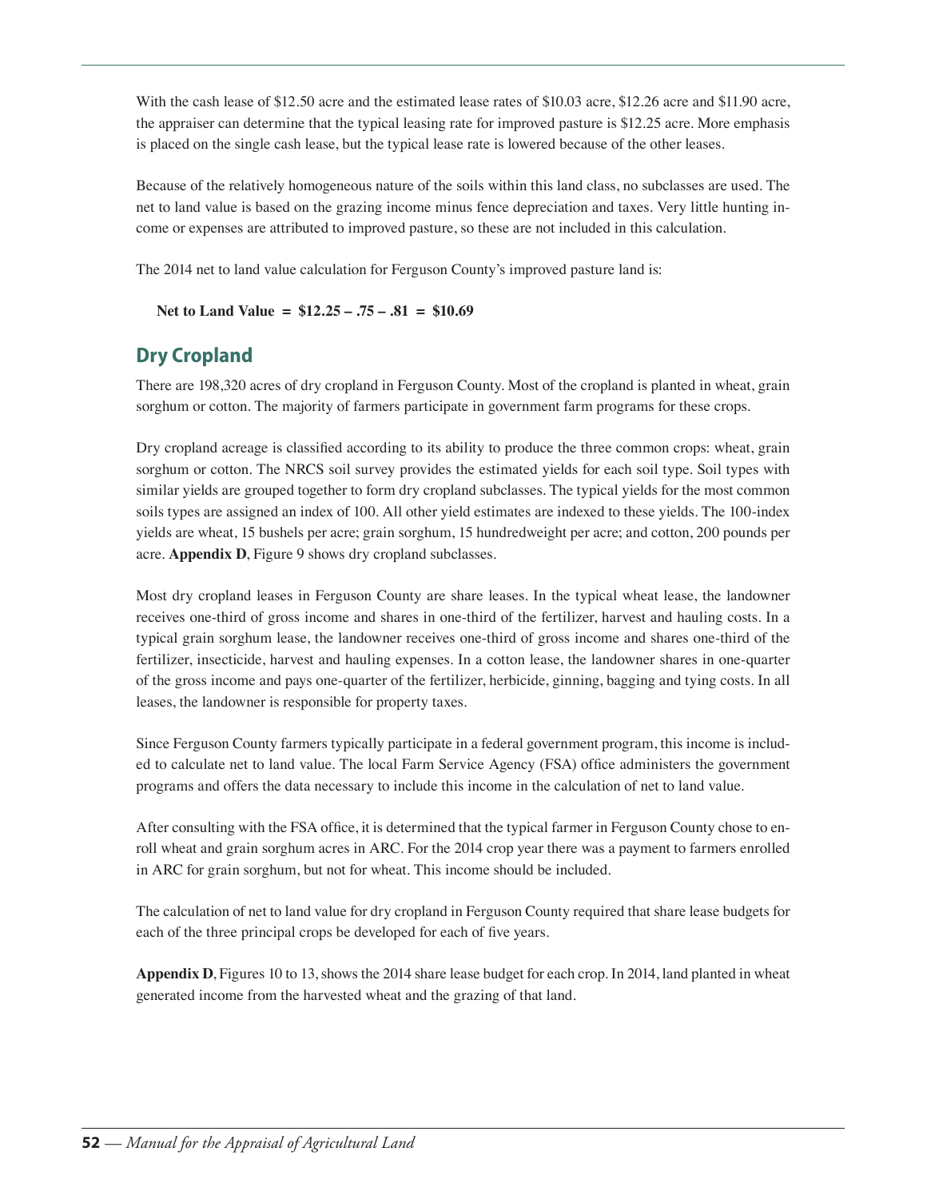With the cash lease of $12.50 acre and the estimated lease rates of $10.03 acre, $12.26 acre and $11.90 acre, the appraiser can determine that the typical leasing rate for improved pasture is $12.25 acre. More emphasis is placed on the single cash lease, but the typical lease rate is lowered because of the other leases.

Because of the relatively homogeneous nature of the soils within this land class, no subclasses are used. The net to land value is based on the grazing income minus fence depreciation and taxes. Very little hunting income or expenses are attributed to improved pasture, so these are not included in this calculation.

The 2014 net to land value calculation for Ferguson County's improved pasture land is:

**Net to Land Value = $12.25 – .75 – .81 = $10.69**

## Dry Cropland

There are 198,320 acres of dry cropland in Ferguson County. Most of the cropland is planted in wheat, grain sorghum or cotton. The majority of farmers participate in government farm programs for these crops.

Dry cropland acreage is classified according to its ability to produce the three common crops: wheat, grain sorghum or cotton. The NRCS soil survey provides the estimated yields for each soil type. Soil types with similar yields are grouped together to form dry cropland subclasses. The typical yields for the most common soils types are assigned an index of 100. All other yield estimates are indexed to these yields. The 100-index yields are wheat, 15 bushels per acre; grain sorghum, 15 hundredweight per acre; and cotton, 200 pounds per acre. **Appendix D**, Figure 9 shows dry cropland subclasses.

Most dry cropland leases in Ferguson County are share leases. In the typical wheat lease, the landowner receives one-third of gross income and shares in one-third of the fertilizer, harvest and hauling costs. In a typical grain sorghum lease, the landowner receives one-third of gross income and shares one-third of the fertilizer, insecticide, harvest and hauling expenses. In a cotton lease, the landowner shares in one-quarter of the gross income and pays one-quarter of the fertilizer, herbicide, ginning, bagging and tying costs. In all leases, the landowner is responsible for property taxes.

Since Ferguson County farmers typically participate in a federal government program, this income is included to calculate net to land value. The local Farm Service Agency (FSA) office administers the government programs and offers the data necessary to include this income in the calculation of net to land value.

After consulting with the FSA office, it is determined that the typical farmer in Ferguson County chose to enroll wheat and grain sorghum acres in ARC. For the 2014 crop year there was a payment to farmers enrolled in ARC for grain sorghum, but not for wheat. This income should be included.

The calculation of net to land value for dry cropland in Ferguson County required that share lease budgets for each of the three principal crops be developed for each of five years.

**Appendix D**, Figures 10 to 13, shows the 2014 share lease budget for each crop. In 2014, land planted in wheat generated income from the harvested wheat and the grazing of that land.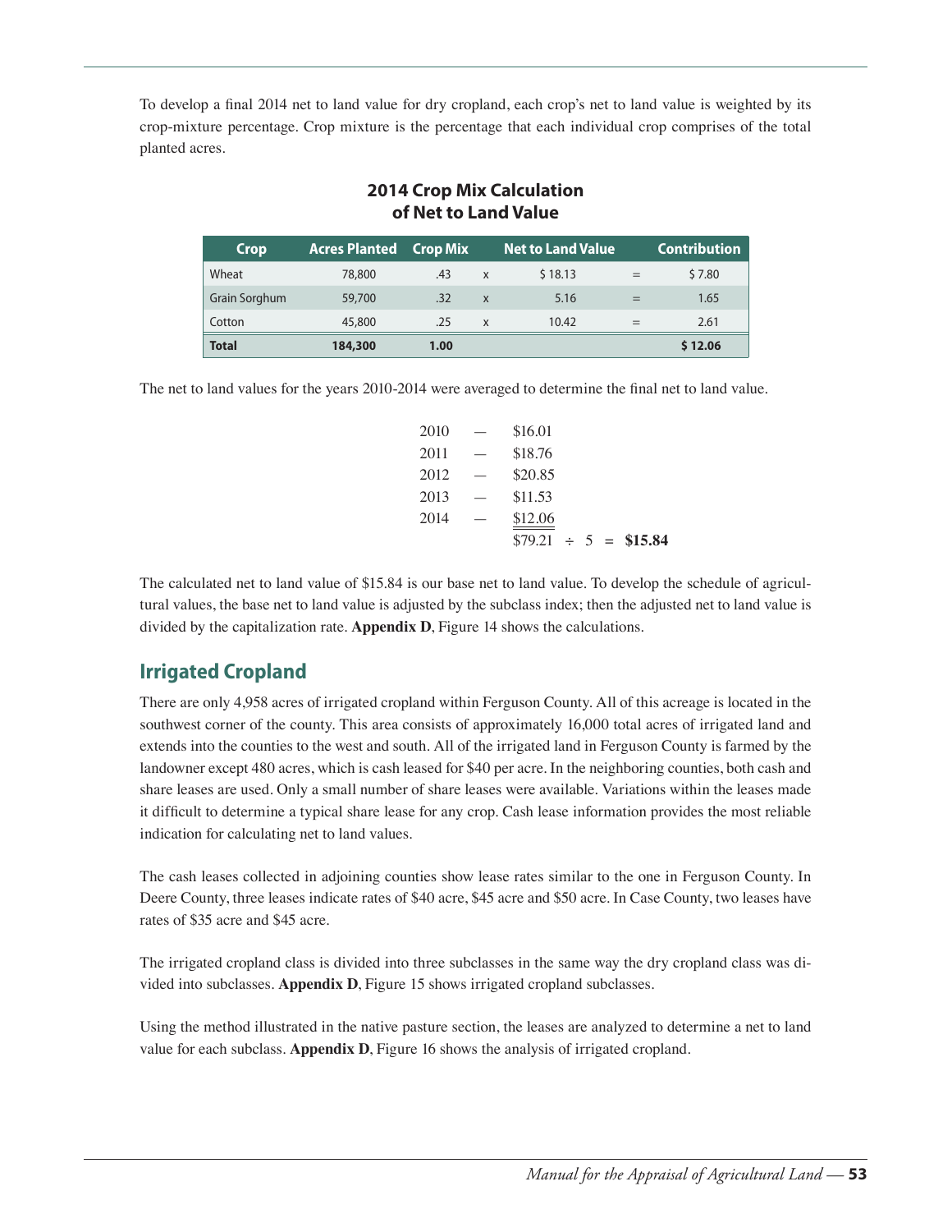To develop a final 2014 net to land value for dry cropland, each crop's net to land value is weighted by its crop-mixture percentage. Crop mixture is the percentage that each individual crop comprises of the total planted acres.

**2014 Crop Mix Calculation of Net to Land Value**

| Crop | Acres Planted | Crop Mix | | Net to Land Value | | Contribution |
|---|---|---|---|---|---|---|
| Wheat | 78,800 | .43 | x | $ 18.13 | = | $ 7.80 |
| Grain Sorghum | 59,700 | .32 | x | 5.16 | = | 1.65 |
| Cotton | 45,800 | .25 | x | 10.42 | = | 2.61 |
| **Total** | **184,300** | **1.00** | | | | **$ 12.06** |

The net to land values for the years 2010-2014 were averaged to determine the final net to land value.

| | | |
|---|---|---|
| 2010 | — | $16.01 |
| 2011 | — | $18.76 |
| 2012 | — | $20.85 |
| 2013 | — | $11.53 |
| 2014 | — | $12.06 |
| | | $79.21 ÷ 5 = **$15.84** |

The calculated net to land value of $15.84 is our base net to land value. To develop the schedule of agricultural values, the base net to land value is adjusted by the subclass index; then the adjusted net to land value is divided by the capitalization rate. **Appendix D**, Figure 14 shows the calculations.

## Irrigated Cropland

There are only 4,958 acres of irrigated cropland within Ferguson County. All of this acreage is located in the southwest corner of the county. This area consists of approximately 16,000 total acres of irrigated land and extends into the counties to the west and south. All of the irrigated land in Ferguson County is farmed by the landowner except 480 acres, which is cash leased for $40 per acre. In the neighboring counties, both cash and share leases are used. Only a small number of share leases were available. Variations within the leases made it difficult to determine a typical share lease for any crop. Cash lease information provides the most reliable indication for calculating net to land values.

The cash leases collected in adjoining counties show lease rates similar to the one in Ferguson County. In Deere County, three leases indicate rates of $40 acre, $45 acre and $50 acre. In Case County, two leases have rates of $35 acre and $45 acre.

The irrigated cropland class is divided into three subclasses in the same way the dry cropland class was divided into subclasses. **Appendix D**, Figure 15 shows irrigated cropland subclasses.

Using the method illustrated in the native pasture section, the leases are analyzed to determine a net to land value for each subclass. **Appendix D**, Figure 16 shows the analysis of irrigated cropland.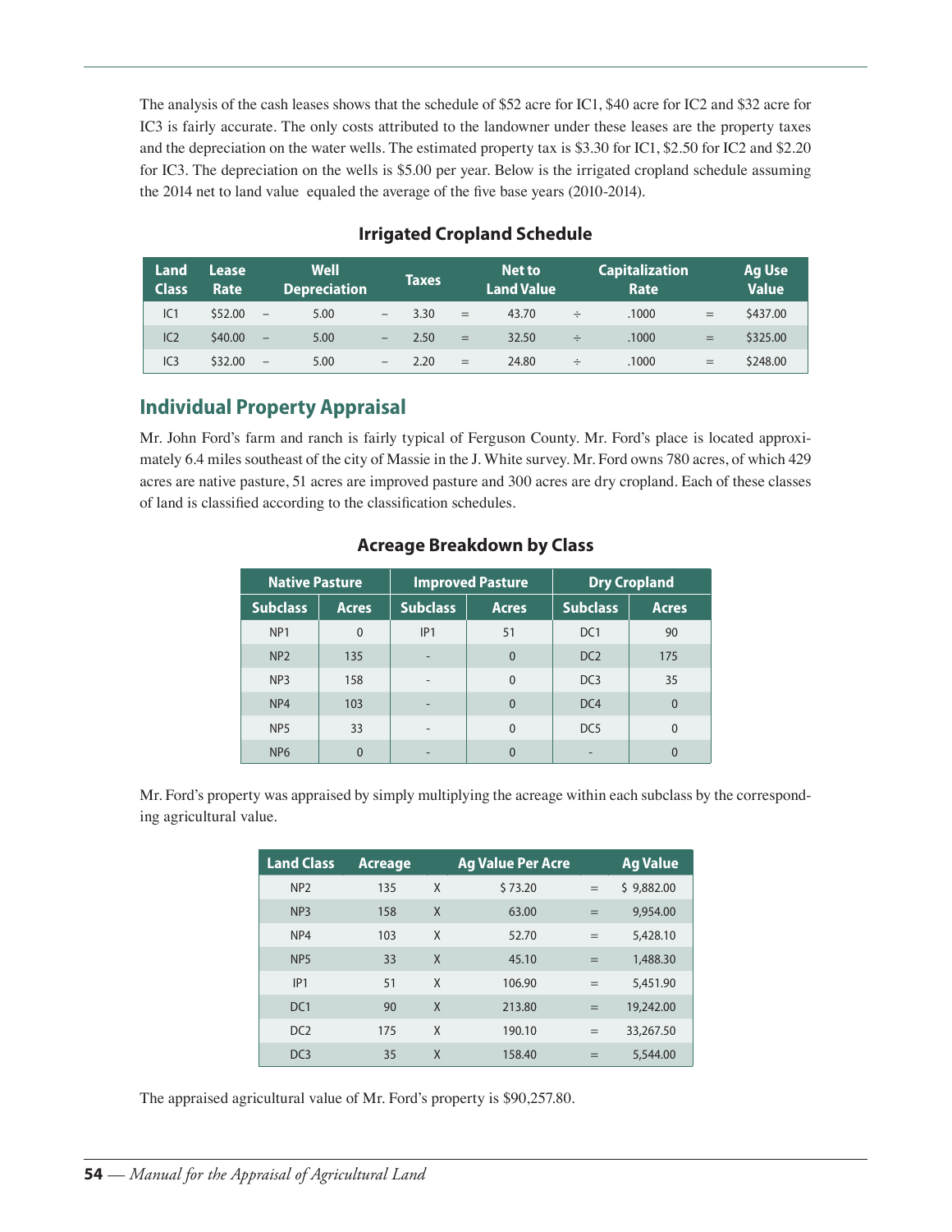The analysis of the cash leases shows that the schedule of $52 acre for IC1, $40 acre for IC2 and $32 acre for IC3 is fairly accurate. The only costs attributed to the landowner under these leases are the property taxes and the depreciation on the water wells. The estimated property tax is $3.30 for IC1, $2.50 for IC2 and $2.20 for IC3. The depreciation on the wells is $5.00 per year. Below is the irrigated cropland schedule assuming the 2014 net to land value equaled the average of the five base years (2010-2014).

### Irrigated Cropland Schedule

| Land Class | Lease Rate | | Well Depreciation | | Taxes | | Net to Land Value | | Capitalization Rate | | Ag Use Value |
|---|---|---|---|---|---|---|---|---|---|---|---|
| IC1 | $52.00 | – | 5.00 | – | 3.30 | = | 43.70 | ÷ | .1000 | = | $437.00 |
| IC2 | $40.00 | – | 5.00 | – | 2.50 | = | 32.50 | ÷ | .1000 | = | $325.00 |
| IC3 | $32.00 | – | 5.00 | – | 2.20 | = | 24.80 | ÷ | .1000 | = | $248.00 |

## Individual Property Appraisal

Mr. John Ford's farm and ranch is fairly typical of Ferguson County. Mr. Ford's place is located approximately 6.4 miles southeast of the city of Massie in the J. White survey. Mr. Ford owns 780 acres, of which 429 acres are native pasture, 51 acres are improved pasture and 300 acres are dry cropland. Each of these classes of land is classified according to the classification schedules.

### Acreage Breakdown by Class

| Native Pasture | | Improved Pasture | | Dry Cropland | |
|---|---|---|---|---|---|
| **Subclass** | **Acres** | **Subclass** | **Acres** | **Subclass** | **Acres** |
| NP1 | 0 | IP1 | 51 | DC1 | 90 |
| NP2 | 135 | - | 0 | DC2 | 175 |
| NP3 | 158 | - | 0 | DC3 | 35 |
| NP4 | 103 | - | 0 | DC4 | 0 |
| NP5 | 33 | - | 0 | DC5 | 0 |
| NP6 | 0 | - | 0 | - | 0 |

Mr. Ford's property was appraised by simply multiplying the acreage within each subclass by the corresponding agricultural value.

| Land Class | Acreage | | Ag Value Per Acre | | Ag Value |
|---|---|---|---|---|---|
| NP2 | 135 | X | $ 73.20 | = | $ 9,882.00 |
| NP3 | 158 | X | 63.00 | = | 9,954.00 |
| NP4 | 103 | X | 52.70 | = | 5,428.10 |
| NP5 | 33 | X | 45.10 | = | 1,488.30 |
| IP1 | 51 | X | 106.90 | = | 5,451.90 |
| DC1 | 90 | X | 213.80 | = | 19,242.00 |
| DC2 | 175 | X | 190.10 | = | 33,267.50 |
| DC3 | 35 | X | 158.40 | = | 5,544.00 |

The appraised agricultural value of Mr. Ford's property is $90,257.80.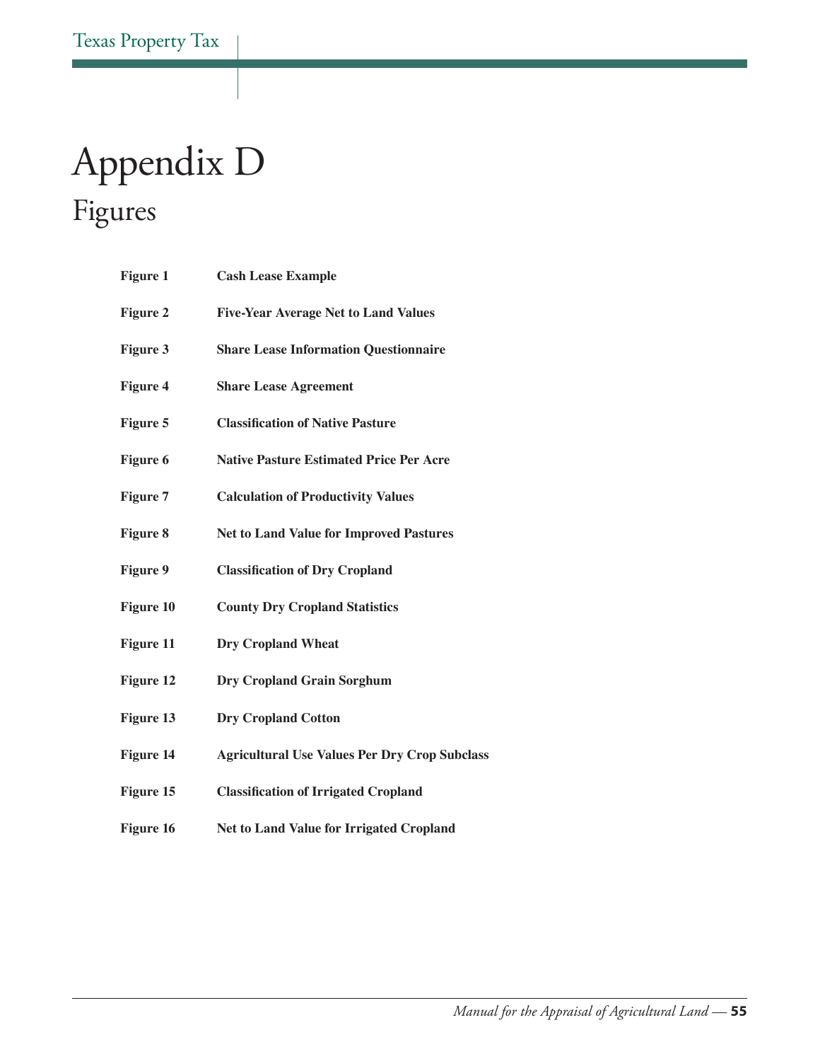# Appendix D

## Figures

| | |
|---|---|
| **Figure 1** | **Cash Lease Example** |
| **Figure 2** | **Five-Year Average Net to Land Values** |
| **Figure 3** | **Share Lease Information Questionnaire** |
| **Figure 4** | **Share Lease Agreement** |
| **Figure 5** | **Classification of Native Pasture** |
| **Figure 6** | **Native Pasture Estimated Price Per Acre** |
| **Figure 7** | **Calculation of Productivity Values** |
| **Figure 8** | **Net to Land Value for Improved Pastures** |
| **Figure 9** | **Classification of Dry Cropland** |
| **Figure 10** | **County Dry Cropland Statistics** |
| **Figure 11** | **Dry Cropland Wheat** |
| **Figure 12** | **Dry Cropland Grain Sorghum** |
| **Figure 13** | **Dry Cropland Cotton** |
| **Figure 14** | **Agricultural Use Values Per Dry Crop Subclass** |
| **Figure 15** | **Classification of Irrigated Cropland** |
| **Figure 16** | **Net to Land Value for Irrigated Cropland** |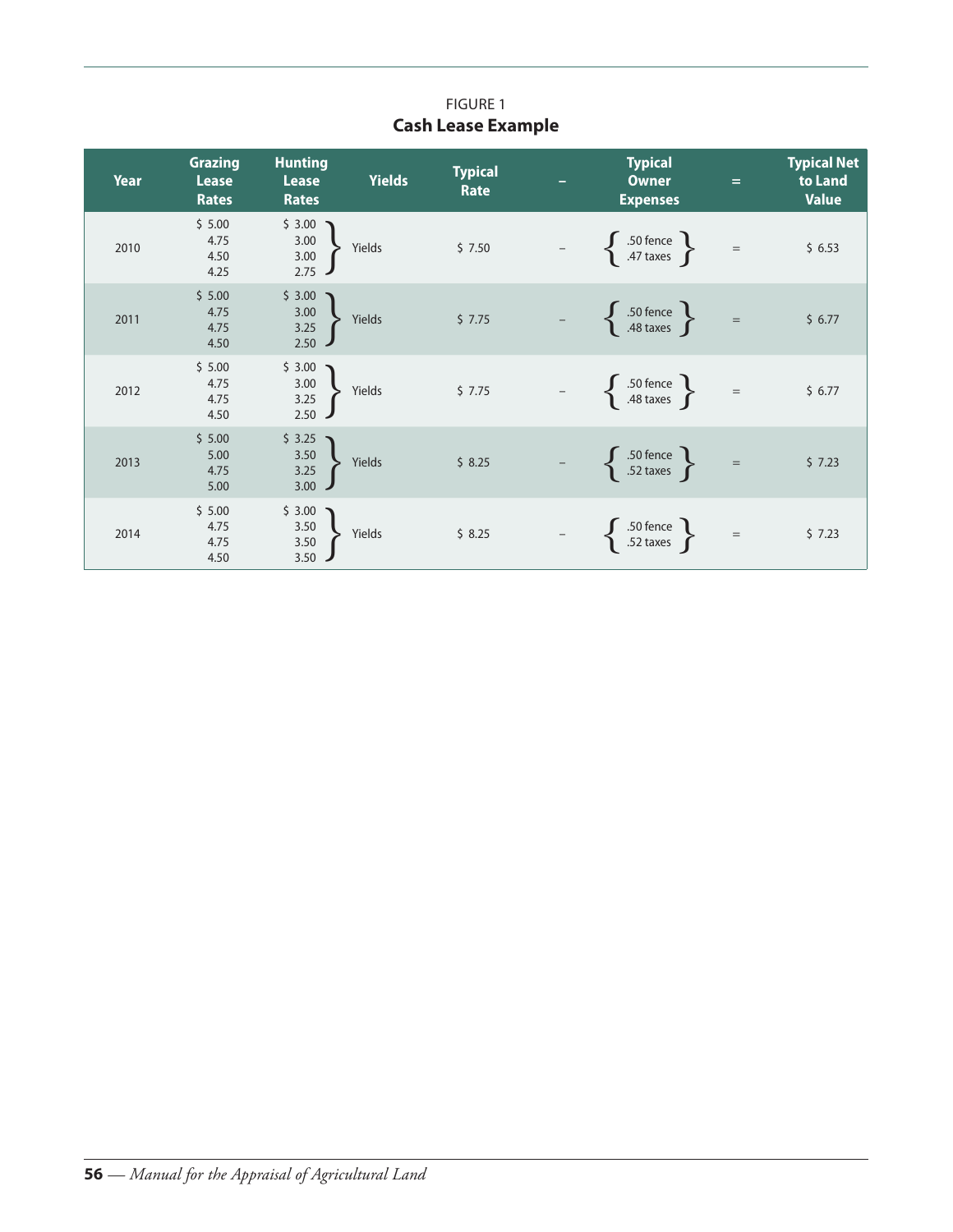FIGURE 1
**Cash Lease Example**

| Year | Grazing Lease Rates | Hunting Lease Rates | Yields | Typical Rate | – | Typical Owner Expenses | = | Typical Net to Land Value |
|---|---|---|---|---|---|---|---|---|
| 2010 | $ 5.00<br>4.75<br>4.50<br>4.25 | $ 3.00<br>3.00<br>3.00<br>2.75 | Yields | $ 7.50 | – | .50 fence<br>.47 taxes | = | $ 6.53 |
| 2011 | $ 5.00<br>4.75<br>4.75<br>4.50 | $ 3.00<br>3.00<br>3.25<br>2.50 | Yields | $ 7.75 | – | .50 fence<br>.48 taxes | = | $ 6.77 |
| 2012 | $ 5.00<br>4.75<br>4.75<br>4.50 | $ 3.00<br>3.00<br>3.25<br>2.50 | Yields | $ 7.75 | – | .50 fence<br>.48 taxes | = | $ 6.77 |
| 2013 | $ 5.00<br>5.00<br>4.75<br>5.00 | $ 3.25<br>3.50<br>3.25<br>3.00 | Yields | $ 8.25 | – | .50 fence<br>.52 taxes | = | $ 7.23 |
| 2014 | $ 5.00<br>4.75<br>4.75<br>4.50 | $ 3.00<br>3.50<br>3.50<br>3.50 | Yields | $ 8.25 | – | .50 fence<br>.52 taxes | = | $ 7.23 |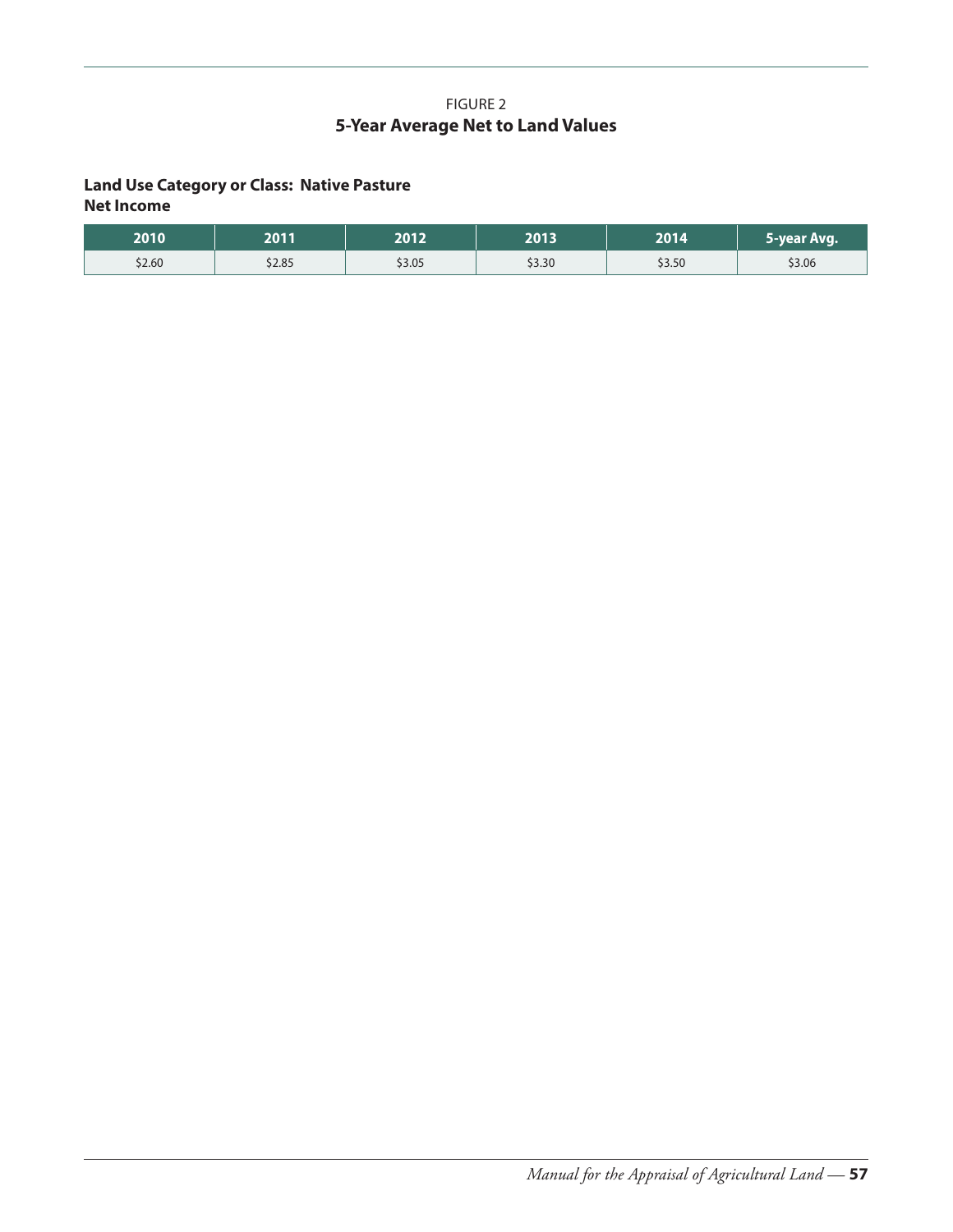FIGURE 2

## 5-Year Average Net to Land Values

**Land Use Category or Class: Native Pasture**
**Net Income**

| 2010 | 2011 | 2012 | 2013 | 2014 | 5-year Avg. |
|---|---|---|---|---|---|
| \$2.60 | \$2.85 | \$3.05 | \$3.30 | \$3.50 | \$3.06 |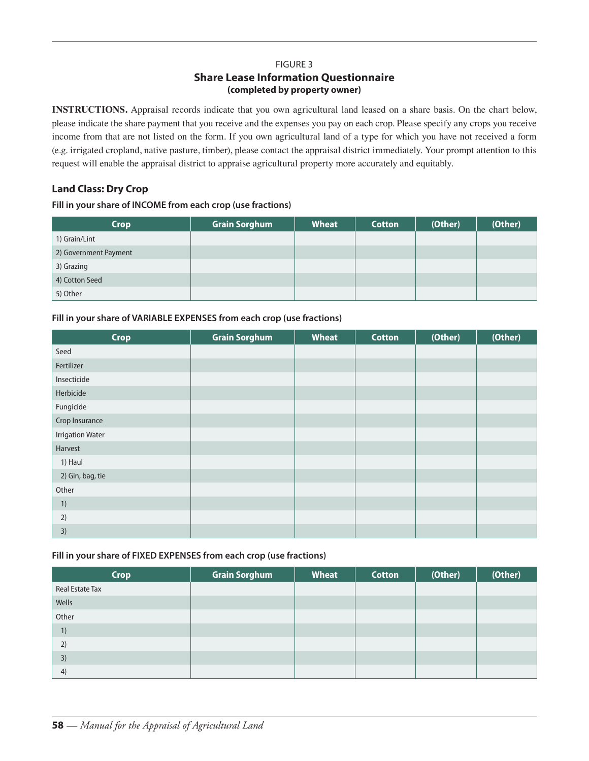FIGURE 3

## Share Lease Information Questionnaire

**(completed by property owner)**

**INSTRUCTIONS.** Appraisal records indicate that you own agricultural land leased on a share basis. On the chart below, please indicate the share payment that you receive and the expenses you pay on each crop. Please specify any crops you receive income from that are not listed on the form. If you own agricultural land of a type for which you have not received a form (e.g. irrigated cropland, native pasture, timber), please contact the appraisal district immediately. Your prompt attention to this request will enable the appraisal district to appraise agricultural property more accurately and equitably.

### Land Class: Dry Crop

**Fill in your share of INCOME from each crop (use fractions)**

| Crop | Grain Sorghum | Wheat | Cotton | (Other) | (Other) |
|---|---|---|---|---|---|
| 1) Grain/Lint | | | | | |
| 2) Government Payment | | | | | |
| 3) Grazing | | | | | |
| 4) Cotton Seed | | | | | |
| 5) Other | | | | | |

**Fill in your share of VARIABLE EXPENSES from each crop (use fractions)**

| Crop | Grain Sorghum | Wheat | Cotton | (Other) | (Other) |
|---|---|---|---|---|---|
| Seed | | | | | |
| Fertilizer | | | | | |
| Insecticide | | | | | |
| Herbicide | | | | | |
| Fungicide | | | | | |
| Crop Insurance | | | | | |
| Irrigation Water | | | | | |
| Harvest | | | | | |
| 1) Haul | | | | | |
| 2) Gin, bag, tie | | | | | |
| Other | | | | | |
| 1) | | | | | |
| 2) | | | | | |
| 3) | | | | | |

**Fill in your share of FIXED EXPENSES from each crop (use fractions)**

| Crop | Grain Sorghum | Wheat | Cotton | (Other) | (Other) |
|---|---|---|---|---|---|
| Real Estate Tax | | | | | |
| Wells | | | | | |
| Other | | | | | |
| 1) | | | | | |
| 2) | | | | | |
| 3) | | | | | |
| 4) | | | | | |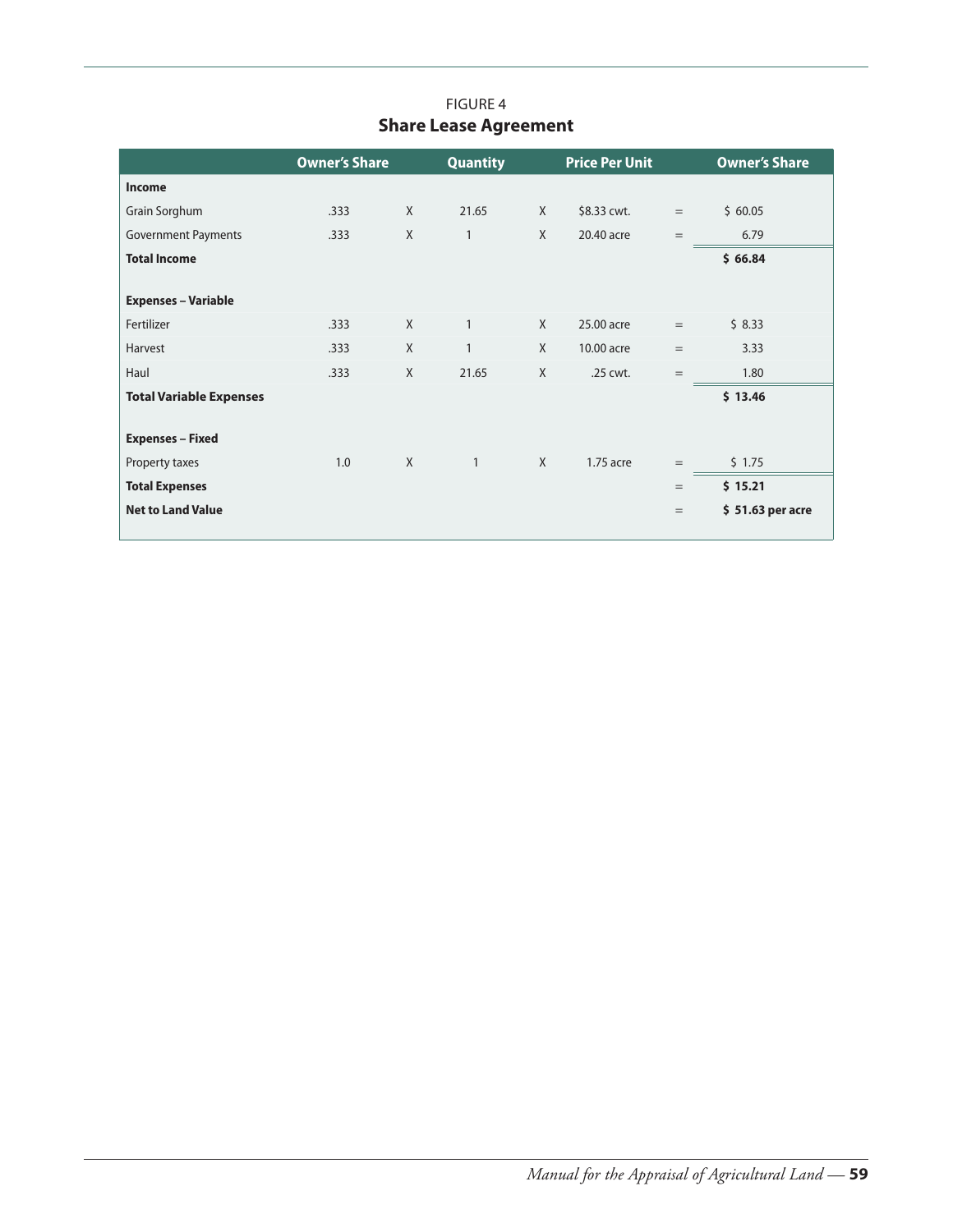FIGURE 4
**Share Lease Agreement**

| | Owner's Share | | Quantity | | Price Per Unit | | Owner's Share |
|---|---|---|---|---|---|---|---|
| **Income** | | | | | | | |
| Grain Sorghum | .333 | X | 21.65 | X | $8.33 cwt. | = | $ 60.05 |
| Government Payments | .333 | X | 1 | X | 20.40 acre | = | 6.79 |
| **Total Income** | | | | | | | **$ 66.84** |
| | | | | | | | |
| **Expenses – Variable** | | | | | | | |
| Fertilizer | .333 | X | 1 | X | 25.00 acre | = | $ 8.33 |
| Harvest | .333 | X | 1 | X | 10.00 acre | = | 3.33 |
| Haul | .333 | X | 21.65 | X | .25 cwt. | = | 1.80 |
| **Total Variable Expenses** | | | | | | | **$ 13.46** |
| | | | | | | | |
| **Expenses – Fixed** | | | | | | | |
| Property taxes | 1.0 | X | 1 | X | 1.75 acre | = | $ 1.75 |
| **Total Expenses** | | | | | | = | **$ 15.21** |
| **Net to Land Value** | | | | | | = | **$ 51.63 per acre** |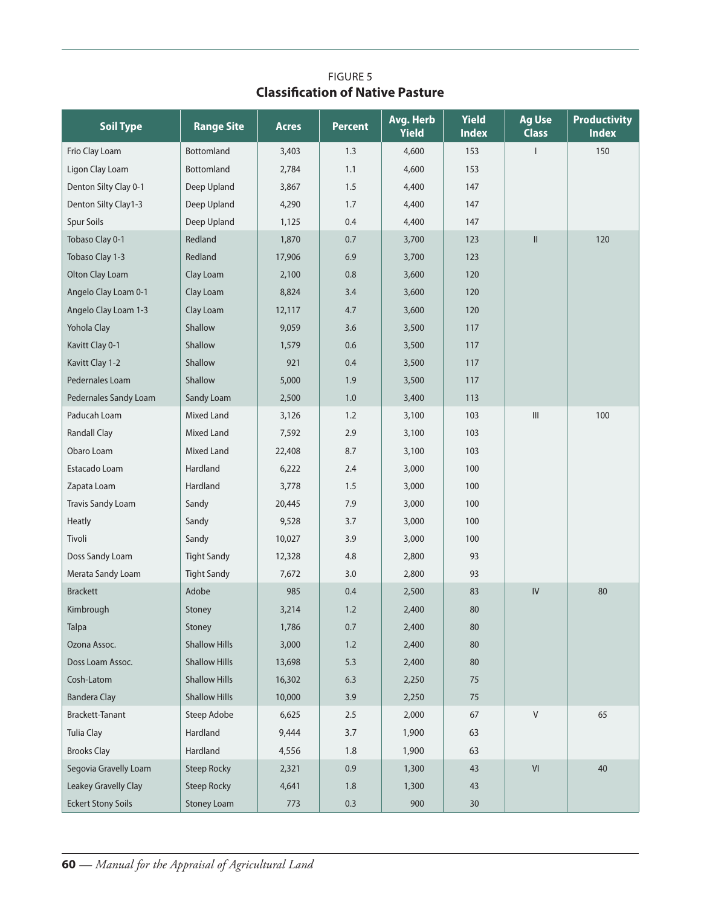FIGURE 5

**Classification of Native Pasture**

| Soil Type | Range Site | Acres | Percent | Avg. Herb Yield | Yield Index | Ag Use Class | Productivity Index |
|---|---|---|---|---|---|---|---|
| Frio Clay Loam | Bottomland | 3,403 | 1.3 | 4,600 | 153 | I | 150 |
| Ligon Clay Loam | Bottomland | 2,784 | 1.1 | 4,600 | 153 | | |
| Denton Silty Clay 0-1 | Deep Upland | 3,867 | 1.5 | 4,400 | 147 | | |
| Denton Silty Clay1-3 | Deep Upland | 4,290 | 1.7 | 4,400 | 147 | | |
| Spur Soils | Deep Upland | 1,125 | 0.4 | 4,400 | 147 | | |
| Tobaso Clay 0-1 | Redland | 1,870 | 0.7 | 3,700 | 123 | II | 120 |
| Tobaso Clay 1-3 | Redland | 17,906 | 6.9 | 3,700 | 123 | | |
| Olton Clay Loam | Clay Loam | 2,100 | 0.8 | 3,600 | 120 | | |
| Angelo Clay Loam 0-1 | Clay Loam | 8,824 | 3.4 | 3,600 | 120 | | |
| Angelo Clay Loam 1-3 | Clay Loam | 12,117 | 4.7 | 3,600 | 120 | | |
| Yohola Clay | Shallow | 9,059 | 3.6 | 3,500 | 117 | | |
| Kavitt Clay 0-1 | Shallow | 1,579 | 0.6 | 3,500 | 117 | | |
| Kavitt Clay 1-2 | Shallow | 921 | 0.4 | 3,500 | 117 | | |
| Pedernales Loam | Shallow | 5,000 | 1.9 | 3,500 | 117 | | |
| Pedernales Sandy Loam | Sandy Loam | 2,500 | 1.0 | 3,400 | 113 | | |
| Paducah Loam | Mixed Land | 3,126 | 1.2 | 3,100 | 103 | III | 100 |
| Randall Clay | Mixed Land | 7,592 | 2.9 | 3,100 | 103 | | |
| Obaro Loam | Mixed Land | 22,408 | 8.7 | 3,100 | 103 | | |
| Estacado Loam | Hardland | 6,222 | 2.4 | 3,000 | 100 | | |
| Zapata Loam | Hardland | 3,778 | 1.5 | 3,000 | 100 | | |
| Travis Sandy Loam | Sandy | 20,445 | 7.9 | 3,000 | 100 | | |
| Heatly | Sandy | 9,528 | 3.7 | 3,000 | 100 | | |
| Tivoli | Sandy | 10,027 | 3.9 | 3,000 | 100 | | |
| Doss Sandy Loam | Tight Sandy | 12,328 | 4.8 | 2,800 | 93 | | |
| Merata Sandy Loam | Tight Sandy | 7,672 | 3.0 | 2,800 | 93 | | |
| Brackett | Adobe | 985 | 0.4 | 2,500 | 83 | IV | 80 |
| Kimbrough | Stoney | 3,214 | 1.2 | 2,400 | 80 | | |
| Talpa | Stoney | 1,786 | 0.7 | 2,400 | 80 | | |
| Ozona Assoc. | Shallow Hills | 3,000 | 1.2 | 2,400 | 80 | | |
| Doss Loam Assoc. | Shallow Hills | 13,698 | 5.3 | 2,400 | 80 | | |
| Cosh-Latom | Shallow Hills | 16,302 | 6.3 | 2,250 | 75 | | |
| Bandera Clay | Shallow Hills | 10,000 | 3.9 | 2,250 | 75 | | |
| Brackett-Tanant | Steep Adobe | 6,625 | 2.5 | 2,000 | 67 | V | 65 |
| Tulia Clay | Hardland | 9,444 | 3.7 | 1,900 | 63 | | |
| Brooks Clay | Hardland | 4,556 | 1.8 | 1,900 | 63 | | |
| Segovia Gravelly Loam | Steep Rocky | 2,321 | 0.9 | 1,300 | 43 | VI | 40 |
| Leakey Gravelly Clay | Steep Rocky | 4,641 | 1.8 | 1,300 | 43 | | |
| Eckert Stony Soils | Stoney Loam | 773 | 0.3 | 900 | 30 | | |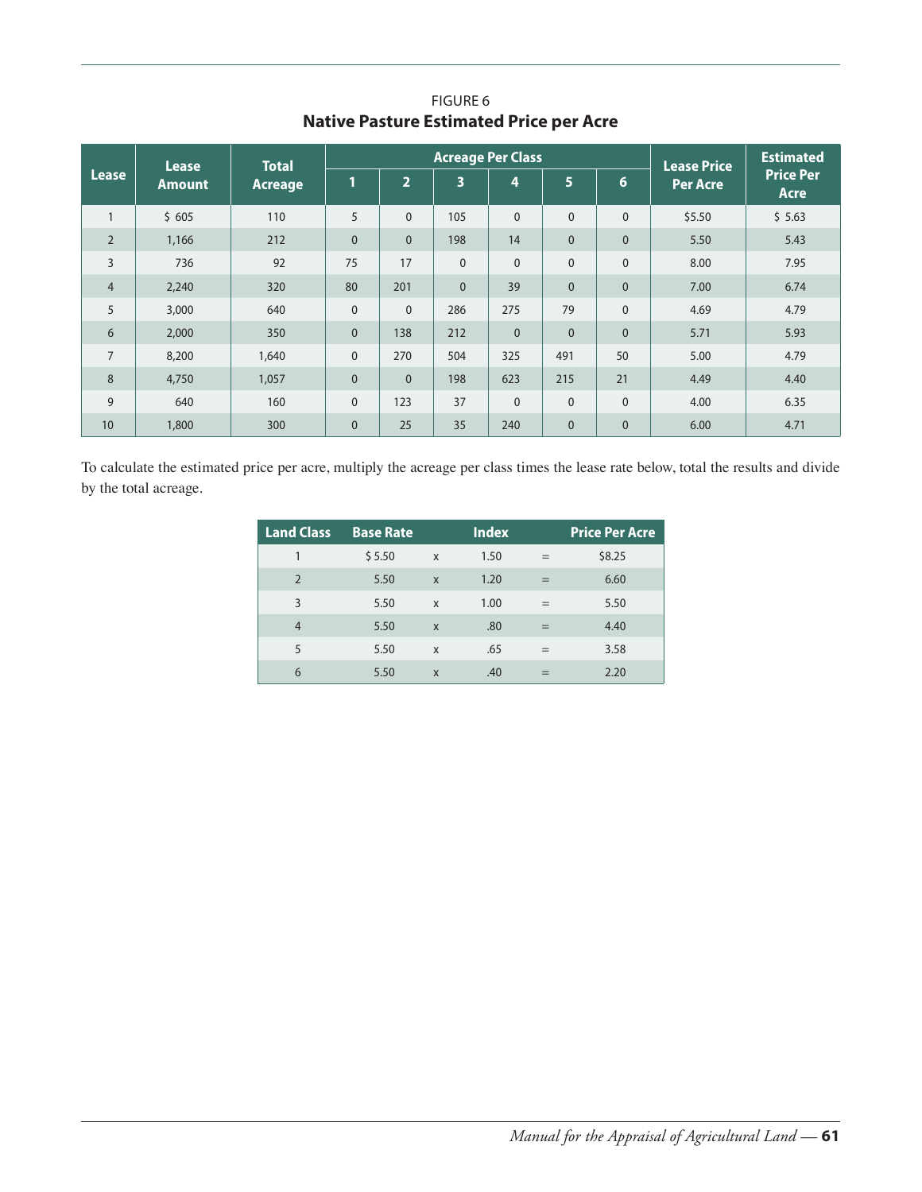FIGURE 6

## Native Pasture Estimated Price per Acre

| Lease | Lease Amount | Total Acreage | Acreage Per Class | | | | | | Lease Price Per Acre | Estimated Price Per Acre |
|---|---|---|---|---|---|---|---|---|---|---|
| | | | 1 | 2 | 3 | 4 | 5 | 6 | | |
| 1 | $ 605 | 110 | 5 | 0 | 105 | 0 | 0 | 0 | $5.50 | $ 5.63 |
| 2 | 1,166 | 212 | 0 | 0 | 198 | 14 | 0 | 0 | 5.50 | 5.43 |
| 3 | 736 | 92 | 75 | 17 | 0 | 0 | 0 | 0 | 8.00 | 7.95 |
| 4 | 2,240 | 320 | 80 | 201 | 0 | 39 | 0 | 0 | 7.00 | 6.74 |
| 5 | 3,000 | 640 | 0 | 0 | 286 | 275 | 79 | 0 | 4.69 | 4.79 |
| 6 | 2,000 | 350 | 0 | 138 | 212 | 0 | 0 | 0 | 5.71 | 5.93 |
| 7 | 8,200 | 1,640 | 0 | 270 | 504 | 325 | 491 | 50 | 5.00 | 4.79 |
| 8 | 4,750 | 1,057 | 0 | 0 | 198 | 623 | 215 | 21 | 4.49 | 4.40 |
| 9 | 640 | 160 | 0 | 123 | 37 | 0 | 0 | 0 | 4.00 | 6.35 |
| 10 | 1,800 | 300 | 0 | 25 | 35 | 240 | 0 | 0 | 6.00 | 4.71 |

To calculate the estimated price per acre, multiply the acreage per class times the lease rate below, total the results and divide by the total acreage.

| Land Class | Base Rate | | Index | | Price Per Acre |
|---|---|---|---|---|---|
| 1 | $ 5.50 | x | 1.50 | = | $8.25 |
| 2 | 5.50 | x | 1.20 | = | 6.60 |
| 3 | 5.50 | x | 1.00 | = | 5.50 |
| 4 | 5.50 | x | .80 | = | 4.40 |
| 5 | 5.50 | x | .65 | = | 3.58 |
| 6 | 5.50 | x | .40 | = | 2.20 |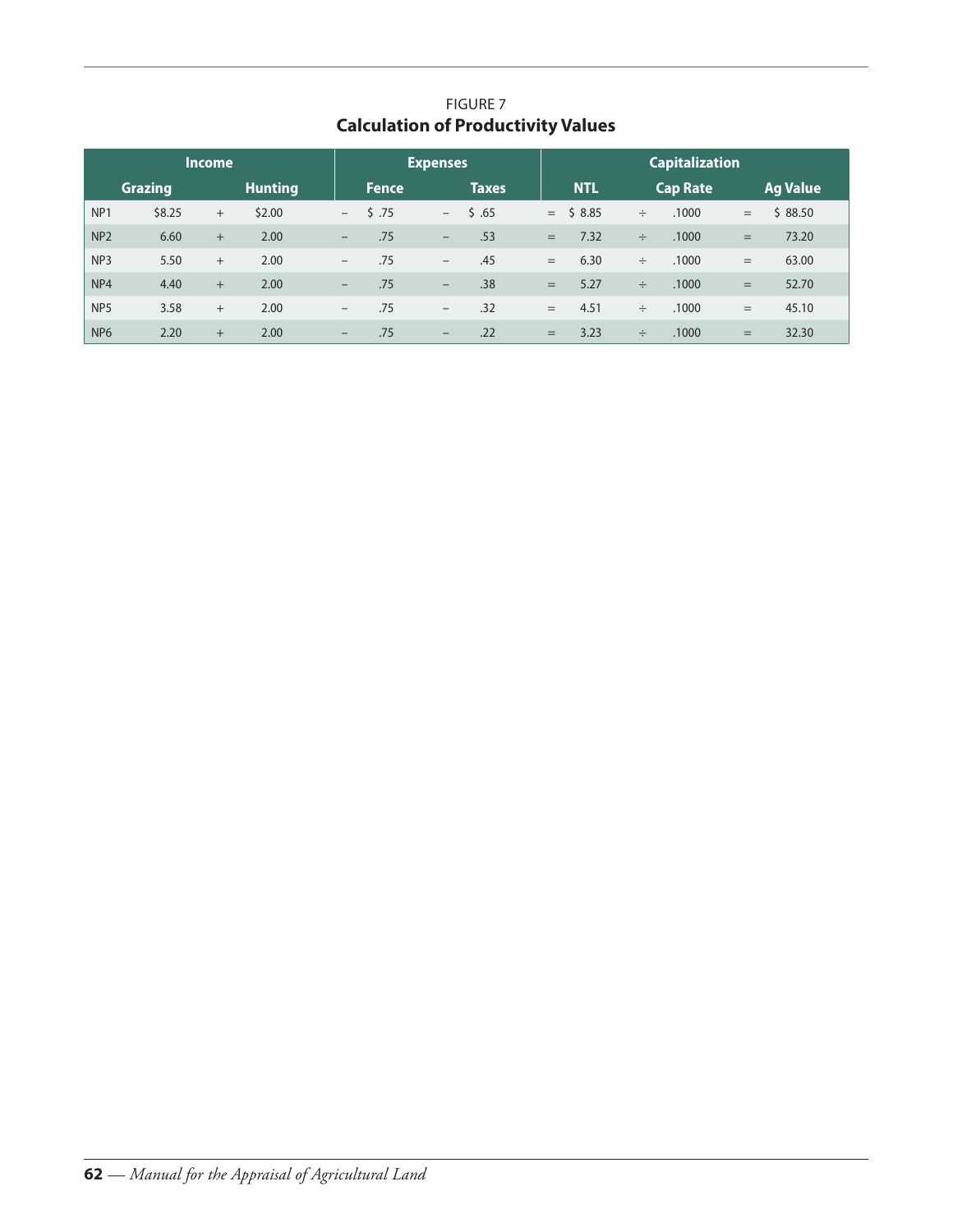FIGURE 7

**Calculation of Productivity Values**

| | Income | | | Expenses | | | Capitalization | | | | |
|---|---|---|---|---|---|---|---|---|---|---|---|
| | Grazing | | Hunting | | Fence | | Taxes | | NTL | | Cap Rate | | Ag Value |
| NP1 | $8.25 | + | $2.00 | − | $ .75 | − | $ .65 | = | $ 8.85 | ÷ | .1000 | = | $ 88.50 |
| NP2 | 6.60 | + | 2.00 | − | .75 | − | .53 | = | 7.32 | ÷ | .1000 | = | 73.20 |
| NP3 | 5.50 | + | 2.00 | − | .75 | − | .45 | = | 6.30 | ÷ | .1000 | = | 63.00 |
| NP4 | 4.40 | + | 2.00 | − | .75 | − | .38 | = | 5.27 | ÷ | .1000 | = | 52.70 |
| NP5 | 3.58 | + | 2.00 | − | .75 | − | .32 | = | 4.51 | ÷ | .1000 | = | 45.10 |
| NP6 | 2.20 | + | 2.00 | − | .75 | − | .22 | = | 3.23 | ÷ | .1000 | = | 32.30 |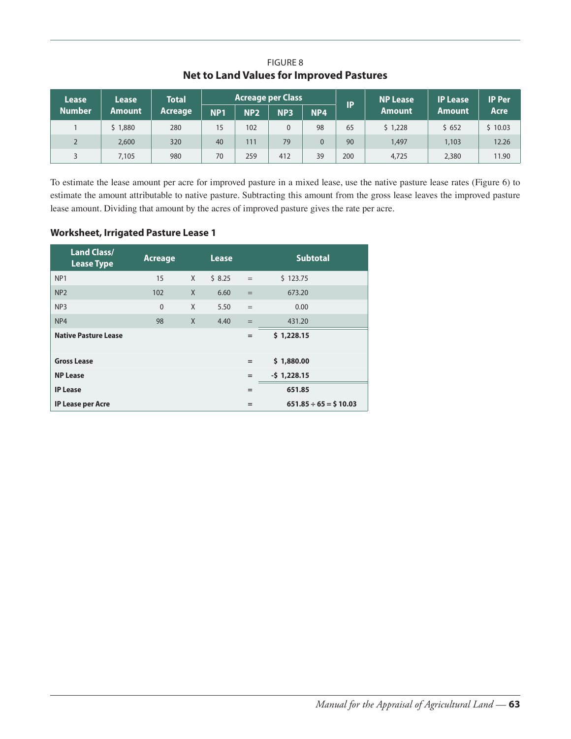FIGURE 8

**Net to Land Values for Improved Pastures**

| Lease Number | Lease Amount | Total Acreage | Acreage per Class | | | | IP | NP Lease Amount | IP Lease Amount | IP Per Acre |
|---|---|---|---|---|---|---|---|---|---|---|
| | | | NP1 | NP2 | NP3 | NP4 | | | | |
| 1 | $ 1,880 | 280 | 15 | 102 | 0 | 98 | 65 | $ 1,228 | $ 652 | $ 10.03 |
| 2 | 2,600 | 320 | 40 | 111 | 79 | 0 | 90 | 1,497 | 1,103 | 12.26 |
| 3 | 7,105 | 980 | 70 | 259 | 412 | 39 | 200 | 4,725 | 2,380 | 11.90 |

To estimate the lease amount per acre for improved pasture in a mixed lease, use the native pasture lease rates (Figure 6) to estimate the amount attributable to native pasture. Subtracting this amount from the gross lease leaves the improved pasture lease amount. Dividing that amount by the acres of improved pasture gives the rate per acre.

### Worksheet, Irrigated Pasture Lease 1

| Land Class/ Lease Type | Acreage | | Lease | | Subtotal |
|---|---|---|---|---|---|
| NP1 | 15 | X | $ 8.25 | = | $ 123.75 |
| NP2 | 102 | X | 6.60 | = | 673.20 |
| NP3 | 0 | X | 5.50 | = | 0.00 |
| NP4 | 98 | X | 4.40 | = | 431.20 |
| **Native Pasture Lease** | | | | = | **$ 1,228.15** |
| | | | | | |
| **Gross Lease** | | | | = | **$ 1,880.00** |
| **NP Lease** | | | | = | **-$ 1,228.15** |
| **IP Lease** | | | | = | **651.85** |
| **IP Lease per Acre** | | | | = | **651.85 ÷ 65 = $ 10.03** |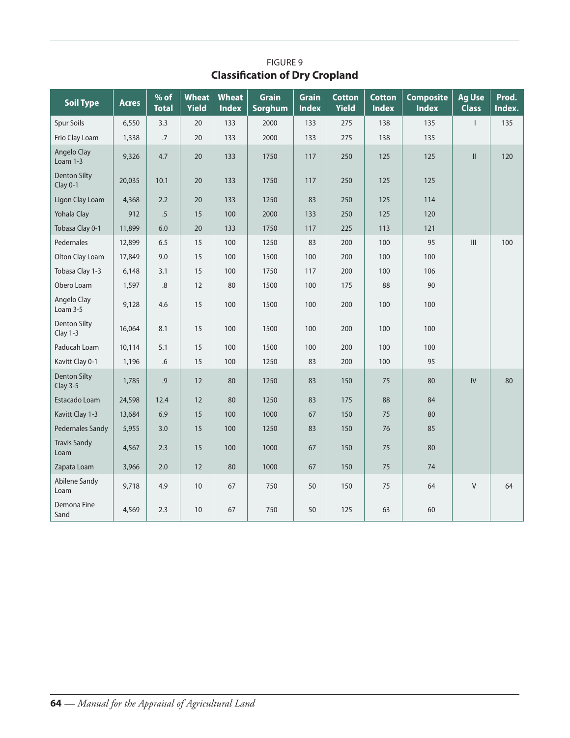FIGURE 9

**Classification of Dry Cropland**

| Soil Type | Acres | % of Total | Wheat Yield | Wheat Index | Grain Sorghum | Grain Index | Cotton Yield | Cotton Index | Composite Index | Ag Use Class | Prod. Index. |
|---|---|---|---|---|---|---|---|---|---|---|---|
| Spur Soils | 6,550 | 3.3 | 20 | 133 | 2000 | 133 | 275 | 138 | 135 | I | 135 |
| Frio Clay Loam | 1,338 | .7 | 20 | 133 | 2000 | 133 | 275 | 138 | 135 | | |
| Angelo Clay Loam 1-3 | 9,326 | 4.7 | 20 | 133 | 1750 | 117 | 250 | 125 | 125 | II | 120 |
| Denton Silty Clay 0-1 | 20,035 | 10.1 | 20 | 133 | 1750 | 117 | 250 | 125 | 125 | | |
| Ligon Clay Loam | 4,368 | 2.2 | 20 | 133 | 1250 | 83 | 250 | 125 | 114 | | |
| Yohala Clay | 912 | .5 | 15 | 100 | 2000 | 133 | 250 | 125 | 120 | | |
| Tobasa Clay 0-1 | 11,899 | 6.0 | 20 | 133 | 1750 | 117 | 225 | 113 | 121 | | |
| Pedernales | 12,899 | 6.5 | 15 | 100 | 1250 | 83 | 200 | 100 | 95 | III | 100 |
| Olton Clay Loam | 17,849 | 9.0 | 15 | 100 | 1500 | 100 | 200 | 100 | 100 | | |
| Tobasa Clay 1-3 | 6,148 | 3.1 | 15 | 100 | 1750 | 117 | 200 | 100 | 106 | | |
| Obero Loam | 1,597 | .8 | 12 | 80 | 1500 | 100 | 175 | 88 | 90 | | |
| Angelo Clay Loam 3-5 | 9,128 | 4.6 | 15 | 100 | 1500 | 100 | 200 | 100 | 100 | | |
| Denton Silty Clay 1-3 | 16,064 | 8.1 | 15 | 100 | 1500 | 100 | 200 | 100 | 100 | | |
| Paducah Loam | 10,114 | 5.1 | 15 | 100 | 1500 | 100 | 200 | 100 | 100 | | |
| Kavitt Clay 0-1 | 1,196 | .6 | 15 | 100 | 1250 | 83 | 200 | 100 | 95 | | |
| Denton Silty Clay 3-5 | 1,785 | .9 | 12 | 80 | 1250 | 83 | 150 | 75 | 80 | IV | 80 |
| Estacado Loam | 24,598 | 12.4 | 12 | 80 | 1250 | 83 | 175 | 88 | 84 | | |
| Kavitt Clay 1-3 | 13,684 | 6.9 | 15 | 100 | 1000 | 67 | 150 | 75 | 80 | | |
| Pedernales Sandy | 5,955 | 3.0 | 15 | 100 | 1250 | 83 | 150 | 76 | 85 | | |
| Travis Sandy Loam | 4,567 | 2.3 | 15 | 100 | 1000 | 67 | 150 | 75 | 80 | | |
| Zapata Loam | 3,966 | 2.0 | 12 | 80 | 1000 | 67 | 150 | 75 | 74 | | |
| Abilene Sandy Loam | 9,718 | 4.9 | 10 | 67 | 750 | 50 | 150 | 75 | 64 | V | 64 |
| Demona Fine Sand | 4,569 | 2.3 | 10 | 67 | 750 | 50 | 125 | 63 | 60 | | |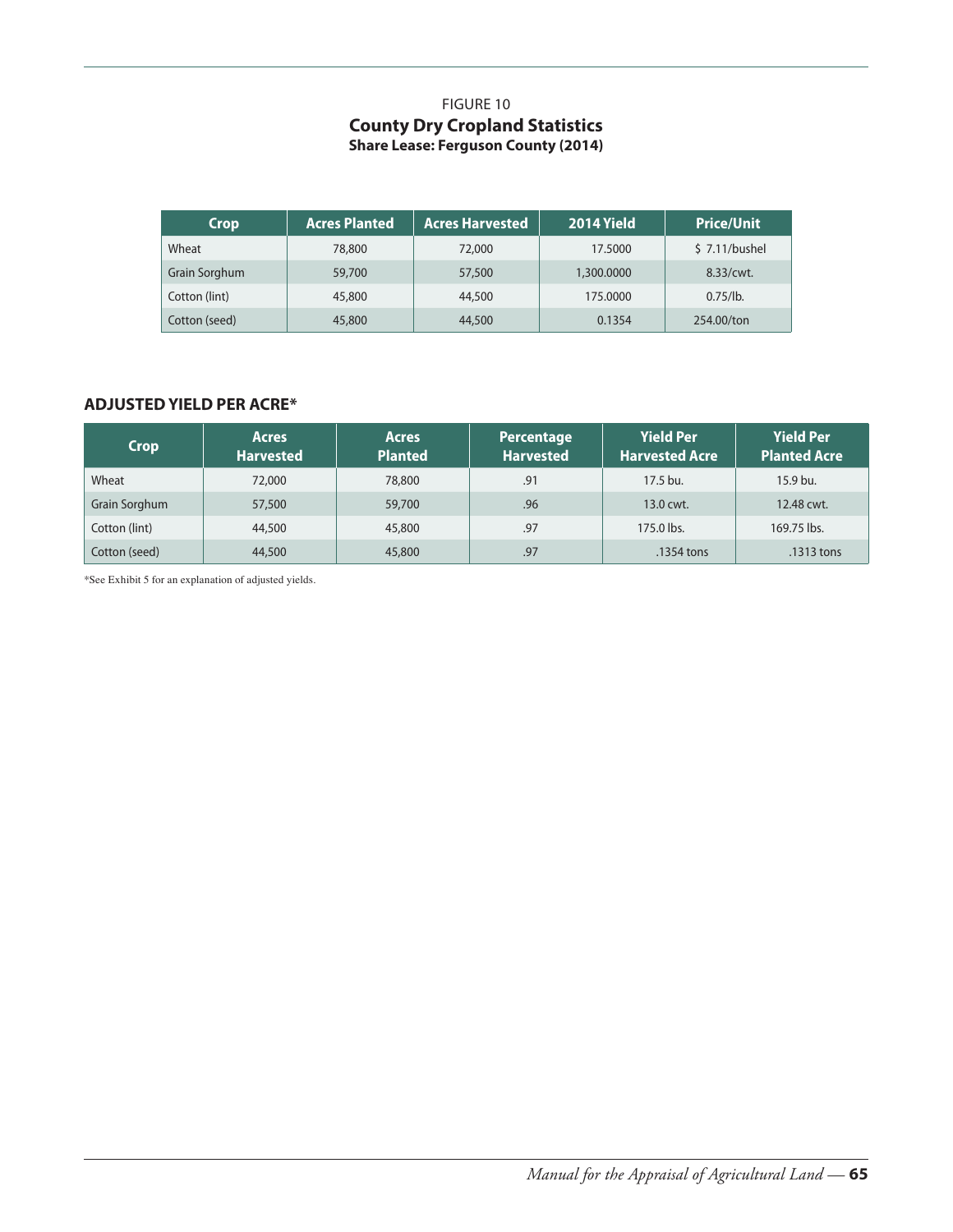FIGURE 10

## County Dry Cropland Statistics

### Share Lease: Ferguson County (2014)

| Crop | Acres Planted | Acres Harvested | 2014 Yield | Price/Unit |
|---|---|---|---|---|
| Wheat | 78,800 | 72,000 | 17.5000 | $ 7.11/bushel |
| Grain Sorghum | 59,700 | 57,500 | 1,300.0000 | 8.33/cwt. |
| Cotton (lint) | 45,800 | 44,500 | 175.0000 | 0.75/lb. |
| Cotton (seed) | 45,800 | 44,500 | 0.1354 | 254.00/ton |

### ADJUSTED YIELD PER ACRE*

| Crop | Acres Harvested | Acres Planted | Percentage Harvested | Yield Per Harvested Acre | Yield Per Planted Acre |
|---|---|---|---|---|---|
| Wheat | 72,000 | 78,800 | .91 | 17.5 bu. | 15.9 bu. |
| Grain Sorghum | 57,500 | 59,700 | .96 | 13.0 cwt. | 12.48 cwt. |
| Cotton (lint) | 44,500 | 45,800 | .97 | 175.0 lbs. | 169.75 lbs. |
| Cotton (seed) | 44,500 | 45,800 | .97 | .1354 tons | .1313 tons |

*See Exhibit 5 for an explanation of adjusted yields.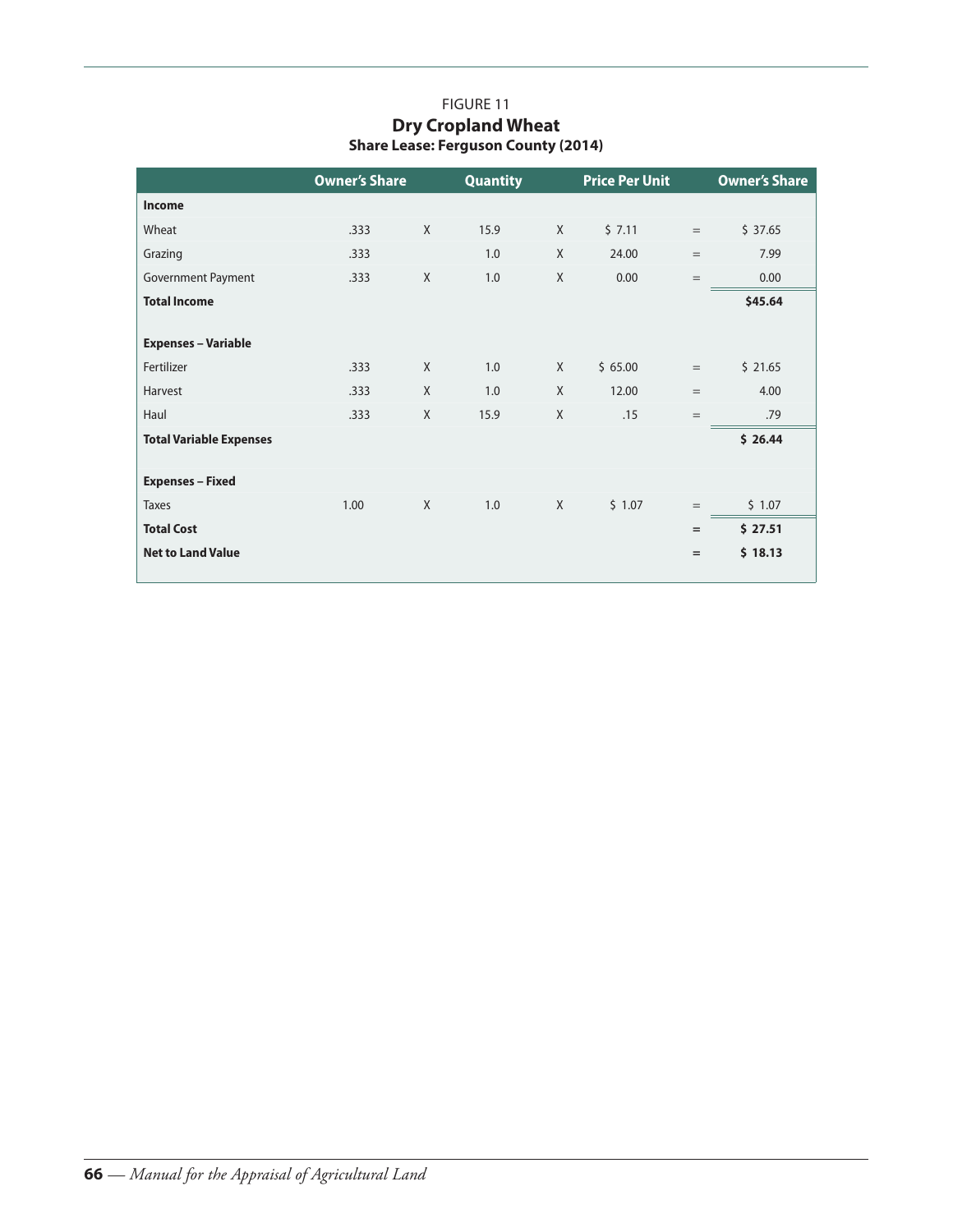FIGURE 11

**Dry Cropland Wheat**

**Share Lease: Ferguson County (2014)**

| | Owner's Share | | Quantity | | Price Per Unit | | Owner's Share |
|---|---|---|---|---|---|---|---|
| **Income** | | | | | | | |
| Wheat | .333 | X | 15.9 | X | $ 7.11 | = | $ 37.65 |
| Grazing | .333 | | 1.0 | X | 24.00 | = | 7.99 |
| Government Payment | .333 | X | 1.0 | X | 0.00 | = | 0.00 |
| **Total Income** | | | | | | | **$45.64** |
| | | | | | | | |
| **Expenses – Variable** | | | | | | | |
| Fertilizer | .333 | X | 1.0 | X | $ 65.00 | = | $ 21.65 |
| Harvest | .333 | X | 1.0 | X | 12.00 | = | 4.00 |
| Haul | .333 | X | 15.9 | X | .15 | = | .79 |
| **Total Variable Expenses** | | | | | | | **$ 26.44** |
| | | | | | | | |
| **Expenses – Fixed** | | | | | | | |
| Taxes | 1.00 | X | 1.0 | X | $ 1.07 | = | $ 1.07 |
| **Total Cost** | | | | | | **=** | **$ 27.51** |
| **Net to Land Value** | | | | | | **=** | **$ 18.13** |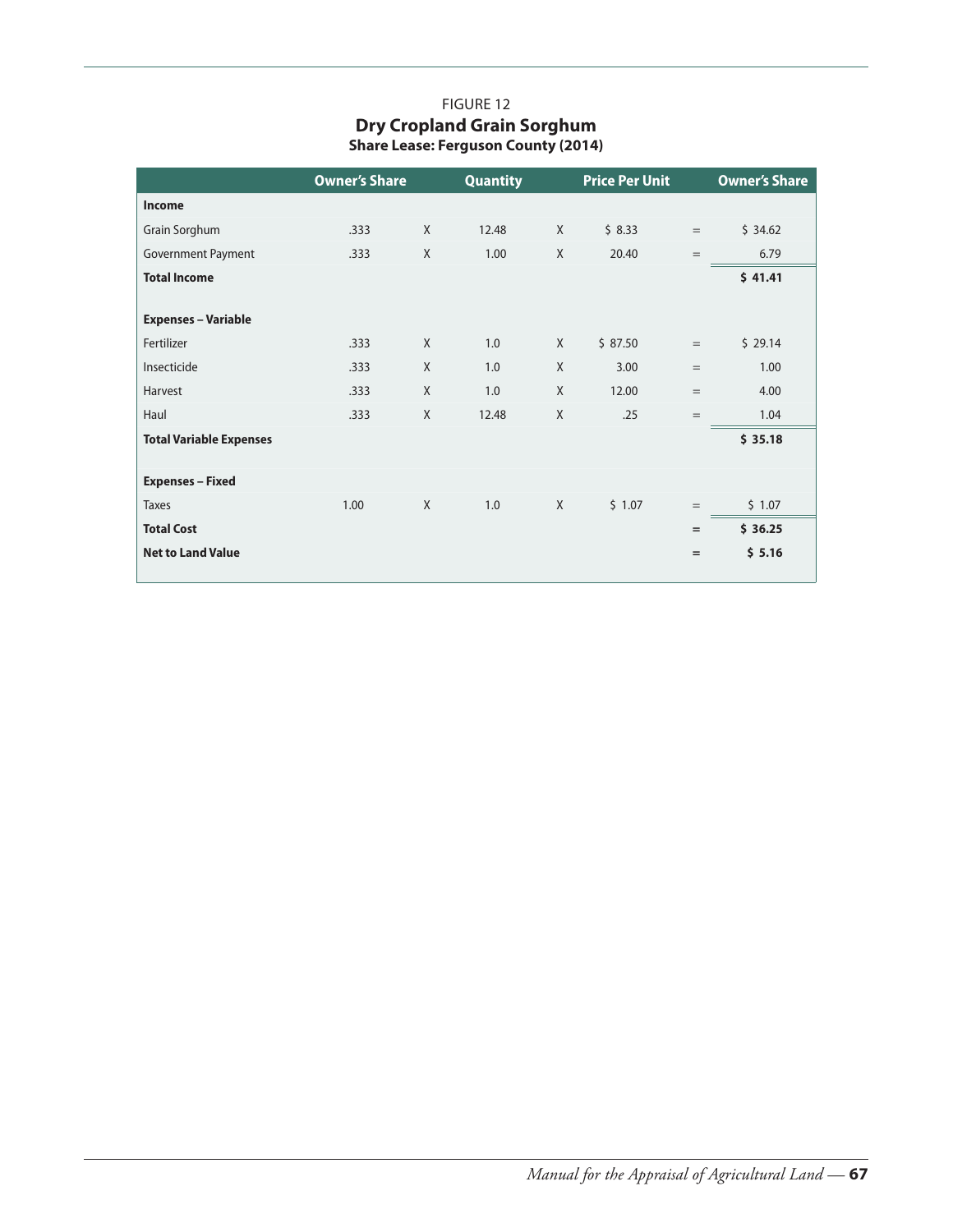FIGURE 12

**Dry Cropland Grain Sorghum**

**Share Lease: Ferguson County (2014)**

| | Owner's Share | | Quantity | | Price Per Unit | | Owner's Share |
|---|---|---|---|---|---|---|---|
| **Income** | | | | | | | |
| Grain Sorghum | .333 | X | 12.48 | X | $ 8.33 | = | $ 34.62 |
| Government Payment | .333 | X | 1.00 | X | 20.40 | = | 6.79 |
| **Total Income** | | | | | | | **$ 41.41** |
| **Expenses – Variable** | | | | | | | |
| Fertilizer | .333 | X | 1.0 | X | $ 87.50 | = | $ 29.14 |
| Insecticide | .333 | X | 1.0 | X | 3.00 | = | 1.00 |
| Harvest | .333 | X | 1.0 | X | 12.00 | = | 4.00 |
| Haul | .333 | X | 12.48 | X | .25 | = | 1.04 |
| **Total Variable Expenses** | | | | | | | **$ 35.18** |
| **Expenses – Fixed** | | | | | | | |
| Taxes | 1.00 | X | 1.0 | X | $ 1.07 | = | $ 1.07 |
| **Total Cost** | | | | | | **=** | **$ 36.25** |
| **Net to Land Value** | | | | | | **=** | **$ 5.16** |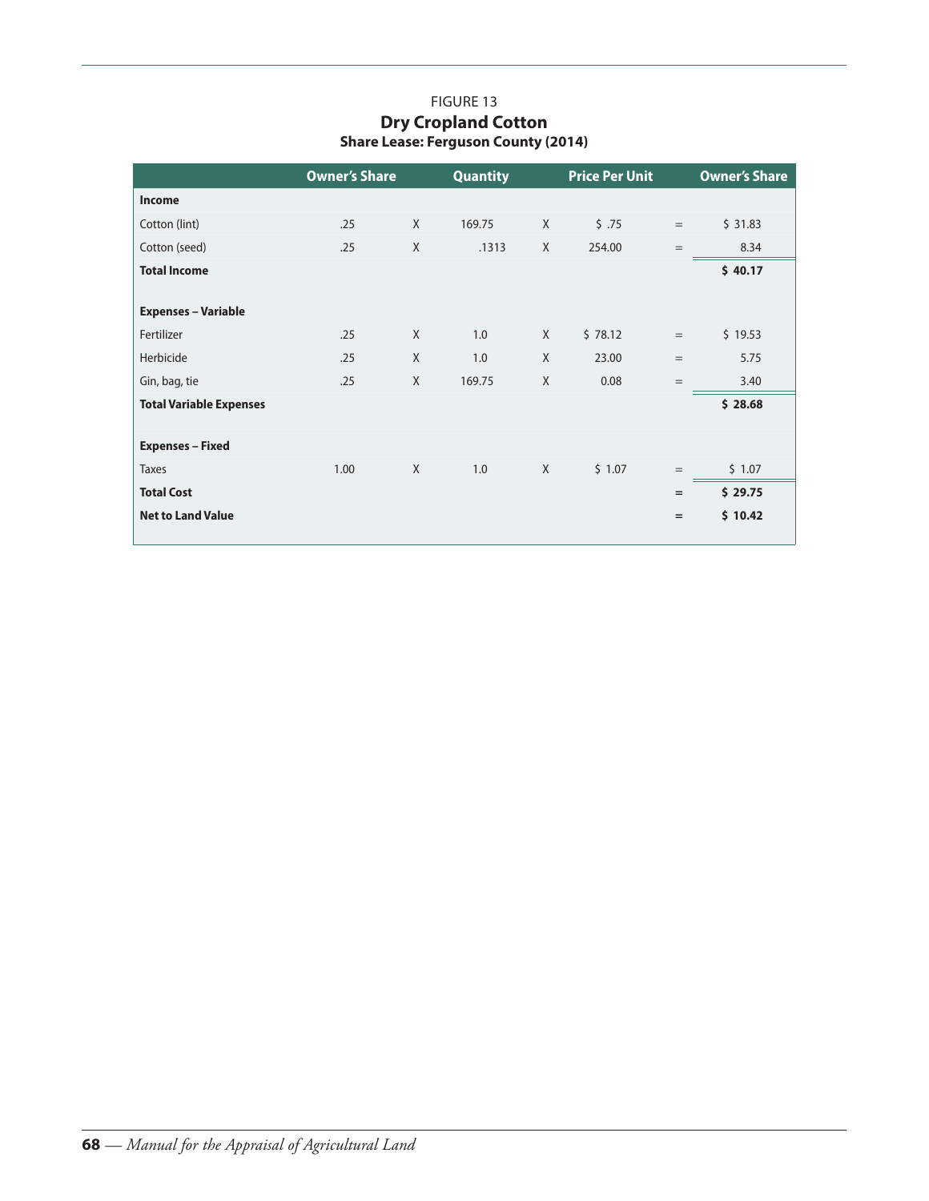FIGURE 13

**Dry Cropland Cotton**

**Share Lease: Ferguson County (2014)**

| | Owner's Share | | Quantity | | Price Per Unit | | Owner's Share |
|---|---|---|---|---|---|---|---|
| **Income** | | | | | | | |
| Cotton (lint) | .25 | X | 169.75 | X | $ .75 | = | $ 31.83 |
| Cotton (seed) | .25 | X | .1313 | X | 254.00 | = | 8.34 |
| **Total Income** | | | | | | | **$ 40.17** |
| **Expenses – Variable** | | | | | | | |
| Fertilizer | .25 | X | 1.0 | X | $ 78.12 | = | $ 19.53 |
| Herbicide | .25 | X | 1.0 | X | 23.00 | = | 5.75 |
| Gin, bag, tie | .25 | X | 169.75 | X | 0.08 | = | 3.40 |
| **Total Variable Expenses** | | | | | | | **$ 28.68** |
| **Expenses – Fixed** | | | | | | | |
| Taxes | 1.00 | X | 1.0 | X | $ 1.07 | = | $ 1.07 |
| **Total Cost** | | | | | | **=** | **$ 29.75** |
| **Net to Land Value** | | | | | | **=** | **$ 10.42** |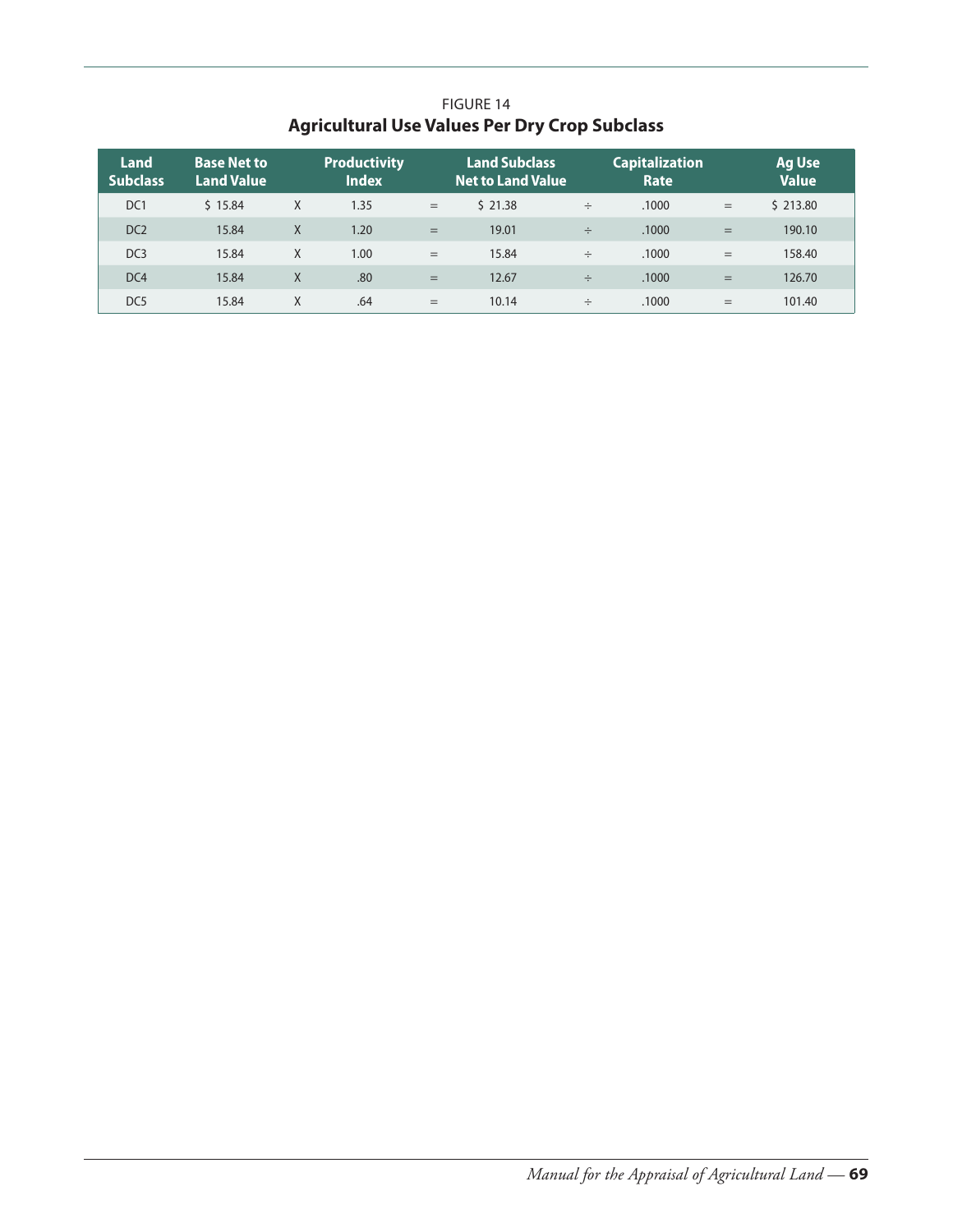FIGURE 14

**Agricultural Use Values Per Dry Crop Subclass**

| Land Subclass | Base Net to Land Value | | Productivity Index | | Land Subclass Net to Land Value | | Capitalization Rate | | Ag Use Value |
|---|---|---|---|---|---|---|---|---|---|
| DC1 | $ 15.84 | X | 1.35 | = | $ 21.38 | ÷ | .1000 | = | $ 213.80 |
| DC2 | 15.84 | X | 1.20 | = | 19.01 | ÷ | .1000 | = | 190.10 |
| DC3 | 15.84 | X | 1.00 | = | 15.84 | ÷ | .1000 | = | 158.40 |
| DC4 | 15.84 | X | .80 | = | 12.67 | ÷ | .1000 | = | 126.70 |
| DC5 | 15.84 | X | .64 | = | 10.14 | ÷ | .1000 | = | 101.40 |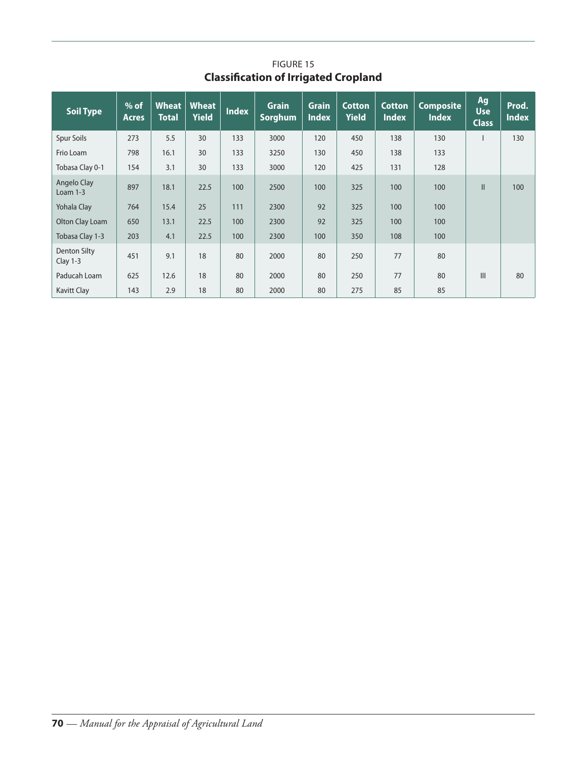FIGURE 15

## Classification of Irrigated Cropland

| Soil Type | % of Acres | Wheat Total | Wheat Yield | Index | Grain Sorghum | Grain Index | Cotton Yield | Cotton Index | Composite Index | Ag Use Class | Prod. Index |
|---|---|---|---|---|---|---|---|---|---|---|---|
| Spur Soils | 273 | 5.5 | 30 | 133 | 3000 | 120 | 450 | 138 | 130 | I | 130 |
| Frio Loam | 798 | 16.1 | 30 | 133 | 3250 | 130 | 450 | 138 | 133 | | |
| Tobasa Clay 0-1 | 154 | 3.1 | 30 | 133 | 3000 | 120 | 425 | 131 | 128 | | |
| Angelo Clay Loam 1-3 | 897 | 18.1 | 22.5 | 100 | 2500 | 100 | 325 | 100 | 100 | II | 100 |
| Yohala Clay | 764 | 15.4 | 25 | 111 | 2300 | 92 | 325 | 100 | 100 | | |
| Olton Clay Loam | 650 | 13.1 | 22.5 | 100 | 2300 | 92 | 325 | 100 | 100 | | |
| Tobasa Clay 1-3 | 203 | 4.1 | 22.5 | 100 | 2300 | 100 | 350 | 108 | 100 | | |
| Denton Silty Clay 1-3 | 451 | 9.1 | 18 | 80 | 2000 | 80 | 250 | 77 | 80 | | |
| Paducah Loam | 625 | 12.6 | 18 | 80 | 2000 | 80 | 250 | 77 | 80 | III | 80 |
| Kavitt Clay | 143 | 2.9 | 18 | 80 | 2000 | 80 | 275 | 85 | 85 | | |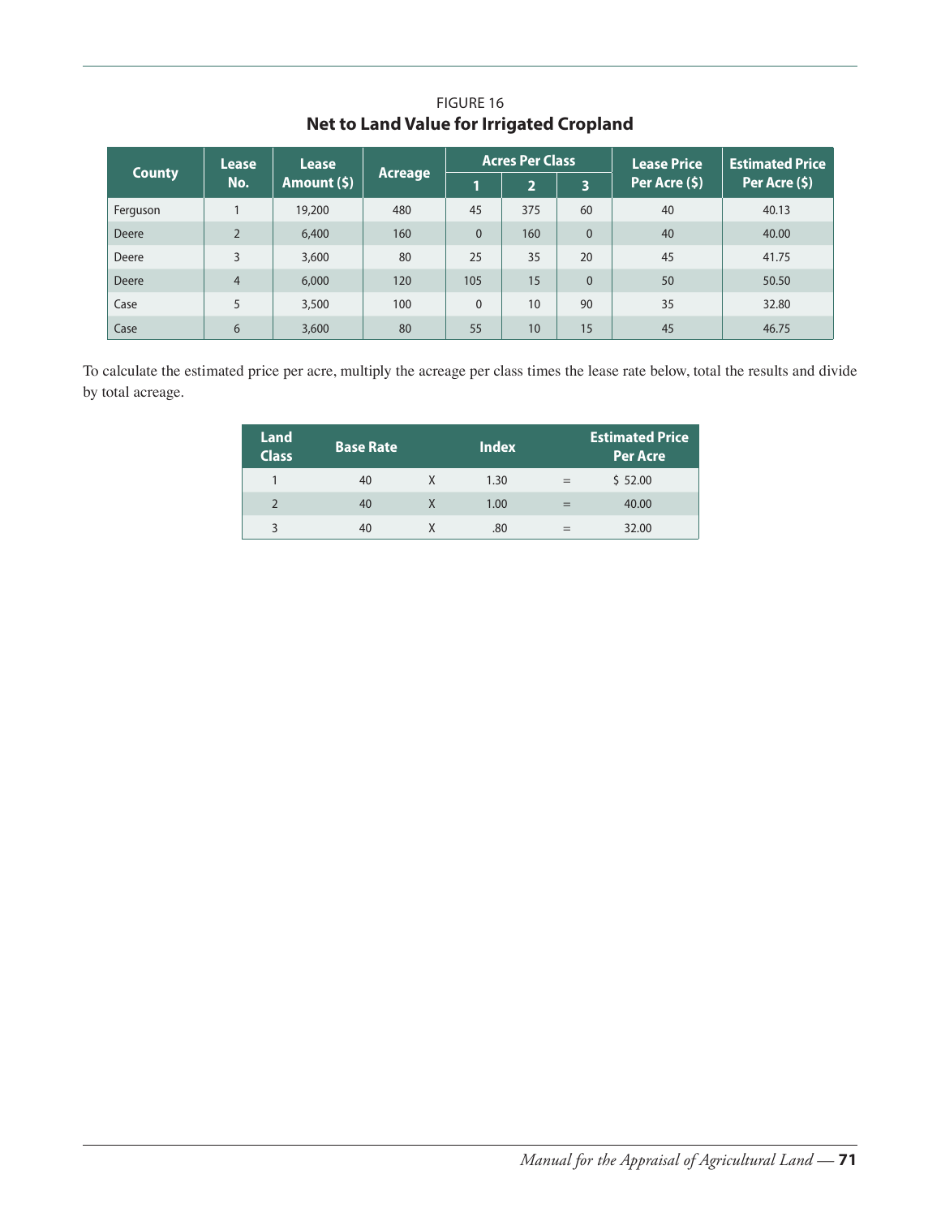FIGURE 16

**Net to Land Value for Irrigated Cropland**

| County | Lease No. | Lease Amount ($) | Acreage | Acres Per Class | | | Lease Price Per Acre ($) | Estimated Price Per Acre ($) |
|---|---|---|---|---|---|---|---|---|
| | | | | 1 | 2 | 3 | | |
| Ferguson | 1 | 19,200 | 480 | 45 | 375 | 60 | 40 | 40.13 |
| Deere | 2 | 6,400 | 160 | 0 | 160 | 0 | 40 | 40.00 |
| Deere | 3 | 3,600 | 80 | 25 | 35 | 20 | 45 | 41.75 |
| Deere | 4 | 6,000 | 120 | 105 | 15 | 0 | 50 | 50.50 |
| Case | 5 | 3,500 | 100 | 0 | 10 | 90 | 35 | 32.80 |
| Case | 6 | 3,600 | 80 | 55 | 10 | 15 | 45 | 46.75 |

To calculate the estimated price per acre, multiply the acreage per class times the lease rate below, total the results and divide by total acreage.

| Land Class | Base Rate | | Index | | Estimated Price Per Acre |
|---|---|---|---|---|---|
| 1 | 40 | X | 1.30 | = | $ 52.00 |
| 2 | 40 | X | 1.00 | = | 40.00 |
| 3 | 40 | X | .80 | = | 32.00 |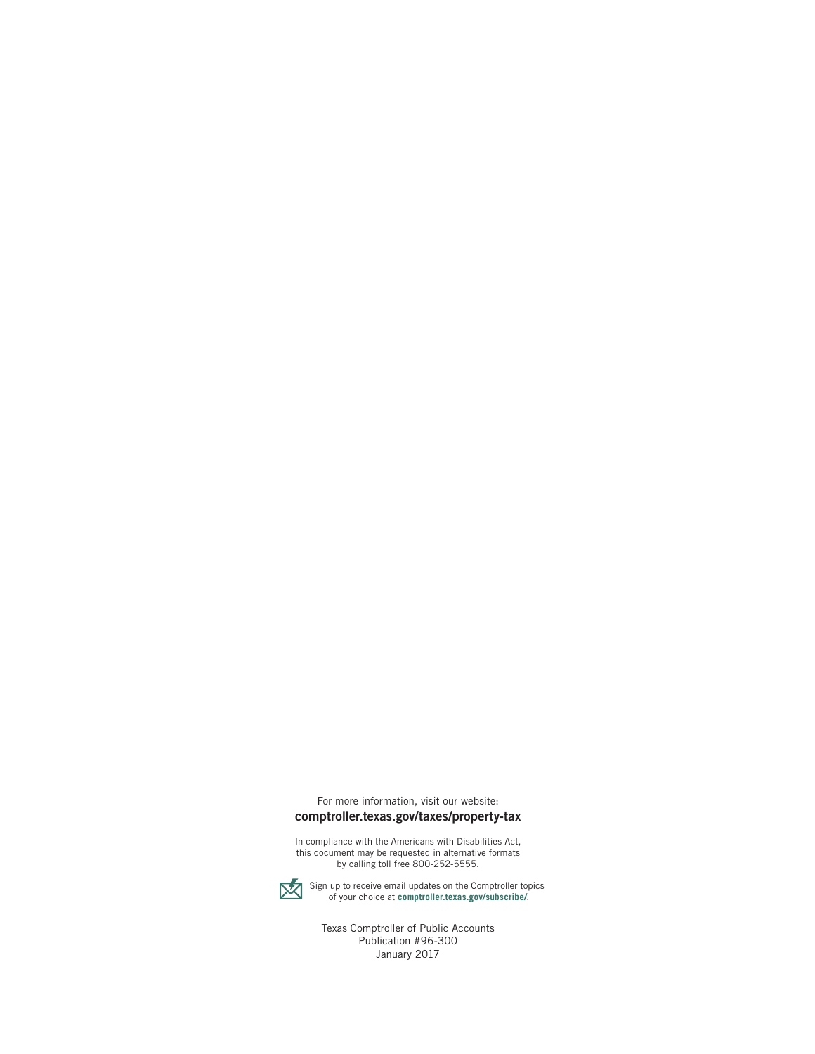For more information, visit our website:

**comptroller.texas.gov/taxes/property-tax**

In compliance with the Americans with Disabilities Act, this document may be requested in alternative formats by calling toll free 800-252-5555.

Sign up to receive email updates on the Comptroller topics of your choice at **comptroller.texas.gov/subscribe/**.

Texas Comptroller of Public Accounts
Publication #96-300
January 2017